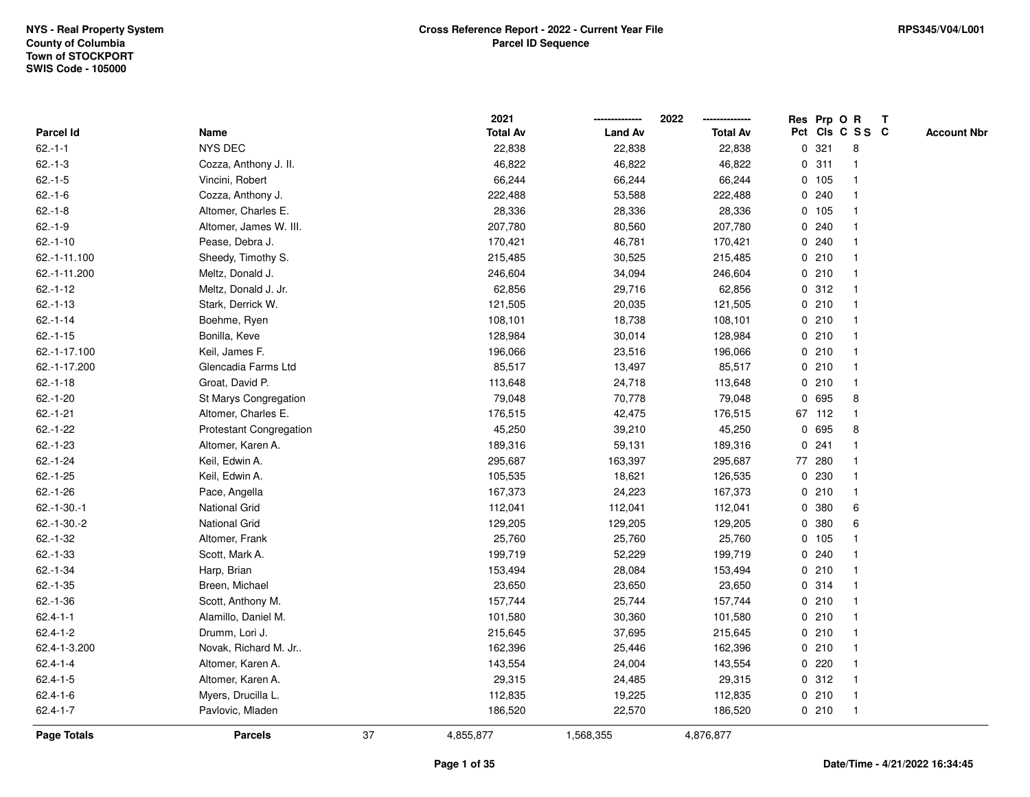NYS - Real Property System
County of Columbia
Town of STOCKPORT
SWIS Code - 105000

# Cross Reference Report - 2022 - Current Year File
## Parcel ID Sequence

RPS345/V04/L001

| Parcel Id | Name | 2021 Total Av | 2022 Land Av | 2022 Total Av | Res Pct | Prp Cls | O C | R S S | T C | Account Nbr |
|---|---|---|---|---|---|---|---|---|---|---|
| 62.-1-1 | NYS DEC | 22,838 | 22,838 | 22,838 | 0 | 321 | | 8 | | |
| 62.-1-3 | Cozza, Anthony J. II. | 46,822 | 46,822 | 46,822 | 0 | 311 | | 1 | | |
| 62.-1-5 | Vincini, Robert | 66,244 | 66,244 | 66,244 | 0 | 105 | | 1 | | |
| 62.-1-6 | Cozza, Anthony J. | 222,488 | 53,588 | 222,488 | 0 | 240 | | 1 | | |
| 62.-1-8 | Altomer, Charles E. | 28,336 | 28,336 | 28,336 | 0 | 105 | | 1 | | |
| 62.-1-9 | Altomer, James W. III. | 207,780 | 80,560 | 207,780 | 0 | 240 | | 1 | | |
| 62.-1-10 | Pease, Debra J. | 170,421 | 46,781 | 170,421 | 0 | 240 | | 1 | | |
| 62.-1-11.100 | Sheedy, Timothy S. | 215,485 | 30,525 | 215,485 | 0 | 210 | | 1 | | |
| 62.-1-11.200 | Meltz, Donald J. | 246,604 | 34,094 | 246,604 | 0 | 210 | | 1 | | |
| 62.-1-12 | Meltz, Donald J. Jr. | 62,856 | 29,716 | 62,856 | 0 | 312 | | 1 | | |
| 62.-1-13 | Stark, Derrick W. | 121,505 | 20,035 | 121,505 | 0 | 210 | | 1 | | |
| 62.-1-14 | Boehme, Ryen | 108,101 | 18,738 | 108,101 | 0 | 210 | | 1 | | |
| 62.-1-15 | Bonilla, Keve | 128,984 | 30,014 | 128,984 | 0 | 210 | | 1 | | |
| 62.-1-17.100 | Keil, James F. | 196,066 | 23,516 | 196,066 | 0 | 210 | | 1 | | |
| 62.-1-17.200 | Glencadia Farms Ltd | 85,517 | 13,497 | 85,517 | 0 | 210 | | 1 | | |
| 62.-1-18 | Groat, David P. | 113,648 | 24,718 | 113,648 | 0 | 210 | | 1 | | |
| 62.-1-20 | St Marys Congregation | 79,048 | 70,778 | 79,048 | 0 | 695 | | 8 | | |
| 62.-1-21 | Altomer, Charles E. | 176,515 | 42,475 | 176,515 | 67 | 112 | | 1 | | |
| 62.-1-22 | Protestant Congregation | 45,250 | 39,210 | 45,250 | 0 | 695 | | 8 | | |
| 62.-1-23 | Altomer, Karen A. | 189,316 | 59,131 | 189,316 | 0 | 241 | | 1 | | |
| 62.-1-24 | Keil, Edwin A. | 295,687 | 163,397 | 295,687 | 77 | 280 | | 1 | | |
| 62.-1-25 | Keil, Edwin A. | 105,535 | 18,621 | 126,535 | 0 | 230 | | 1 | | |
| 62.-1-26 | Pace, Angella | 167,373 | 24,223 | 167,373 | 0 | 210 | | 1 | | |
| 62.-1-30.-1 | National Grid | 112,041 | 112,041 | 112,041 | 0 | 380 | | 6 | | |
| 62.-1-30.-2 | National Grid | 129,205 | 129,205 | 129,205 | 0 | 380 | | 6 | | |
| 62.-1-32 | Altomer, Frank | 25,760 | 25,760 | 25,760 | 0 | 105 | | 1 | | |
| 62.-1-33 | Scott, Mark A. | 199,719 | 52,229 | 199,719 | 0 | 240 | | 1 | | |
| 62.-1-34 | Harp, Brian | 153,494 | 28,084 | 153,494 | 0 | 210 | | 1 | | |
| 62.-1-35 | Breen, Michael | 23,650 | 23,650 | 23,650 | 0 | 314 | | 1 | | |
| 62.-1-36 | Scott, Anthony M. | 157,744 | 25,744 | 157,744 | 0 | 210 | | 1 | | |
| 62.4-1-1 | Alamillo, Daniel M. | 101,580 | 30,360 | 101,580 | 0 | 210 | | 1 | | |
| 62.4-1-2 | Drumm, Lori J. | 215,645 | 37,695 | 215,645 | 0 | 210 | | 1 | | |
| 62.4-1-3.200 | Novak, Richard M. Jr.. | 162,396 | 25,446 | 162,396 | 0 | 210 | | 1 | | |
| 62.4-1-4 | Altomer, Karen A. | 143,554 | 24,004 | 143,554 | 0 | 220 | | 1 | | |
| 62.4-1-5 | Altomer, Karen A. | 29,315 | 24,485 | 29,315 | 0 | 312 | | 1 | | |
| 62.4-1-6 | Myers, Drucilla L. | 112,835 | 19,225 | 112,835 | 0 | 210 | | 1 | | |
| 62.4-1-7 | Pavlovic, Mladen | 186,520 | 22,570 | 186,520 | 0 | 210 | | 1 | | |
| **Page Totals** | **Parcels** 37 | 4,855,877 | 1,568,355 | 4,876,877 | | | | | | |

Date/Time - 4/21/2022 16:34:45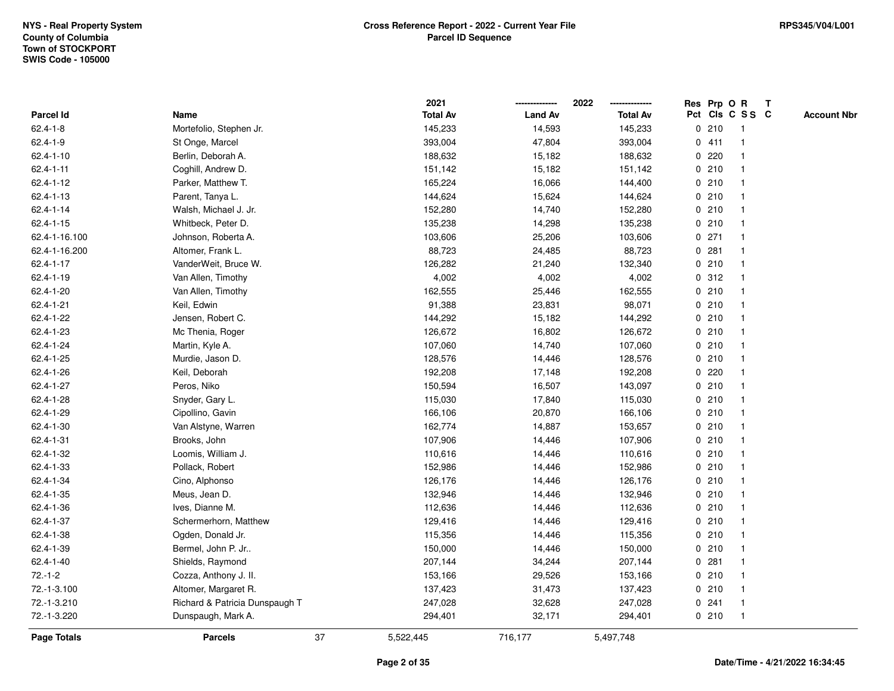| Parcel Id | Name | 2021 Total Av | 2022 Land Av | 2022 Total Av | Res Pct | Prp Cls | O C | R S S | T C | Account Nbr |
|---|---|---|---|---|---|---|---|---|---|---|
| 62.4-1-8 | Mortefolio, Stephen Jr. | 145,233 | 14,593 | 145,233 | 0 | 210 | | 1 | | |
| 62.4-1-9 | St Onge, Marcel | 393,004 | 47,804 | 393,004 | 0 | 411 | | 1 | | |
| 62.4-1-10 | Berlin, Deborah A. | 188,632 | 15,182 | 188,632 | 0 | 220 | | 1 | | |
| 62.4-1-11 | Coghill, Andrew D. | 151,142 | 15,182 | 151,142 | 0 | 210 | | 1 | | |
| 62.4-1-12 | Parker, Matthew T. | 165,224 | 16,066 | 144,400 | 0 | 210 | | 1 | | |
| 62.4-1-13 | Parent, Tanya L. | 144,624 | 15,624 | 144,624 | 0 | 210 | | 1 | | |
| 62.4-1-14 | Walsh, Michael J. Jr. | 152,280 | 14,740 | 152,280 | 0 | 210 | | 1 | | |
| 62.4-1-15 | Whitbeck, Peter D. | 135,238 | 14,298 | 135,238 | 0 | 210 | | 1 | | |
| 62.4-1-16.100 | Johnson, Roberta A. | 103,606 | 25,206 | 103,606 | 0 | 271 | | 1 | | |
| 62.4-1-16.200 | Altomer, Frank L. | 88,723 | 24,485 | 88,723 | 0 | 281 | | 1 | | |
| 62.4-1-17 | VanderWeit, Bruce W. | 126,282 | 21,240 | 132,340 | 0 | 210 | | 1 | | |
| 62.4-1-19 | Van Allen, Timothy | 4,002 | 4,002 | 4,002 | 0 | 312 | | 1 | | |
| 62.4-1-20 | Van Allen, Timothy | 162,555 | 25,446 | 162,555 | 0 | 210 | | 1 | | |
| 62.4-1-21 | Keil, Edwin | 91,388 | 23,831 | 98,071 | 0 | 210 | | 1 | | |
| 62.4-1-22 | Jensen, Robert C. | 144,292 | 15,182 | 144,292 | 0 | 210 | | 1 | | |
| 62.4-1-23 | Mc Thenia, Roger | 126,672 | 16,802 | 126,672 | 0 | 210 | | 1 | | |
| 62.4-1-24 | Martin, Kyle A. | 107,060 | 14,740 | 107,060 | 0 | 210 | | 1 | | |
| 62.4-1-25 | Murdie, Jason D. | 128,576 | 14,446 | 128,576 | 0 | 210 | | 1 | | |
| 62.4-1-26 | Keil, Deborah | 192,208 | 17,148 | 192,208 | 0 | 220 | | 1 | | |
| 62.4-1-27 | Peros, Niko | 150,594 | 16,507 | 143,097 | 0 | 210 | | 1 | | |
| 62.4-1-28 | Snyder, Gary L. | 115,030 | 17,840 | 115,030 | 0 | 210 | | 1 | | |
| 62.4-1-29 | Cipollino, Gavin | 166,106 | 20,870 | 166,106 | 0 | 210 | | 1 | | |
| 62.4-1-30 | Van Alstyne, Warren | 162,774 | 14,887 | 153,657 | 0 | 210 | | 1 | | |
| 62.4-1-31 | Brooks, John | 107,906 | 14,446 | 107,906 | 0 | 210 | | 1 | | |
| 62.4-1-32 | Loomis, William J. | 110,616 | 14,446 | 110,616 | 0 | 210 | | 1 | | |
| 62.4-1-33 | Pollack, Robert | 152,986 | 14,446 | 152,986 | 0 | 210 | | 1 | | |
| 62.4-1-34 | Cino, Alphonso | 126,176 | 14,446 | 126,176 | 0 | 210 | | 1 | | |
| 62.4-1-35 | Meus, Jean D. | 132,946 | 14,446 | 132,946 | 0 | 210 | | 1 | | |
| 62.4-1-36 | Ives, Dianne M. | 112,636 | 14,446 | 112,636 | 0 | 210 | | 1 | | |
| 62.4-1-37 | Schermerhorn, Matthew | 129,416 | 14,446 | 129,416 | 0 | 210 | | 1 | | |
| 62.4-1-38 | Ogden, Donald Jr. | 115,356 | 14,446 | 115,356 | 0 | 210 | | 1 | | |
| 62.4-1-39 | Bermel, John P. Jr.. | 150,000 | 14,446 | 150,000 | 0 | 210 | | 1 | | |
| 62.4-1-40 | Shields, Raymond | 207,144 | 34,244 | 207,144 | 0 | 281 | | 1 | | |
| 72.-1-2 | Cozza, Anthony J. II. | 153,166 | 29,526 | 153,166 | 0 | 210 | | 1 | | |
| 72.-1-3.100 | Altomer, Margaret R. | 137,423 | 31,473 | 137,423 | 0 | 210 | | 1 | | |
| 72.-1-3.210 | Richard & Patricia Dunspaugh T | 247,028 | 32,628 | 247,028 | 0 | 241 | | 1 | | |
| 72.-1-3.220 | Dunspaugh, Mark A. | 294,401 | 32,171 | 294,401 | 0 | 210 | | 1 | | |
| **Page Totals** | **Parcels** 37 | 5,522,445 | 716,177 | 5,497,748 | | | | | | |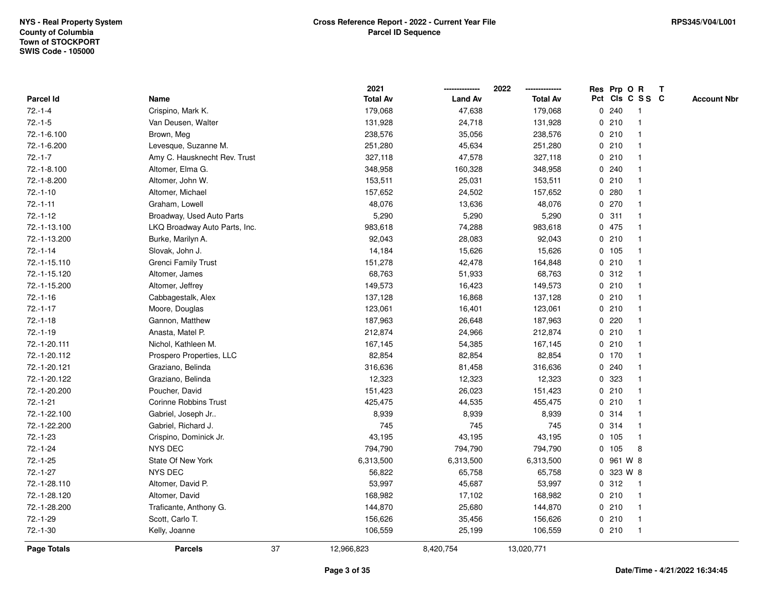NYS - Real Property System
County of Columbia
Town of STOCKPORT
SWIS Code - 105000

# Cross Reference Report - 2022 - Current Year File
## Parcel ID Sequence

RPS345/V04/L001

| Parcel Id | Name | 2021 Total Av | 2022 Land Av | 2022 Total Av | Res Pct | Prp Cls | O C | R S S | T C | Account Nbr |
|---|---|---|---|---|---|---|---|---|---|---|
| 72.-1-4 | Crispino, Mark K. | 179,068 | 47,638 | 179,068 | 0 | 240 | | 1 | | |
| 72.-1-5 | Van Deusen, Walter | 131,928 | 24,718 | 131,928 | 0 | 210 | | 1 | | |
| 72.-1-6.100 | Brown, Meg | 238,576 | 35,056 | 238,576 | 0 | 210 | | 1 | | |
| 72.-1-6.200 | Levesque, Suzanne M. | 251,280 | 45,634 | 251,280 | 0 | 210 | | 1 | | |
| 72.-1-7 | Amy C. Hausknecht Rev. Trust | 327,118 | 47,578 | 327,118 | 0 | 210 | | 1 | | |
| 72.-1-8.100 | Altomer, Elma G. | 348,958 | 160,328 | 348,958 | 0 | 240 | | 1 | | |
| 72.-1-8.200 | Altomer, John W. | 153,511 | 25,031 | 153,511 | 0 | 210 | | 1 | | |
| 72.-1-10 | Altomer, Michael | 157,652 | 24,502 | 157,652 | 0 | 280 | | 1 | | |
| 72.-1-11 | Graham, Lowell | 48,076 | 13,636 | 48,076 | 0 | 270 | | 1 | | |
| 72.-1-12 | Broadway, Used Auto Parts | 5,290 | 5,290 | 5,290 | 0 | 311 | | 1 | | |
| 72.-1-13.100 | LKQ Broadway Auto Parts, Inc. | 983,618 | 74,288 | 983,618 | 0 | 475 | | 1 | | |
| 72.-1-13.200 | Burke, Marilyn A. | 92,043 | 28,083 | 92,043 | 0 | 210 | | 1 | | |
| 72.-1-14 | Slovak, John J. | 14,184 | 15,626 | 15,626 | 0 | 105 | | 1 | | |
| 72.-1-15.110 | Grenci Family Trust | 151,278 | 42,478 | 164,848 | 0 | 210 | | 1 | | |
| 72.-1-15.120 | Altomer, James | 68,763 | 51,933 | 68,763 | 0 | 312 | | 1 | | |
| 72.-1-15.200 | Altomer, Jeffrey | 149,573 | 16,423 | 149,573 | 0 | 210 | | 1 | | |
| 72.-1-16 | Cabbagestalk, Alex | 137,128 | 16,868 | 137,128 | 0 | 210 | | 1 | | |
| 72.-1-17 | Moore, Douglas | 123,061 | 16,401 | 123,061 | 0 | 210 | | 1 | | |
| 72.-1-18 | Gannon, Matthew | 187,963 | 26,648 | 187,963 | 0 | 220 | | 1 | | |
| 72.-1-19 | Anasta, Matel P. | 212,874 | 24,966 | 212,874 | 0 | 210 | | 1 | | |
| 72.-1-20.111 | Nichol, Kathleen M. | 167,145 | 54,385 | 167,145 | 0 | 210 | | 1 | | |
| 72.-1-20.112 | Prospero Properties, LLC | 82,854 | 82,854 | 82,854 | 0 | 170 | | 1 | | |
| 72.-1-20.121 | Graziano, Belinda | 316,636 | 81,458 | 316,636 | 0 | 240 | | 1 | | |
| 72.-1-20.122 | Graziano, Belinda | 12,323 | 12,323 | 12,323 | 0 | 323 | | 1 | | |
| 72.-1-20.200 | Poucher, David | 151,423 | 26,023 | 151,423 | 0 | 210 | | 1 | | |
| 72.-1-21 | Corinne Robbins Trust | 425,475 | 44,535 | 455,475 | 0 | 210 | | 1 | | |
| 72.-1-22.100 | Gabriel, Joseph Jr.. | 8,939 | 8,939 | 8,939 | 0 | 314 | | 1 | | |
| 72.-1-22.200 | Gabriel, Richard J. | 745 | 745 | 745 | 0 | 314 | | 1 | | |
| 72.-1-23 | Crispino, Dominick Jr. | 43,195 | 43,195 | 43,195 | 0 | 105 | | 1 | | |
| 72.-1-24 | NYS DEC | 794,790 | 794,790 | 794,790 | 0 | 105 | | 8 | | |
| 72.-1-25 | State Of New York | 6,313,500 | 6,313,500 | 6,313,500 | 0 | 961 | W | 8 | | |
| 72.-1-27 | NYS DEC | 56,822 | 65,758 | 65,758 | 0 | 323 | W | 8 | | |
| 72.-1-28.110 | Altomer, David P. | 53,997 | 45,687 | 53,997 | 0 | 312 | | 1 | | |
| 72.-1-28.120 | Altomer, David | 168,982 | 17,102 | 168,982 | 0 | 210 | | 1 | | |
| 72.-1-28.200 | Traficante, Anthony G. | 144,870 | 25,680 | 144,870 | 0 | 210 | | 1 | | |
| 72.-1-29 | Scott, Carlo T. | 156,626 | 35,456 | 156,626 | 0 | 210 | | 1 | | |
| 72.-1-30 | Kelly, Joanne | 106,559 | 25,199 | 106,559 | 0 | 210 | | 1 | | |
| **Page Totals** | **Parcels** 37 | 12,966,823 | 8,420,754 | 13,020,771 | | | | | | |

Date/Time - 4/21/2022 16:34:45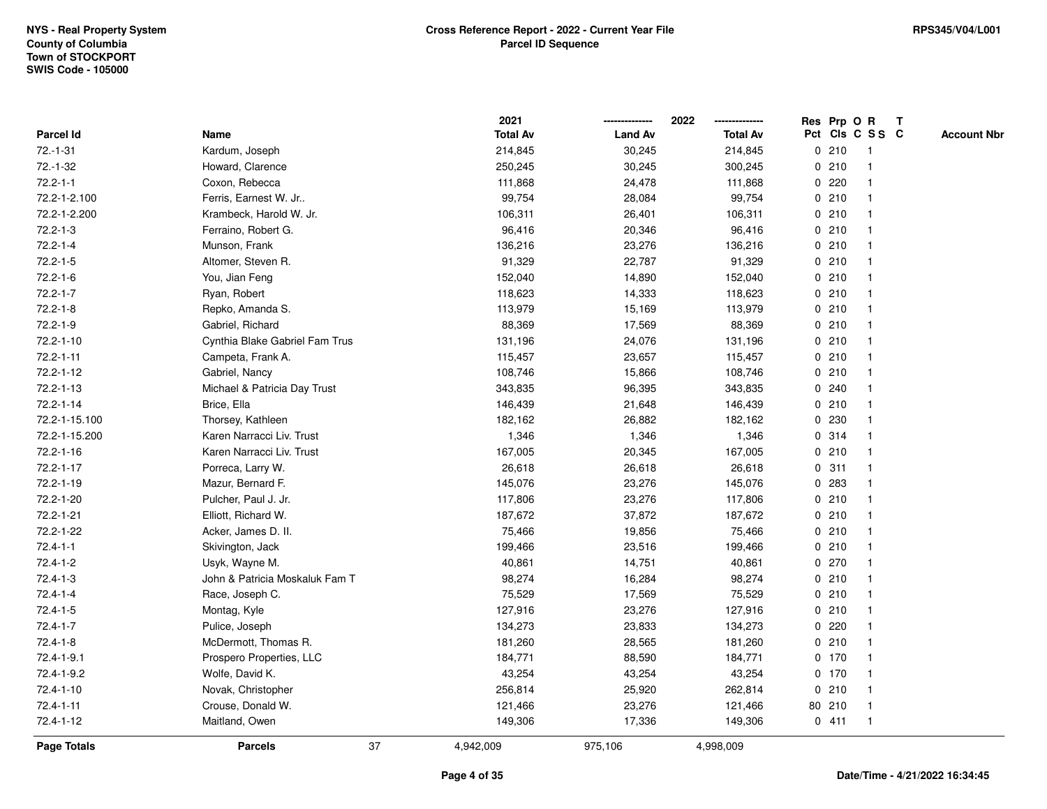NYS - Real Property System
County of Columbia
Town of STOCKPORT
SWIS Code - 105000

**Cross Reference Report - 2022 - Current Year File**
**Parcel ID Sequence**

RPS345/V04/L001

| Parcel Id | Name | 2021 Total Av | 2022 Land Av | 2022 Total Av | Res Pct | Prp Cls | O C | R S S | T C | Account Nbr |
|---|---|---|---|---|---|---|---|---|---|---|
| 72.-1-31 | Kardum, Joseph | 214,845 | 30,245 | 214,845 | 0 | 210 | | 1 | | |
| 72.-1-32 | Howard, Clarence | 250,245 | 30,245 | 300,245 | 0 | 210 | | 1 | | |
| 72.2-1-1 | Coxon, Rebecca | 111,868 | 24,478 | 111,868 | 0 | 220 | | 1 | | |
| 72.2-1-2.100 | Ferris, Earnest W. Jr.. | 99,754 | 28,084 | 99,754 | 0 | 210 | | 1 | | |
| 72.2-1-2.200 | Krambeck, Harold W. Jr. | 106,311 | 26,401 | 106,311 | 0 | 210 | | 1 | | |
| 72.2-1-3 | Ferraino, Robert G. | 96,416 | 20,346 | 96,416 | 0 | 210 | | 1 | | |
| 72.2-1-4 | Munson, Frank | 136,216 | 23,276 | 136,216 | 0 | 210 | | 1 | | |
| 72.2-1-5 | Altomer, Steven R. | 91,329 | 22,787 | 91,329 | 0 | 210 | | 1 | | |
| 72.2-1-6 | You, Jian Feng | 152,040 | 14,890 | 152,040 | 0 | 210 | | 1 | | |
| 72.2-1-7 | Ryan, Robert | 118,623 | 14,333 | 118,623 | 0 | 210 | | 1 | | |
| 72.2-1-8 | Repko, Amanda S. | 113,979 | 15,169 | 113,979 | 0 | 210 | | 1 | | |
| 72.2-1-9 | Gabriel, Richard | 88,369 | 17,569 | 88,369 | 0 | 210 | | 1 | | |
| 72.2-1-10 | Cynthia Blake Gabriel Fam Trus | 131,196 | 24,076 | 131,196 | 0 | 210 | | 1 | | |
| 72.2-1-11 | Campeta, Frank A. | 115,457 | 23,657 | 115,457 | 0 | 210 | | 1 | | |
| 72.2-1-12 | Gabriel, Nancy | 108,746 | 15,866 | 108,746 | 0 | 210 | | 1 | | |
| 72.2-1-13 | Michael & Patricia Day Trust | 343,835 | 96,395 | 343,835 | 0 | 240 | | 1 | | |
| 72.2-1-14 | Brice, Ella | 146,439 | 21,648 | 146,439 | 0 | 210 | | 1 | | |
| 72.2-1-15.100 | Thorsey, Kathleen | 182,162 | 26,882 | 182,162 | 0 | 230 | | 1 | | |
| 72.2-1-15.200 | Karen Narracci Liv. Trust | 1,346 | 1,346 | 1,346 | 0 | 314 | | 1 | | |
| 72.2-1-16 | Karen Narracci Liv. Trust | 167,005 | 20,345 | 167,005 | 0 | 210 | | 1 | | |
| 72.2-1-17 | Porreca, Larry W. | 26,618 | 26,618 | 26,618 | 0 | 311 | | 1 | | |
| 72.2-1-19 | Mazur, Bernard F. | 145,076 | 23,276 | 145,076 | 0 | 283 | | 1 | | |
| 72.2-1-20 | Pulcher, Paul J. Jr. | 117,806 | 23,276 | 117,806 | 0 | 210 | | 1 | | |
| 72.2-1-21 | Elliott, Richard W. | 187,672 | 37,872 | 187,672 | 0 | 210 | | 1 | | |
| 72.2-1-22 | Acker, James D. II. | 75,466 | 19,856 | 75,466 | 0 | 210 | | 1 | | |
| 72.4-1-1 | Skivington, Jack | 199,466 | 23,516 | 199,466 | 0 | 210 | | 1 | | |
| 72.4-1-2 | Usyk, Wayne M. | 40,861 | 14,751 | 40,861 | 0 | 270 | | 1 | | |
| 72.4-1-3 | John & Patricia Moskaluk Fam T | 98,274 | 16,284 | 98,274 | 0 | 210 | | 1 | | |
| 72.4-1-4 | Race, Joseph C. | 75,529 | 17,569 | 75,529 | 0 | 210 | | 1 | | |
| 72.4-1-5 | Montag, Kyle | 127,916 | 23,276 | 127,916 | 0 | 210 | | 1 | | |
| 72.4-1-7 | Pulice, Joseph | 134,273 | 23,833 | 134,273 | 0 | 220 | | 1 | | |
| 72.4-1-8 | McDermott, Thomas R. | 181,260 | 28,565 | 181,260 | 0 | 210 | | 1 | | |
| 72.4-1-9.1 | Prospero Properties, LLC | 184,771 | 88,590 | 184,771 | 0 | 170 | | 1 | | |
| 72.4-1-9.2 | Wolfe, David K. | 43,254 | 43,254 | 43,254 | 0 | 170 | | 1 | | |
| 72.4-1-10 | Novak, Christopher | 256,814 | 25,920 | 262,814 | 0 | 210 | | 1 | | |
| 72.4-1-11 | Crouse, Donald W. | 121,466 | 23,276 | 121,466 | 80 | 210 | | 1 | | |
| 72.4-1-12 | Maitland, Owen | 149,306 | 17,336 | 149,306 | 0 | 411 | | 1 | | |
| **Page Totals** | **Parcels** 37 | 4,942,009 | 975,106 | 4,998,009 | | | | | | |

Date/Time - 4/21/2022 16:34:45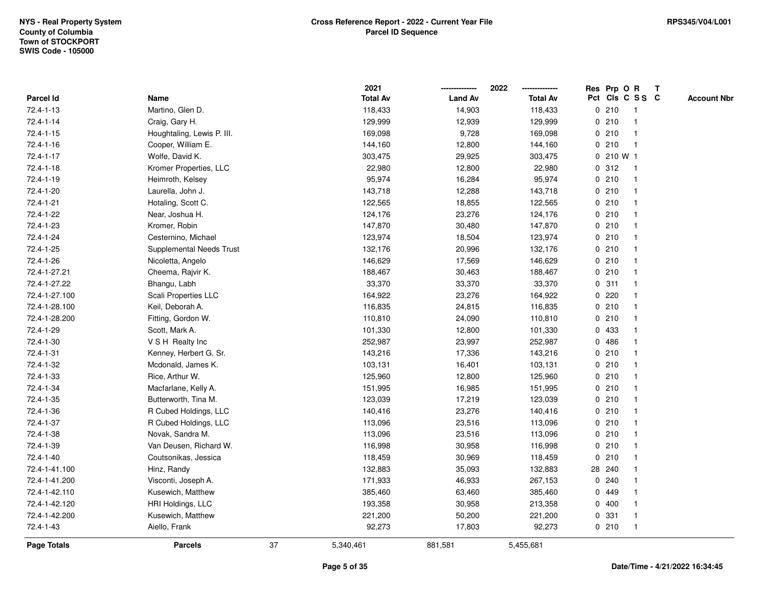NYS - Real Property System
County of Columbia
Town of STOCKPORT
SWIS Code - 105000

**Cross Reference Report - 2022 - Current Year File**
**Parcel ID Sequence**

RPS345/V04/L001

| Parcel Id | Name | 2021 Total Av | 2022 Land Av | 2022 Total Av | Res Pct | Prp Cls | O C | R S S | T C | Account Nbr |
|---|---|---|---|---|---|---|---|---|---|---|
| 72.4-1-13 | Martino, Glen D. | 118,433 | 14,903 | 118,433 | 0 | 210 | | 1 | | |
| 72.4-1-14 | Craig, Gary H. | 129,999 | 12,939 | 129,999 | 0 | 210 | | 1 | | |
| 72.4-1-15 | Houghtaling, Lewis P. III. | 169,098 | 9,728 | 169,098 | 0 | 210 | | 1 | | |
| 72.4-1-16 | Cooper, William E. | 144,160 | 12,800 | 144,160 | 0 | 210 | | 1 | | |
| 72.4-1-17 | Wolfe, David K. | 303,475 | 29,925 | 303,475 | 0 | 210 | W | 1 | | |
| 72.4-1-18 | Kromer Properties, LLC | 22,980 | 12,800 | 22,980 | 0 | 312 | | 1 | | |
| 72.4-1-19 | Heimroth, Kelsey | 95,974 | 16,284 | 95,974 | 0 | 210 | | 1 | | |
| 72.4-1-20 | Laurella, John J. | 143,718 | 12,288 | 143,718 | 0 | 210 | | 1 | | |
| 72.4-1-21 | Hotaling, Scott C. | 122,565 | 18,855 | 122,565 | 0 | 210 | | 1 | | |
| 72.4-1-22 | Near, Joshua H. | 124,176 | 23,276 | 124,176 | 0 | 210 | | 1 | | |
| 72.4-1-23 | Kromer, Robin | 147,870 | 30,480 | 147,870 | 0 | 210 | | 1 | | |
| 72.4-1-24 | Cesternino, Michael | 123,974 | 18,504 | 123,974 | 0 | 210 | | 1 | | |
| 72.4-1-25 | Supplemental Needs Trust | 132,176 | 20,996 | 132,176 | 0 | 210 | | 1 | | |
| 72.4-1-26 | Nicoletta, Angelo | 146,629 | 17,569 | 146,629 | 0 | 210 | | 1 | | |
| 72.4-1-27.21 | Cheema, Rajvir K. | 188,467 | 30,463 | 188,467 | 0 | 210 | | 1 | | |
| 72.4-1-27.22 | Bhangu, Labh | 33,370 | 33,370 | 33,370 | 0 | 311 | | 1 | | |
| 72.4-1-27.100 | Scali Properties LLC | 164,922 | 23,276 | 164,922 | 0 | 220 | | 1 | | |
| 72.4-1-28.100 | Keil, Deborah A. | 116,835 | 24,815 | 116,835 | 0 | 210 | | 1 | | |
| 72.4-1-28.200 | Fitting, Gordon W. | 110,810 | 24,090 | 110,810 | 0 | 210 | | 1 | | |
| 72.4-1-29 | Scott, Mark A. | 101,330 | 12,800 | 101,330 | 0 | 433 | | 1 | | |
| 72.4-1-30 | V S H Realty Inc | 252,987 | 23,997 | 252,987 | 0 | 486 | | 1 | | |
| 72.4-1-31 | Kenney, Herbert G. Sr. | 143,216 | 17,336 | 143,216 | 0 | 210 | | 1 | | |
| 72.4-1-32 | Mcdonald, James K. | 103,131 | 16,401 | 103,131 | 0 | 210 | | 1 | | |
| 72.4-1-33 | Rice, Arthur W. | 125,960 | 12,800 | 125,960 | 0 | 210 | | 1 | | |
| 72.4-1-34 | Macfarlane, Kelly A. | 151,995 | 16,985 | 151,995 | 0 | 210 | | 1 | | |
| 72.4-1-35 | Butterworth, Tina M. | 123,039 | 17,219 | 123,039 | 0 | 210 | | 1 | | |
| 72.4-1-36 | R Cubed Holdings, LLC | 140,416 | 23,276 | 140,416 | 0 | 210 | | 1 | | |
| 72.4-1-37 | R Cubed Holdings, LLC | 113,096 | 23,516 | 113,096 | 0 | 210 | | 1 | | |
| 72.4-1-38 | Novak, Sandra M. | 113,096 | 23,516 | 113,096 | 0 | 210 | | 1 | | |
| 72.4-1-39 | Van Deusen, Richard W. | 116,998 | 30,958 | 116,998 | 0 | 210 | | 1 | | |
| 72.4-1-40 | Coutsonikas, Jessica | 118,459 | 30,969 | 118,459 | 0 | 210 | | 1 | | |
| 72.4-1-41.100 | Hinz, Randy | 132,883 | 35,093 | 132,883 | 28 | 240 | | 1 | | |
| 72.4-1-41.200 | Visconti, Joseph A. | 171,933 | 46,933 | 267,153 | 0 | 240 | | 1 | | |
| 72.4-1-42.110 | Kusewich, Matthew | 385,460 | 63,460 | 385,460 | 0 | 449 | | 1 | | |
| 72.4-1-42.120 | HRI Holdings, LLC | 193,358 | 30,958 | 213,358 | 0 | 400 | | 1 | | |
| 72.4-1-42.200 | Kusewich, Matthew | 221,200 | 50,200 | 221,200 | 0 | 331 | | 1 | | |
| 72.4-1-43 | Aiello, Frank | 92,273 | 17,803 | 92,273 | 0 | 210 | | 1 | | |
| **Page Totals** | **Parcels** 37 | 5,340,461 | 881,581 | 5,455,681 | | | | | | |

Date/Time - 4/21/2022 16:34:45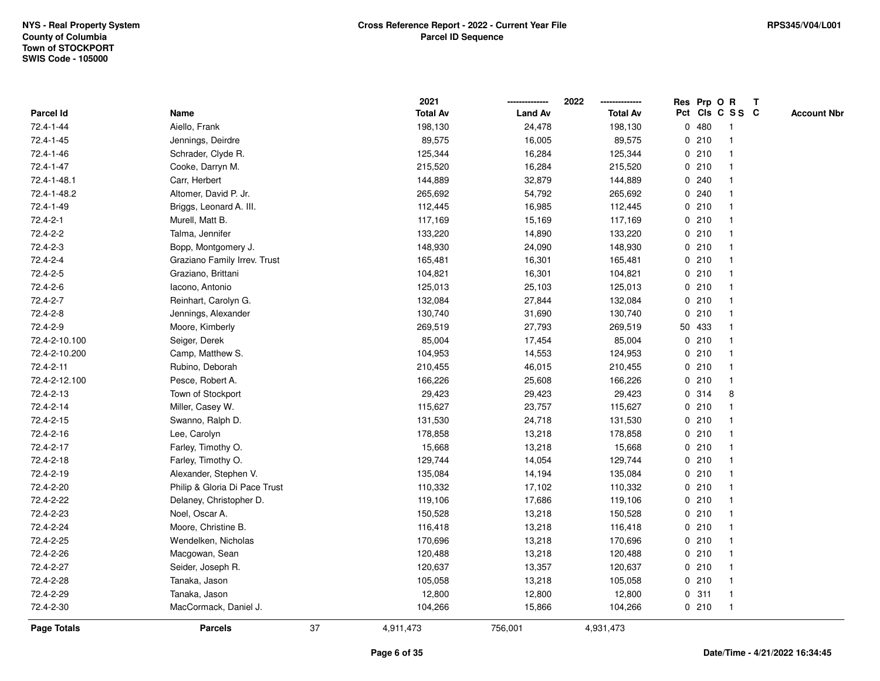NYS - Real Property System
County of Columbia
Town of STOCKPORT
SWIS Code - 105000

**Cross Reference Report - 2022 - Current Year File**
**Parcel ID Sequence**

RPS345/V04/L001

| Parcel Id | Name | 2021 Total Av | 2022 Land Av | 2022 Total Av | Res Pct | Prp Cls | O C | R S S | T C | Account Nbr |
|---|---|---|---|---|---|---|---|---|---|---|
| 72.4-1-44 | Aiello, Frank | 198,130 | 24,478 | 198,130 | 0 | 480 | | 1 | | |
| 72.4-1-45 | Jennings, Deirdre | 89,575 | 16,005 | 89,575 | 0 | 210 | | 1 | | |
| 72.4-1-46 | Schrader, Clyde R. | 125,344 | 16,284 | 125,344 | 0 | 210 | | 1 | | |
| 72.4-1-47 | Cooke, Darryn M. | 215,520 | 16,284 | 215,520 | 0 | 210 | | 1 | | |
| 72.4-1-48.1 | Carr, Herbert | 144,889 | 32,879 | 144,889 | 0 | 240 | | 1 | | |
| 72.4-1-48.2 | Altomer, David P. Jr. | 265,692 | 54,792 | 265,692 | 0 | 240 | | 1 | | |
| 72.4-1-49 | Briggs, Leonard A. III. | 112,445 | 16,985 | 112,445 | 0 | 210 | | 1 | | |
| 72.4-2-1 | Murell, Matt B. | 117,169 | 15,169 | 117,169 | 0 | 210 | | 1 | | |
| 72.4-2-2 | Talma, Jennifer | 133,220 | 14,890 | 133,220 | 0 | 210 | | 1 | | |
| 72.4-2-3 | Bopp, Montgomery J. | 148,930 | 24,090 | 148,930 | 0 | 210 | | 1 | | |
| 72.4-2-4 | Graziano Family Irrev. Trust | 165,481 | 16,301 | 165,481 | 0 | 210 | | 1 | | |
| 72.4-2-5 | Graziano, Brittani | 104,821 | 16,301 | 104,821 | 0 | 210 | | 1 | | |
| 72.4-2-6 | Iacono, Antonio | 125,013 | 25,103 | 125,013 | 0 | 210 | | 1 | | |
| 72.4-2-7 | Reinhart, Carolyn G. | 132,084 | 27,844 | 132,084 | 0 | 210 | | 1 | | |
| 72.4-2-8 | Jennings, Alexander | 130,740 | 31,690 | 130,740 | 0 | 210 | | 1 | | |
| 72.4-2-9 | Moore, Kimberly | 269,519 | 27,793 | 269,519 | 50 | 433 | | 1 | | |
| 72.4-2-10.100 | Seiger, Derek | 85,004 | 17,454 | 85,004 | 0 | 210 | | 1 | | |
| 72.4-2-10.200 | Camp, Matthew S. | 104,953 | 14,553 | 124,953 | 0 | 210 | | 1 | | |
| 72.4-2-11 | Rubino, Deborah | 210,455 | 46,015 | 210,455 | 0 | 210 | | 1 | | |
| 72.4-2-12.100 | Pesce, Robert A. | 166,226 | 25,608 | 166,226 | 0 | 210 | | 1 | | |
| 72.4-2-13 | Town of Stockport | 29,423 | 29,423 | 29,423 | 0 | 314 | | 8 | | |
| 72.4-2-14 | Miller, Casey W. | 115,627 | 23,757 | 115,627 | 0 | 210 | | 1 | | |
| 72.4-2-15 | Swanno, Ralph D. | 131,530 | 24,718 | 131,530 | 0 | 210 | | 1 | | |
| 72.4-2-16 | Lee, Carolyn | 178,858 | 13,218 | 178,858 | 0 | 210 | | 1 | | |
| 72.4-2-17 | Farley, Timothy O. | 15,668 | 13,218 | 15,668 | 0 | 210 | | 1 | | |
| 72.4-2-18 | Farley, Timothy O. | 129,744 | 14,054 | 129,744 | 0 | 210 | | 1 | | |
| 72.4-2-19 | Alexander, Stephen V. | 135,084 | 14,194 | 135,084 | 0 | 210 | | 1 | | |
| 72.4-2-20 | Philip & Gloria Di Pace Trust | 110,332 | 17,102 | 110,332 | 0 | 210 | | 1 | | |
| 72.4-2-22 | Delaney, Christopher D. | 119,106 | 17,686 | 119,106 | 0 | 210 | | 1 | | |
| 72.4-2-23 | Noel, Oscar A. | 150,528 | 13,218 | 150,528 | 0 | 210 | | 1 | | |
| 72.4-2-24 | Moore, Christine B. | 116,418 | 13,218 | 116,418 | 0 | 210 | | 1 | | |
| 72.4-2-25 | Wendelken, Nicholas | 170,696 | 13,218 | 170,696 | 0 | 210 | | 1 | | |
| 72.4-2-26 | Macgowan, Sean | 120,488 | 13,218 | 120,488 | 0 | 210 | | 1 | | |
| 72.4-2-27 | Seider, Joseph R. | 120,637 | 13,357 | 120,637 | 0 | 210 | | 1 | | |
| 72.4-2-28 | Tanaka, Jason | 105,058 | 13,218 | 105,058 | 0 | 210 | | 1 | | |
| 72.4-2-29 | Tanaka, Jason | 12,800 | 12,800 | 12,800 | 0 | 311 | | 1 | | |
| 72.4-2-30 | MacCormack, Daniel J. | 104,266 | 15,866 | 104,266 | 0 | 210 | | 1 | | |
| **Page Totals** | **Parcels** 37 | 4,911,473 | 756,001 | 4,931,473 | | | | | | |

Date/Time - 4/21/2022 16:34:45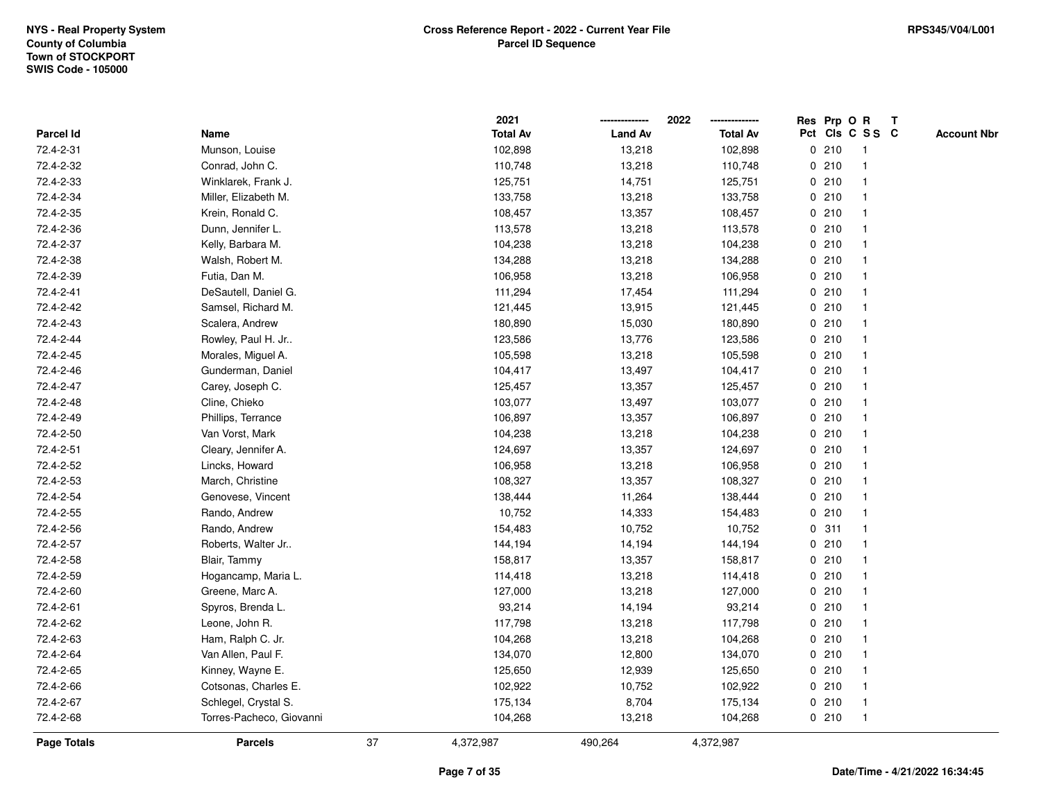NYS - Real Property System
County of Columbia
Town of STOCKPORT
SWIS Code - 105000

**Cross Reference Report - 2022 - Current Year File**
**Parcel ID Sequence**

RPS345/V04/L001

| Parcel Id | Name | 2021 Total Av | 2022 Land Av | 2022 Total Av | Res Pct | Prp Cls | O C | R S S | T C | Account Nbr |
|---|---|---|---|---|---|---|---|---|---|---|
| 72.4-2-31 | Munson, Louise | 102,898 | 13,218 | 102,898 | 0 | 210 | | 1 | | |
| 72.4-2-32 | Conrad, John C. | 110,748 | 13,218 | 110,748 | 0 | 210 | | 1 | | |
| 72.4-2-33 | Winklarek, Frank J. | 125,751 | 14,751 | 125,751 | 0 | 210 | | 1 | | |
| 72.4-2-34 | Miller, Elizabeth M. | 133,758 | 13,218 | 133,758 | 0 | 210 | | 1 | | |
| 72.4-2-35 | Krein, Ronald C. | 108,457 | 13,357 | 108,457 | 0 | 210 | | 1 | | |
| 72.4-2-36 | Dunn, Jennifer L. | 113,578 | 13,218 | 113,578 | 0 | 210 | | 1 | | |
| 72.4-2-37 | Kelly, Barbara M. | 104,238 | 13,218 | 104,238 | 0 | 210 | | 1 | | |
| 72.4-2-38 | Walsh, Robert M. | 134,288 | 13,218 | 134,288 | 0 | 210 | | 1 | | |
| 72.4-2-39 | Futia, Dan M. | 106,958 | 13,218 | 106,958 | 0 | 210 | | 1 | | |
| 72.4-2-41 | DeSautell, Daniel G. | 111,294 | 17,454 | 111,294 | 0 | 210 | | 1 | | |
| 72.4-2-42 | Samsel, Richard M. | 121,445 | 13,915 | 121,445 | 0 | 210 | | 1 | | |
| 72.4-2-43 | Scalera, Andrew | 180,890 | 15,030 | 180,890 | 0 | 210 | | 1 | | |
| 72.4-2-44 | Rowley, Paul H. Jr.. | 123,586 | 13,776 | 123,586 | 0 | 210 | | 1 | | |
| 72.4-2-45 | Morales, Miguel A. | 105,598 | 13,218 | 105,598 | 0 | 210 | | 1 | | |
| 72.4-2-46 | Gunderman, Daniel | 104,417 | 13,497 | 104,417 | 0 | 210 | | 1 | | |
| 72.4-2-47 | Carey, Joseph C. | 125,457 | 13,357 | 125,457 | 0 | 210 | | 1 | | |
| 72.4-2-48 | Cline, Chieko | 103,077 | 13,497 | 103,077 | 0 | 210 | | 1 | | |
| 72.4-2-49 | Phillips, Terrance | 106,897 | 13,357 | 106,897 | 0 | 210 | | 1 | | |
| 72.4-2-50 | Van Vorst, Mark | 104,238 | 13,218 | 104,238 | 0 | 210 | | 1 | | |
| 72.4-2-51 | Cleary, Jennifer A. | 124,697 | 13,357 | 124,697 | 0 | 210 | | 1 | | |
| 72.4-2-52 | Lincks, Howard | 106,958 | 13,218 | 106,958 | 0 | 210 | | 1 | | |
| 72.4-2-53 | March, Christine | 108,327 | 13,357 | 108,327 | 0 | 210 | | 1 | | |
| 72.4-2-54 | Genovese, Vincent | 138,444 | 11,264 | 138,444 | 0 | 210 | | 1 | | |
| 72.4-2-55 | Rando, Andrew | 10,752 | 14,333 | 154,483 | 0 | 210 | | 1 | | |
| 72.4-2-56 | Rando, Andrew | 154,483 | 10,752 | 10,752 | 0 | 311 | | 1 | | |
| 72.4-2-57 | Roberts, Walter Jr.. | 144,194 | 14,194 | 144,194 | 0 | 210 | | 1 | | |
| 72.4-2-58 | Blair, Tammy | 158,817 | 13,357 | 158,817 | 0 | 210 | | 1 | | |
| 72.4-2-59 | Hogancamp, Maria L. | 114,418 | 13,218 | 114,418 | 0 | 210 | | 1 | | |
| 72.4-2-60 | Greene, Marc A. | 127,000 | 13,218 | 127,000 | 0 | 210 | | 1 | | |
| 72.4-2-61 | Spyros, Brenda L. | 93,214 | 14,194 | 93,214 | 0 | 210 | | 1 | | |
| 72.4-2-62 | Leone, John R. | 117,798 | 13,218 | 117,798 | 0 | 210 | | 1 | | |
| 72.4-2-63 | Ham, Ralph C. Jr. | 104,268 | 13,218 | 104,268 | 0 | 210 | | 1 | | |
| 72.4-2-64 | Van Allen, Paul F. | 134,070 | 12,800 | 134,070 | 0 | 210 | | 1 | | |
| 72.4-2-65 | Kinney, Wayne E. | 125,650 | 12,939 | 125,650 | 0 | 210 | | 1 | | |
| 72.4-2-66 | Cotsonas, Charles E. | 102,922 | 10,752 | 102,922 | 0 | 210 | | 1 | | |
| 72.4-2-67 | Schlegel, Crystal S. | 175,134 | 8,704 | 175,134 | 0 | 210 | | 1 | | |
| 72.4-2-68 | Torres-Pacheco, Giovanni | 104,268 | 13,218 | 104,268 | 0 | 210 | | 1 | | |
| **Page Totals** | **Parcels** 37 | 4,372,987 | 490,264 | 4,372,987 | | | | | | |

Date/Time - 4/21/2022 16:34:45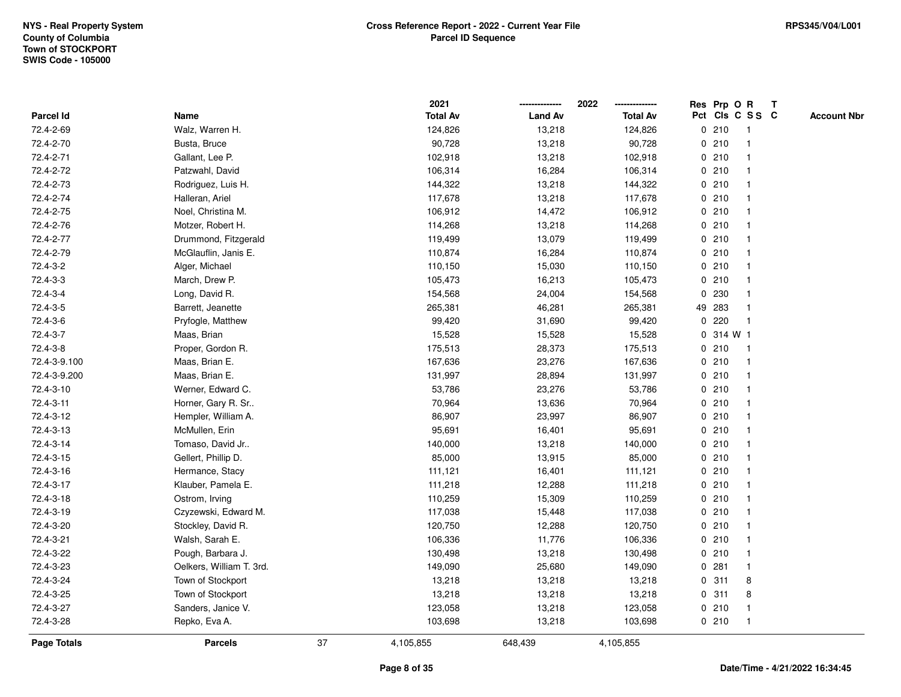NYS - Real Property System
County of Columbia
Town of STOCKPORT
SWIS Code - 105000

**Cross Reference Report - 2022 - Current Year File**
**Parcel ID Sequence**

RPS345/V04/L001

| Parcel Id | Name | 2021 Total Av | 2022 Land Av | 2022 Total Av | Res Pct | Prp Cls | O C | R SS | T C | Account Nbr |
|---|---|---|---|---|---|---|---|---|---|---|
| 72.4-2-69 | Walz, Warren H. | 124,826 | 13,218 | 124,826 | 0 | 210 | | 1 | | |
| 72.4-2-70 | Busta, Bruce | 90,728 | 13,218 | 90,728 | 0 | 210 | | 1 | | |
| 72.4-2-71 | Gallant, Lee P. | 102,918 | 13,218 | 102,918 | 0 | 210 | | 1 | | |
| 72.4-2-72 | Patzwahl, David | 106,314 | 16,284 | 106,314 | 0 | 210 | | 1 | | |
| 72.4-2-73 | Rodriguez, Luis H. | 144,322 | 13,218 | 144,322 | 0 | 210 | | 1 | | |
| 72.4-2-74 | Halleran, Ariel | 117,678 | 13,218 | 117,678 | 0 | 210 | | 1 | | |
| 72.4-2-75 | Noel, Christina M. | 106,912 | 14,472 | 106,912 | 0 | 210 | | 1 | | |
| 72.4-2-76 | Motzer, Robert H. | 114,268 | 13,218 | 114,268 | 0 | 210 | | 1 | | |
| 72.4-2-77 | Drummond, Fitzgerald | 119,499 | 13,079 | 119,499 | 0 | 210 | | 1 | | |
| 72.4-2-79 | McGlauflin, Janis E. | 110,874 | 16,284 | 110,874 | 0 | 210 | | 1 | | |
| 72.4-3-2 | Alger, Michael | 110,150 | 15,030 | 110,150 | 0 | 210 | | 1 | | |
| 72.4-3-3 | March, Drew P. | 105,473 | 16,213 | 105,473 | 0 | 210 | | 1 | | |
| 72.4-3-4 | Long, David R. | 154,568 | 24,004 | 154,568 | 0 | 230 | | 1 | | |
| 72.4-3-5 | Barrett, Jeanette | 265,381 | 46,281 | 265,381 | 49 | 283 | | 1 | | |
| 72.4-3-6 | Pryfogle, Matthew | 99,420 | 31,690 | 99,420 | 0 | 220 | | 1 | | |
| 72.4-3-7 | Maas, Brian | 15,528 | 15,528 | 15,528 | 0 | 314 | W | 1 | | |
| 72.4-3-8 | Proper, Gordon R. | 175,513 | 28,373 | 175,513 | 0 | 210 | | 1 | | |
| 72.4-3-9.100 | Maas, Brian E. | 167,636 | 23,276 | 167,636 | 0 | 210 | | 1 | | |
| 72.4-3-9.200 | Maas, Brian E. | 131,997 | 28,894 | 131,997 | 0 | 210 | | 1 | | |
| 72.4-3-10 | Werner, Edward C. | 53,786 | 23,276 | 53,786 | 0 | 210 | | 1 | | |
| 72.4-3-11 | Horner, Gary R. Sr.. | 70,964 | 13,636 | 70,964 | 0 | 210 | | 1 | | |
| 72.4-3-12 | Hempler, William A. | 86,907 | 23,997 | 86,907 | 0 | 210 | | 1 | | |
| 72.4-3-13 | McMullen, Erin | 95,691 | 16,401 | 95,691 | 0 | 210 | | 1 | | |
| 72.4-3-14 | Tomaso, David Jr.. | 140,000 | 13,218 | 140,000 | 0 | 210 | | 1 | | |
| 72.4-3-15 | Gellert, Phillip D. | 85,000 | 13,915 | 85,000 | 0 | 210 | | 1 | | |
| 72.4-3-16 | Hermance, Stacy | 111,121 | 16,401 | 111,121 | 0 | 210 | | 1 | | |
| 72.4-3-17 | Klauber, Pamela E. | 111,218 | 12,288 | 111,218 | 0 | 210 | | 1 | | |
| 72.4-3-18 | Ostrom, Irving | 110,259 | 15,309 | 110,259 | 0 | 210 | | 1 | | |
| 72.4-3-19 | Czyzewski, Edward M. | 117,038 | 15,448 | 117,038 | 0 | 210 | | 1 | | |
| 72.4-3-20 | Stockley, David R. | 120,750 | 12,288 | 120,750 | 0 | 210 | | 1 | | |
| 72.4-3-21 | Walsh, Sarah E. | 106,336 | 11,776 | 106,336 | 0 | 210 | | 1 | | |
| 72.4-3-22 | Pough, Barbara J. | 130,498 | 13,218 | 130,498 | 0 | 210 | | 1 | | |
| 72.4-3-23 | Oelkers, William T. 3rd. | 149,090 | 25,680 | 149,090 | 0 | 281 | | 1 | | |
| 72.4-3-24 | Town of Stockport | 13,218 | 13,218 | 13,218 | 0 | 311 | | 8 | | |
| 72.4-3-25 | Town of Stockport | 13,218 | 13,218 | 13,218 | 0 | 311 | | 8 | | |
| 72.4-3-27 | Sanders, Janice V. | 123,058 | 13,218 | 123,058 | 0 | 210 | | 1 | | |
| 72.4-3-28 | Repko, Eva A. | 103,698 | 13,218 | 103,698 | 0 | 210 | | 1 | | |
| **Page Totals** | **Parcels** 37 | 4,105,855 | 648,439 | 4,105,855 | | | | | | |

Date/Time - 4/21/2022 16:34:45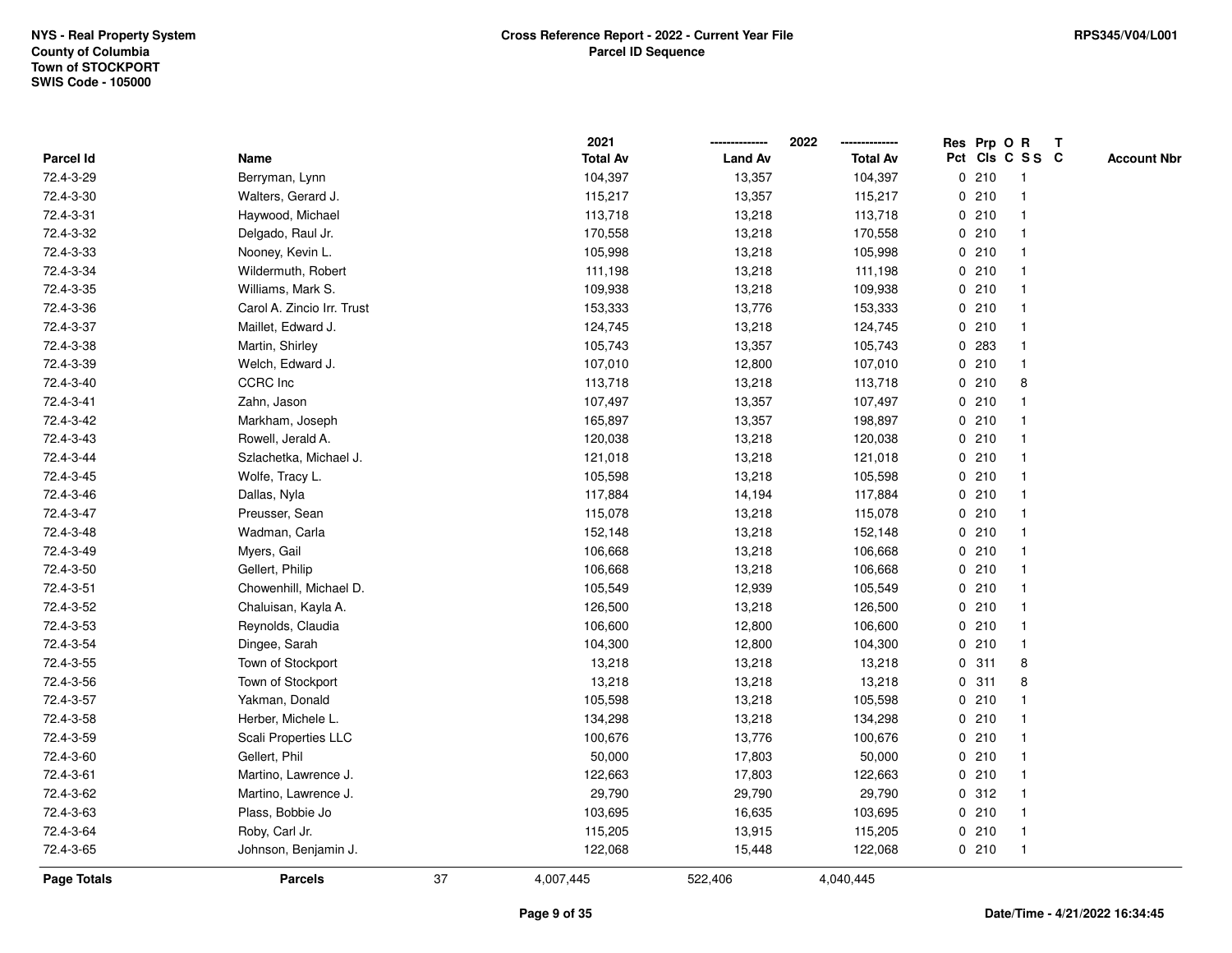NYS - Real Property System
County of Columbia
Town of STOCKPORT
SWIS Code - 105000

**Cross Reference Report - 2022 - Current Year File**
**Parcel ID Sequence**

RPS345/V04/L001

| Parcel Id | Name | 2021 Total Av | 2022 Land Av | 2022 Total Av | Res Pct | Prp Cls | O C | R S S | T C | Account Nbr |
|---|---|---|---|---|---|---|---|---|---|---|
| 72.4-3-29 | Berryman, Lynn | 104,397 | 13,357 | 104,397 | 0 | 210 | | 1 | | |
| 72.4-3-30 | Walters, Gerard J. | 115,217 | 13,357 | 115,217 | 0 | 210 | | 1 | | |
| 72.4-3-31 | Haywood, Michael | 113,718 | 13,218 | 113,718 | 0 | 210 | | 1 | | |
| 72.4-3-32 | Delgado, Raul Jr. | 170,558 | 13,218 | 170,558 | 0 | 210 | | 1 | | |
| 72.4-3-33 | Nooney, Kevin L. | 105,998 | 13,218 | 105,998 | 0 | 210 | | 1 | | |
| 72.4-3-34 | Wildermuth, Robert | 111,198 | 13,218 | 111,198 | 0 | 210 | | 1 | | |
| 72.4-3-35 | Williams, Mark S. | 109,938 | 13,218 | 109,938 | 0 | 210 | | 1 | | |
| 72.4-3-36 | Carol A. Zincio Irr. Trust | 153,333 | 13,776 | 153,333 | 0 | 210 | | 1 | | |
| 72.4-3-37 | Maillet, Edward J. | 124,745 | 13,218 | 124,745 | 0 | 210 | | 1 | | |
| 72.4-3-38 | Martin, Shirley | 105,743 | 13,357 | 105,743 | 0 | 283 | | 1 | | |
| 72.4-3-39 | Welch, Edward J. | 107,010 | 12,800 | 107,010 | 0 | 210 | | 1 | | |
| 72.4-3-40 | CCRC Inc | 113,718 | 13,218 | 113,718 | 0 | 210 | | 8 | | |
| 72.4-3-41 | Zahn, Jason | 107,497 | 13,357 | 107,497 | 0 | 210 | | 1 | | |
| 72.4-3-42 | Markham, Joseph | 165,897 | 13,357 | 198,897 | 0 | 210 | | 1 | | |
| 72.4-3-43 | Rowell, Jerald A. | 120,038 | 13,218 | 120,038 | 0 | 210 | | 1 | | |
| 72.4-3-44 | Szlachetka, Michael J. | 121,018 | 13,218 | 121,018 | 0 | 210 | | 1 | | |
| 72.4-3-45 | Wolfe, Tracy L. | 105,598 | 13,218 | 105,598 | 0 | 210 | | 1 | | |
| 72.4-3-46 | Dallas, Nyla | 117,884 | 14,194 | 117,884 | 0 | 210 | | 1 | | |
| 72.4-3-47 | Preusser, Sean | 115,078 | 13,218 | 115,078 | 0 | 210 | | 1 | | |
| 72.4-3-48 | Wadman, Carla | 152,148 | 13,218 | 152,148 | 0 | 210 | | 1 | | |
| 72.4-3-49 | Myers, Gail | 106,668 | 13,218 | 106,668 | 0 | 210 | | 1 | | |
| 72.4-3-50 | Gellert, Philip | 106,668 | 13,218 | 106,668 | 0 | 210 | | 1 | | |
| 72.4-3-51 | Chowenhill, Michael D. | 105,549 | 12,939 | 105,549 | 0 | 210 | | 1 | | |
| 72.4-3-52 | Chaluisan, Kayla A. | 126,500 | 13,218 | 126,500 | 0 | 210 | | 1 | | |
| 72.4-3-53 | Reynolds, Claudia | 106,600 | 12,800 | 106,600 | 0 | 210 | | 1 | | |
| 72.4-3-54 | Dingee, Sarah | 104,300 | 12,800 | 104,300 | 0 | 210 | | 1 | | |
| 72.4-3-55 | Town of Stockport | 13,218 | 13,218 | 13,218 | 0 | 311 | | 8 | | |
| 72.4-3-56 | Town of Stockport | 13,218 | 13,218 | 13,218 | 0 | 311 | | 8 | | |
| 72.4-3-57 | Yakman, Donald | 105,598 | 13,218 | 105,598 | 0 | 210 | | 1 | | |
| 72.4-3-58 | Herber, Michele L. | 134,298 | 13,218 | 134,298 | 0 | 210 | | 1 | | |
| 72.4-3-59 | Scali Properties LLC | 100,676 | 13,776 | 100,676 | 0 | 210 | | 1 | | |
| 72.4-3-60 | Gellert, Phil | 50,000 | 17,803 | 50,000 | 0 | 210 | | 1 | | |
| 72.4-3-61 | Martino, Lawrence J. | 122,663 | 17,803 | 122,663 | 0 | 210 | | 1 | | |
| 72.4-3-62 | Martino, Lawrence J. | 29,790 | 29,790 | 29,790 | 0 | 312 | | 1 | | |
| 72.4-3-63 | Plass, Bobbie Jo | 103,695 | 16,635 | 103,695 | 0 | 210 | | 1 | | |
| 72.4-3-64 | Roby, Carl Jr. | 115,205 | 13,915 | 115,205 | 0 | 210 | | 1 | | |
| 72.4-3-65 | Johnson, Benjamin J. | 122,068 | 15,448 | 122,068 | 0 | 210 | | 1 | | |
| **Page Totals** | **Parcels** 37 | 4,007,445 | 522,406 | 4,040,445 | | | | | | |

Date/Time - 4/21/2022 16:34:45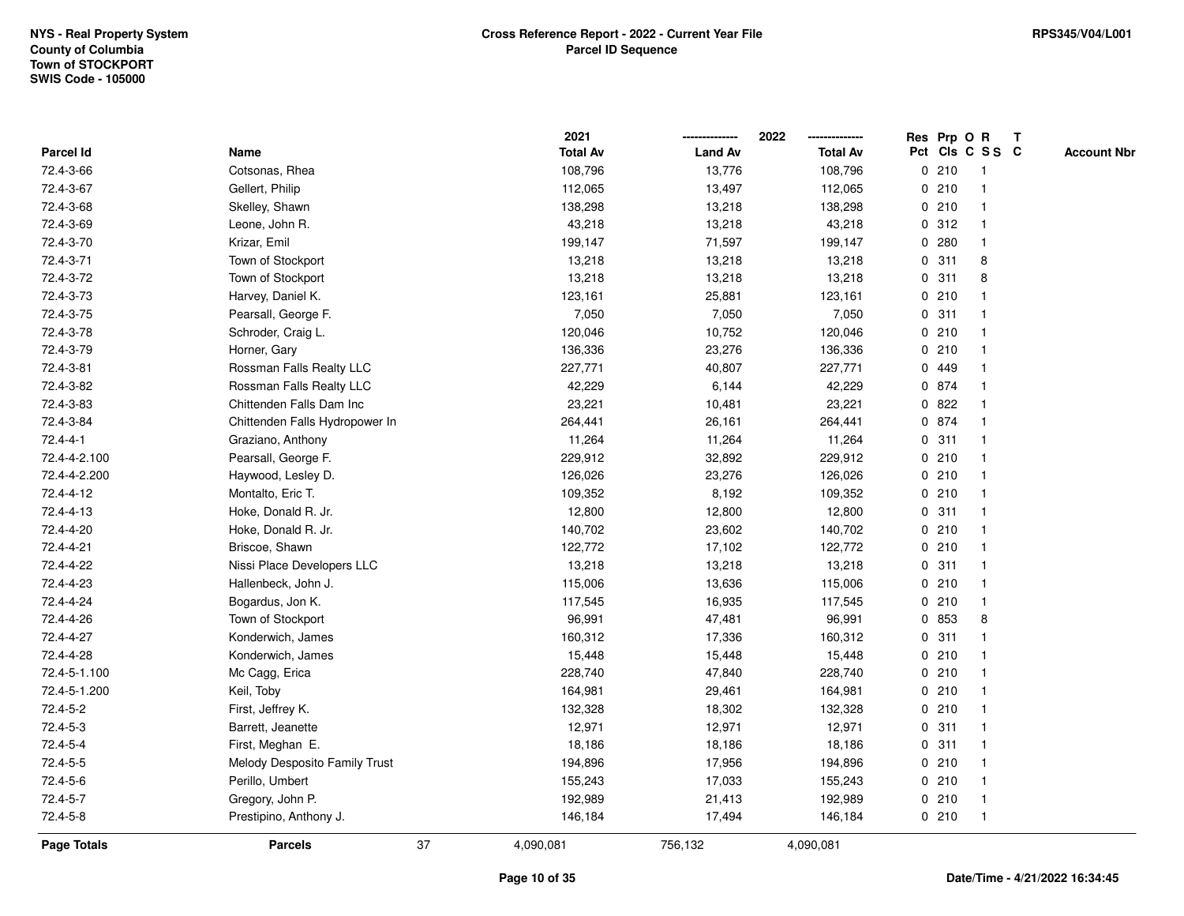NYS - Real Property System
County of Columbia
Town of STOCKPORT
SWIS Code - 105000

**Cross Reference Report - 2022 - Current Year File**
**Parcel ID Sequence**

RPS345/V04/L001

| Parcel Id | Name | 2021 Total Av | 2022 Land Av | 2022 Total Av | Res Pct | Prp Cls | O C | R S S | T C | Account Nbr |
|---|---|---|---|---|---|---|---|---|---|---|
| 72.4-3-66 | Cotsonas, Rhea | 108,796 | 13,776 | 108,796 | 0 | 210 | | 1 | | |
| 72.4-3-67 | Gellert, Philip | 112,065 | 13,497 | 112,065 | 0 | 210 | | 1 | | |
| 72.4-3-68 | Skelley, Shawn | 138,298 | 13,218 | 138,298 | 0 | 210 | | 1 | | |
| 72.4-3-69 | Leone, John R. | 43,218 | 13,218 | 43,218 | 0 | 312 | | 1 | | |
| 72.4-3-70 | Krizar, Emil | 199,147 | 71,597 | 199,147 | 0 | 280 | | 1 | | |
| 72.4-3-71 | Town of Stockport | 13,218 | 13,218 | 13,218 | 0 | 311 | | 8 | | |
| 72.4-3-72 | Town of Stockport | 13,218 | 13,218 | 13,218 | 0 | 311 | | 8 | | |
| 72.4-3-73 | Harvey, Daniel K. | 123,161 | 25,881 | 123,161 | 0 | 210 | | 1 | | |
| 72.4-3-75 | Pearsall, George F. | 7,050 | 7,050 | 7,050 | 0 | 311 | | 1 | | |
| 72.4-3-78 | Schroder, Craig L. | 120,046 | 10,752 | 120,046 | 0 | 210 | | 1 | | |
| 72.4-3-79 | Horner, Gary | 136,336 | 23,276 | 136,336 | 0 | 210 | | 1 | | |
| 72.4-3-81 | Rossman Falls Realty LLC | 227,771 | 40,807 | 227,771 | 0 | 449 | | 1 | | |
| 72.4-3-82 | Rossman Falls Realty LLC | 42,229 | 6,144 | 42,229 | 0 | 874 | | 1 | | |
| 72.4-3-83 | Chittenden Falls Dam Inc | 23,221 | 10,481 | 23,221 | 0 | 822 | | 1 | | |
| 72.4-3-84 | Chittenden Falls Hydropower In | 264,441 | 26,161 | 264,441 | 0 | 874 | | 1 | | |
| 72.4-4-1 | Graziano, Anthony | 11,264 | 11,264 | 11,264 | 0 | 311 | | 1 | | |
| 72.4-4-2.100 | Pearsall, George F. | 229,912 | 32,892 | 229,912 | 0 | 210 | | 1 | | |
| 72.4-4-2.200 | Haywood, Lesley D. | 126,026 | 23,276 | 126,026 | 0 | 210 | | 1 | | |
| 72.4-4-12 | Montalto, Eric T. | 109,352 | 8,192 | 109,352 | 0 | 210 | | 1 | | |
| 72.4-4-13 | Hoke, Donald R. Jr. | 12,800 | 12,800 | 12,800 | 0 | 311 | | 1 | | |
| 72.4-4-20 | Hoke, Donald R. Jr. | 140,702 | 23,602 | 140,702 | 0 | 210 | | 1 | | |
| 72.4-4-21 | Briscoe, Shawn | 122,772 | 17,102 | 122,772 | 0 | 210 | | 1 | | |
| 72.4-4-22 | Nissi Place Developers LLC | 13,218 | 13,218 | 13,218 | 0 | 311 | | 1 | | |
| 72.4-4-23 | Hallenbeck, John J. | 115,006 | 13,636 | 115,006 | 0 | 210 | | 1 | | |
| 72.4-4-24 | Bogardus, Jon K. | 117,545 | 16,935 | 117,545 | 0 | 210 | | 1 | | |
| 72.4-4-26 | Town of Stockport | 96,991 | 47,481 | 96,991 | 0 | 853 | | 8 | | |
| 72.4-4-27 | Konderwich, James | 160,312 | 17,336 | 160,312 | 0 | 311 | | 1 | | |
| 72.4-4-28 | Konderwich, James | 15,448 | 15,448 | 15,448 | 0 | 210 | | 1 | | |
| 72.4-5-1.100 | Mc Cagg, Erica | 228,740 | 47,840 | 228,740 | 0 | 210 | | 1 | | |
| 72.4-5-1.200 | Keil, Toby | 164,981 | 29,461 | 164,981 | 0 | 210 | | 1 | | |
| 72.4-5-2 | First, Jeffrey K. | 132,328 | 18,302 | 132,328 | 0 | 210 | | 1 | | |
| 72.4-5-3 | Barrett, Jeanette | 12,971 | 12,971 | 12,971 | 0 | 311 | | 1 | | |
| 72.4-5-4 | First, Meghan E. | 18,186 | 18,186 | 18,186 | 0 | 311 | | 1 | | |
| 72.4-5-5 | Melody Desposito Family Trust | 194,896 | 17,956 | 194,896 | 0 | 210 | | 1 | | |
| 72.4-5-6 | Perillo, Umbert | 155,243 | 17,033 | 155,243 | 0 | 210 | | 1 | | |
| 72.4-5-7 | Gregory, John P. | 192,989 | 21,413 | 192,989 | 0 | 210 | | 1 | | |
| 72.4-5-8 | Prestipino, Anthony J. | 146,184 | 17,494 | 146,184 | 0 | 210 | | 1 | | |
| **Page Totals** | **Parcels** 37 | 4,090,081 | 756,132 | 4,090,081 | | | | | | |

Date/Time - 4/21/2022 16:34:45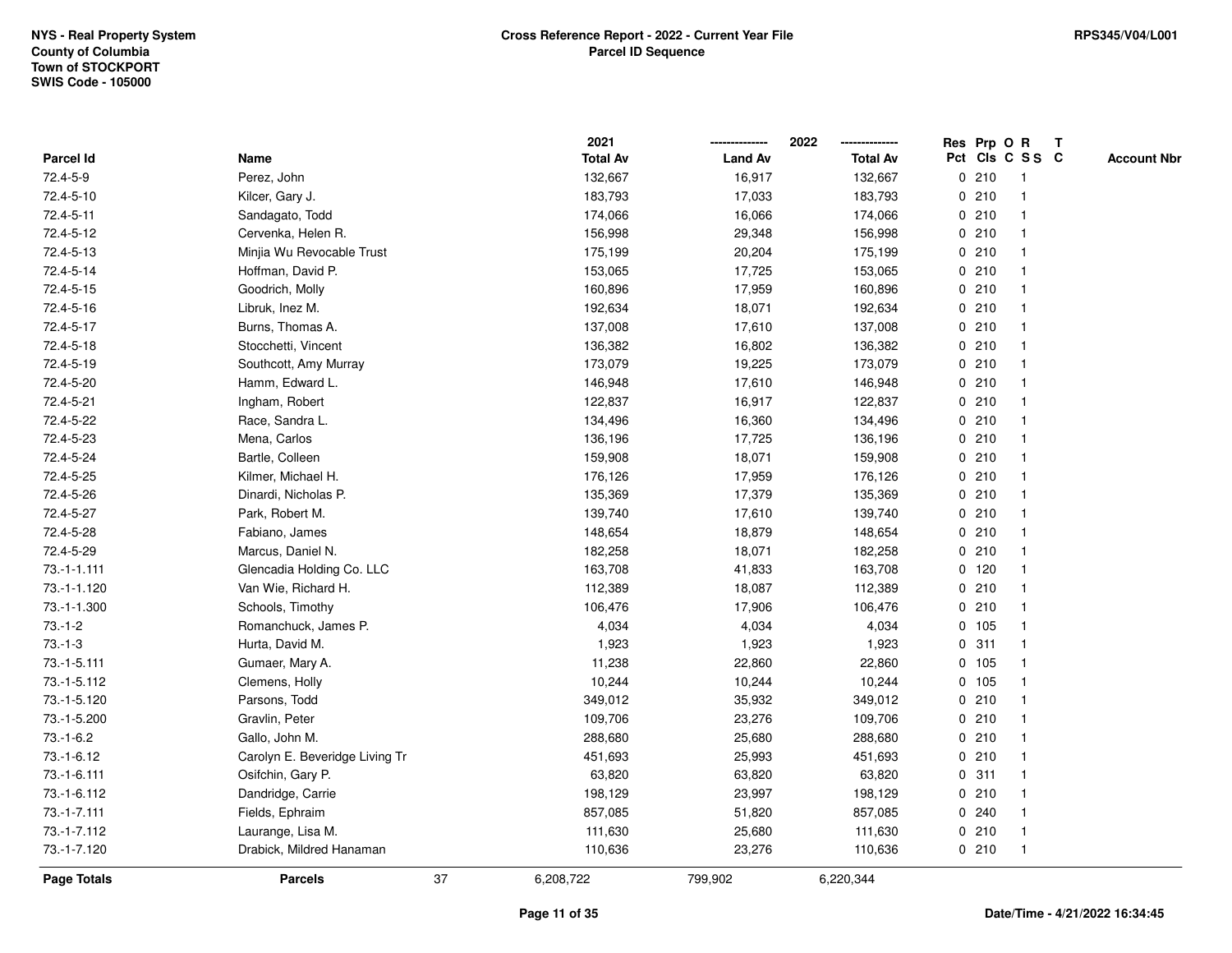NYS - Real Property System
County of Columbia
Town of STOCKPORT
SWIS Code - 105000

**Cross Reference Report - 2022 - Current Year File**
**Parcel ID Sequence**

RPS345/V04/L001

| Parcel Id | Name | 2021 Total Av | 2022 Land Av | 2022 Total Av | Res Pct | Prp Cls | O C | R S S | T C | Account Nbr |
|---|---|---|---|---|---|---|---|---|---|---|
| 72.4-5-9 | Perez, John | 132,667 | 16,917 | 132,667 | 0 | 210 | | 1 | | |
| 72.4-5-10 | Kilcer, Gary J. | 183,793 | 17,033 | 183,793 | 0 | 210 | | 1 | | |
| 72.4-5-11 | Sandagato, Todd | 174,066 | 16,066 | 174,066 | 0 | 210 | | 1 | | |
| 72.4-5-12 | Cervenka, Helen R. | 156,998 | 29,348 | 156,998 | 0 | 210 | | 1 | | |
| 72.4-5-13 | Minjia Wu Revocable Trust | 175,199 | 20,204 | 175,199 | 0 | 210 | | 1 | | |
| 72.4-5-14 | Hoffman, David P. | 153,065 | 17,725 | 153,065 | 0 | 210 | | 1 | | |
| 72.4-5-15 | Goodrich, Molly | 160,896 | 17,959 | 160,896 | 0 | 210 | | 1 | | |
| 72.4-5-16 | Libruk, Inez M. | 192,634 | 18,071 | 192,634 | 0 | 210 | | 1 | | |
| 72.4-5-17 | Burns, Thomas A. | 137,008 | 17,610 | 137,008 | 0 | 210 | | 1 | | |
| 72.4-5-18 | Stocchetti, Vincent | 136,382 | 16,802 | 136,382 | 0 | 210 | | 1 | | |
| 72.4-5-19 | Southcott, Amy Murray | 173,079 | 19,225 | 173,079 | 0 | 210 | | 1 | | |
| 72.4-5-20 | Hamm, Edward L. | 146,948 | 17,610 | 146,948 | 0 | 210 | | 1 | | |
| 72.4-5-21 | Ingham, Robert | 122,837 | 16,917 | 122,837 | 0 | 210 | | 1 | | |
| 72.4-5-22 | Race, Sandra L. | 134,496 | 16,360 | 134,496 | 0 | 210 | | 1 | | |
| 72.4-5-23 | Mena, Carlos | 136,196 | 17,725 | 136,196 | 0 | 210 | | 1 | | |
| 72.4-5-24 | Bartle, Colleen | 159,908 | 18,071 | 159,908 | 0 | 210 | | 1 | | |
| 72.4-5-25 | Kilmer, Michael H. | 176,126 | 17,959 | 176,126 | 0 | 210 | | 1 | | |
| 72.4-5-26 | Dinardi, Nicholas P. | 135,369 | 17,379 | 135,369 | 0 | 210 | | 1 | | |
| 72.4-5-27 | Park, Robert M. | 139,740 | 17,610 | 139,740 | 0 | 210 | | 1 | | |
| 72.4-5-28 | Fabiano, James | 148,654 | 18,879 | 148,654 | 0 | 210 | | 1 | | |
| 72.4-5-29 | Marcus, Daniel N. | 182,258 | 18,071 | 182,258 | 0 | 210 | | 1 | | |
| 73.-1-1.111 | Glencadia Holding Co. LLC | 163,708 | 41,833 | 163,708 | 0 | 120 | | 1 | | |
| 73.-1-1.120 | Van Wie, Richard H. | 112,389 | 18,087 | 112,389 | 0 | 210 | | 1 | | |
| 73.-1-1.300 | Schools, Timothy | 106,476 | 17,906 | 106,476 | 0 | 210 | | 1 | | |
| 73.-1-2 | Romanchuck, James P. | 4,034 | 4,034 | 4,034 | 0 | 105 | | 1 | | |
| 73.-1-3 | Hurta, David M. | 1,923 | 1,923 | 1,923 | 0 | 311 | | 1 | | |
| 73.-1-5.111 | Gumaer, Mary A. | 11,238 | 22,860 | 22,860 | 0 | 105 | | 1 | | |
| 73.-1-5.112 | Clemens, Holly | 10,244 | 10,244 | 10,244 | 0 | 105 | | 1 | | |
| 73.-1-5.120 | Parsons, Todd | 349,012 | 35,932 | 349,012 | 0 | 210 | | 1 | | |
| 73.-1-5.200 | Gravlin, Peter | 109,706 | 23,276 | 109,706 | 0 | 210 | | 1 | | |
| 73.-1-6.2 | Gallo, John M. | 288,680 | 25,680 | 288,680 | 0 | 210 | | 1 | | |
| 73.-1-6.12 | Carolyn E. Beveridge Living Tr | 451,693 | 25,993 | 451,693 | 0 | 210 | | 1 | | |
| 73.-1-6.111 | Osifchin, Gary P. | 63,820 | 63,820 | 63,820 | 0 | 311 | | 1 | | |
| 73.-1-6.112 | Dandridge, Carrie | 198,129 | 23,997 | 198,129 | 0 | 210 | | 1 | | |
| 73.-1-7.111 | Fields, Ephraim | 857,085 | 51,820 | 857,085 | 0 | 240 | | 1 | | |
| 73.-1-7.112 | Laurange, Lisa M. | 111,630 | 25,680 | 111,630 | 0 | 210 | | 1 | | |
| 73.-1-7.120 | Drabick, Mildred Hanaman | 110,636 | 23,276 | 110,636 | 0 | 210 | | 1 | | |
| **Page Totals** | **Parcels** 37 | 6,208,722 | 799,902 | 6,220,344 | | | | | | |

Date/Time - 4/21/2022 16:34:45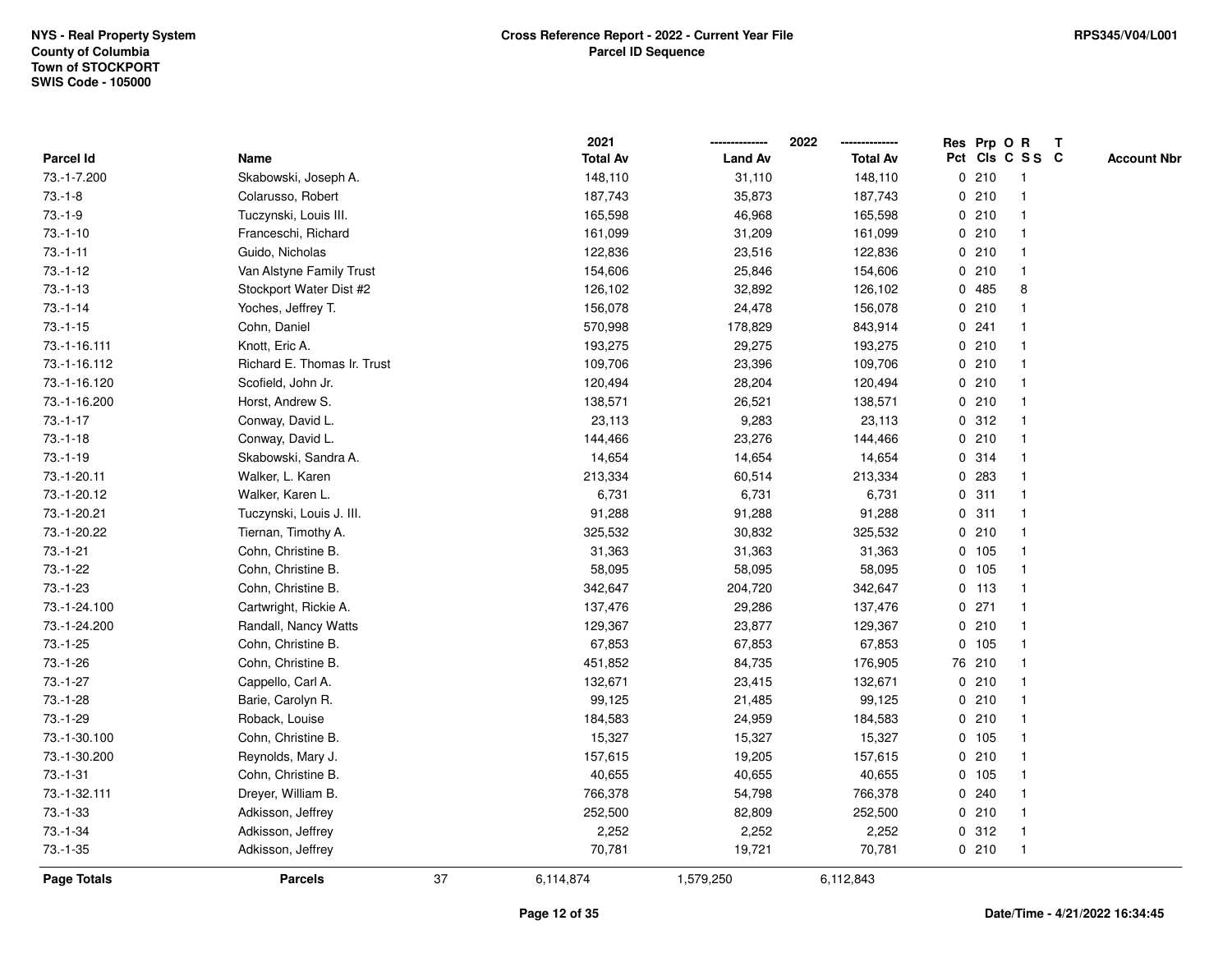NYS - Real Property System
County of Columbia
Town of STOCKPORT
SWIS Code - 105000

**Cross Reference Report - 2022 - Current Year File**
**Parcel ID Sequence**

RPS345/V04/L001

| Parcel Id | Name | 2021 Total Av | 2022 Land Av | 2022 Total Av | Res Pct | Prp Cls | O C | R S S | T C | Account Nbr |
|---|---|---|---|---|---|---|---|---|---|---|
| 73.-1-7.200 | Skabowski, Joseph A. | 148,110 | 31,110 | 148,110 | 0 | 210 | | 1 | | |
| 73.-1-8 | Colarusso, Robert | 187,743 | 35,873 | 187,743 | 0 | 210 | | 1 | | |
| 73.-1-9 | Tuczynski, Louis III. | 165,598 | 46,968 | 165,598 | 0 | 210 | | 1 | | |
| 73.-1-10 | Franceschi, Richard | 161,099 | 31,209 | 161,099 | 0 | 210 | | 1 | | |
| 73.-1-11 | Guido, Nicholas | 122,836 | 23,516 | 122,836 | 0 | 210 | | 1 | | |
| 73.-1-12 | Van Alstyne Family Trust | 154,606 | 25,846 | 154,606 | 0 | 210 | | 1 | | |
| 73.-1-13 | Stockport Water Dist #2 | 126,102 | 32,892 | 126,102 | 0 | 485 | | 8 | | |
| 73.-1-14 | Yoches, Jeffrey T. | 156,078 | 24,478 | 156,078 | 0 | 210 | | 1 | | |
| 73.-1-15 | Cohn, Daniel | 570,998 | 178,829 | 843,914 | 0 | 241 | | 1 | | |
| 73.-1-16.111 | Knott, Eric A. | 193,275 | 29,275 | 193,275 | 0 | 210 | | 1 | | |
| 73.-1-16.112 | Richard E. Thomas Ir. Trust | 109,706 | 23,396 | 109,706 | 0 | 210 | | 1 | | |
| 73.-1-16.120 | Scofield, John Jr. | 120,494 | 28,204 | 120,494 | 0 | 210 | | 1 | | |
| 73.-1-16.200 | Horst, Andrew S. | 138,571 | 26,521 | 138,571 | 0 | 210 | | 1 | | |
| 73.-1-17 | Conway, David L. | 23,113 | 9,283 | 23,113 | 0 | 312 | | 1 | | |
| 73.-1-18 | Conway, David L. | 144,466 | 23,276 | 144,466 | 0 | 210 | | 1 | | |
| 73.-1-19 | Skabowski, Sandra A. | 14,654 | 14,654 | 14,654 | 0 | 314 | | 1 | | |
| 73.-1-20.11 | Walker, L. Karen | 213,334 | 60,514 | 213,334 | 0 | 283 | | 1 | | |
| 73.-1-20.12 | Walker, Karen L. | 6,731 | 6,731 | 6,731 | 0 | 311 | | 1 | | |
| 73.-1-20.21 | Tuczynski, Louis J. III. | 91,288 | 91,288 | 91,288 | 0 | 311 | | 1 | | |
| 73.-1-20.22 | Tiernan, Timothy A. | 325,532 | 30,832 | 325,532 | 0 | 210 | | 1 | | |
| 73.-1-21 | Cohn, Christine B. | 31,363 | 31,363 | 31,363 | 0 | 105 | | 1 | | |
| 73.-1-22 | Cohn, Christine B. | 58,095 | 58,095 | 58,095 | 0 | 105 | | 1 | | |
| 73.-1-23 | Cohn, Christine B. | 342,647 | 204,720 | 342,647 | 0 | 113 | | 1 | | |
| 73.-1-24.100 | Cartwright, Rickie A. | 137,476 | 29,286 | 137,476 | 0 | 271 | | 1 | | |
| 73.-1-24.200 | Randall, Nancy Watts | 129,367 | 23,877 | 129,367 | 0 | 210 | | 1 | | |
| 73.-1-25 | Cohn, Christine B. | 67,853 | 67,853 | 67,853 | 0 | 105 | | 1 | | |
| 73.-1-26 | Cohn, Christine B. | 451,852 | 84,735 | 176,905 | 76 | 210 | | 1 | | |
| 73.-1-27 | Cappello, Carl A. | 132,671 | 23,415 | 132,671 | 0 | 210 | | 1 | | |
| 73.-1-28 | Barie, Carolyn R. | 99,125 | 21,485 | 99,125 | 0 | 210 | | 1 | | |
| 73.-1-29 | Roback, Louise | 184,583 | 24,959 | 184,583 | 0 | 210 | | 1 | | |
| 73.-1-30.100 | Cohn, Christine B. | 15,327 | 15,327 | 15,327 | 0 | 105 | | 1 | | |
| 73.-1-30.200 | Reynolds, Mary J. | 157,615 | 19,205 | 157,615 | 0 | 210 | | 1 | | |
| 73.-1-31 | Cohn, Christine B. | 40,655 | 40,655 | 40,655 | 0 | 105 | | 1 | | |
| 73.-1-32.111 | Dreyer, William B. | 766,378 | 54,798 | 766,378 | 0 | 240 | | 1 | | |
| 73.-1-33 | Adkisson, Jeffrey | 252,500 | 82,809 | 252,500 | 0 | 210 | | 1 | | |
| 73.-1-34 | Adkisson, Jeffrey | 2,252 | 2,252 | 2,252 | 0 | 312 | | 1 | | |
| 73.-1-35 | Adkisson, Jeffrey | 70,781 | 19,721 | 70,781 | 0 | 210 | | 1 | | |
| **Page Totals** | **Parcels** 37 | 6,114,874 | 1,579,250 | 6,112,843 | | | | | | |

Date/Time - 4/21/2022 16:34:45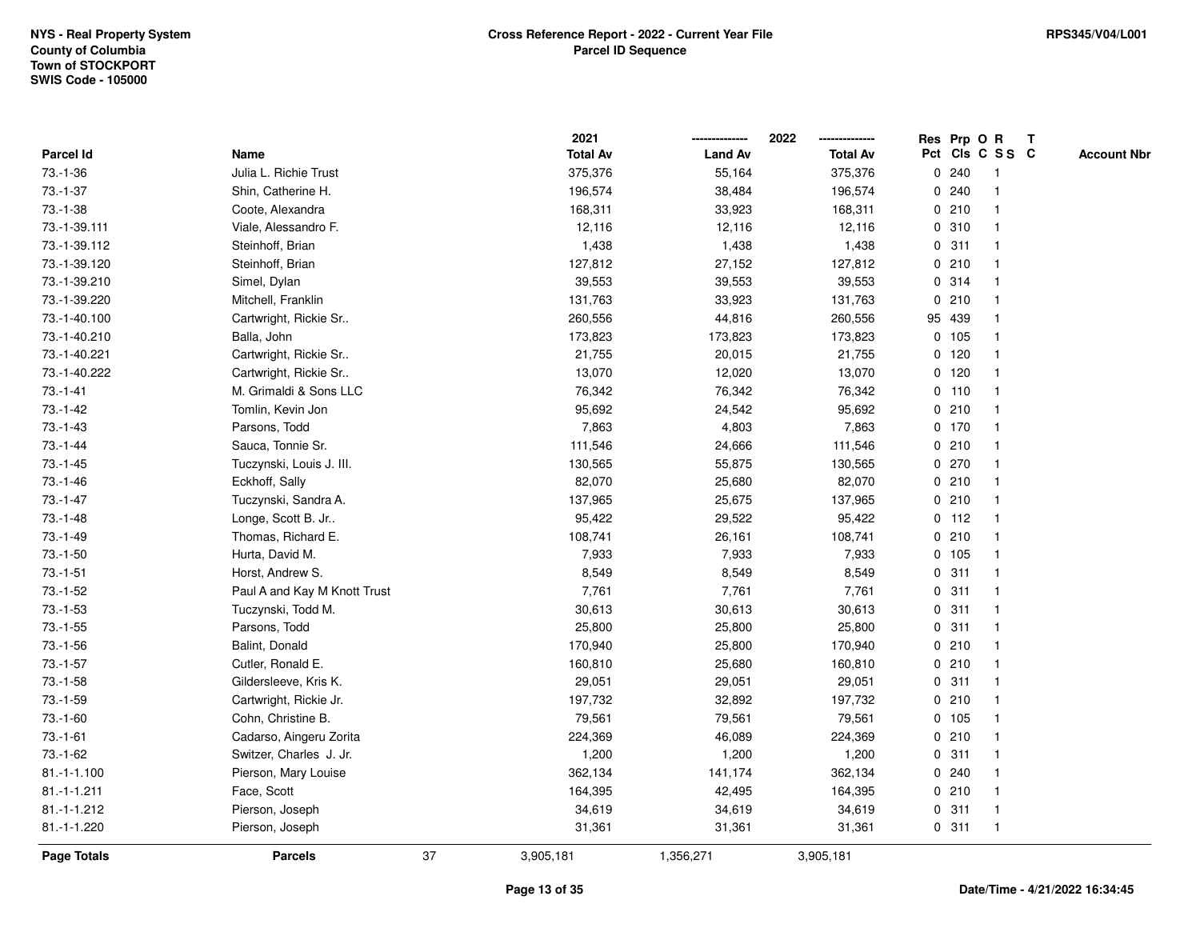NYS - Real Property System
County of Columbia
Town of STOCKPORT
SWIS Code - 105000

**Cross Reference Report - 2022 - Current Year File**
**Parcel ID Sequence**

RPS345/V04/L001

| Parcel Id | Name | 2021 Total Av | 2022 Land Av | 2022 Total Av | Res Pct | Prp Cls | O C | R S S | T C | Account Nbr |
|---|---|---|---|---|---|---|---|---|---|---|
| 73.-1-36 | Julia L. Richie Trust | 375,376 | 55,164 | 375,376 | 0 | 240 | | 1 | | |
| 73.-1-37 | Shin, Catherine H. | 196,574 | 38,484 | 196,574 | 0 | 240 | | 1 | | |
| 73.-1-38 | Coote, Alexandra | 168,311 | 33,923 | 168,311 | 0 | 210 | | 1 | | |
| 73.-1-39.111 | Viale, Alessandro F. | 12,116 | 12,116 | 12,116 | 0 | 310 | | 1 | | |
| 73.-1-39.112 | Steinhoff, Brian | 1,438 | 1,438 | 1,438 | 0 | 311 | | 1 | | |
| 73.-1-39.120 | Steinhoff, Brian | 127,812 | 27,152 | 127,812 | 0 | 210 | | 1 | | |
| 73.-1-39.210 | Simel, Dylan | 39,553 | 39,553 | 39,553 | 0 | 314 | | 1 | | |
| 73.-1-39.220 | Mitchell, Franklin | 131,763 | 33,923 | 131,763 | 0 | 210 | | 1 | | |
| 73.-1-40.100 | Cartwright, Rickie Sr.. | 260,556 | 44,816 | 260,556 | 95 | 439 | | 1 | | |
| 73.-1-40.210 | Balla, John | 173,823 | 173,823 | 173,823 | 0 | 105 | | 1 | | |
| 73.-1-40.221 | Cartwright, Rickie Sr.. | 21,755 | 20,015 | 21,755 | 0 | 120 | | 1 | | |
| 73.-1-40.222 | Cartwright, Rickie Sr.. | 13,070 | 12,020 | 13,070 | 0 | 120 | | 1 | | |
| 73.-1-41 | M. Grimaldi & Sons LLC | 76,342 | 76,342 | 76,342 | 0 | 110 | | 1 | | |
| 73.-1-42 | Tomlin, Kevin Jon | 95,692 | 24,542 | 95,692 | 0 | 210 | | 1 | | |
| 73.-1-43 | Parsons, Todd | 7,863 | 4,803 | 7,863 | 0 | 170 | | 1 | | |
| 73.-1-44 | Sauca, Tonnie Sr. | 111,546 | 24,666 | 111,546 | 0 | 210 | | 1 | | |
| 73.-1-45 | Tuczynski, Louis J. III. | 130,565 | 55,875 | 130,565 | 0 | 270 | | 1 | | |
| 73.-1-46 | Eckhoff, Sally | 82,070 | 25,680 | 82,070 | 0 | 210 | | 1 | | |
| 73.-1-47 | Tuczynski, Sandra A. | 137,965 | 25,675 | 137,965 | 0 | 210 | | 1 | | |
| 73.-1-48 | Longe, Scott B. Jr.. | 95,422 | 29,522 | 95,422 | 0 | 112 | | 1 | | |
| 73.-1-49 | Thomas, Richard E. | 108,741 | 26,161 | 108,741 | 0 | 210 | | 1 | | |
| 73.-1-50 | Hurta, David M. | 7,933 | 7,933 | 7,933 | 0 | 105 | | 1 | | |
| 73.-1-51 | Horst, Andrew S. | 8,549 | 8,549 | 8,549 | 0 | 311 | | 1 | | |
| 73.-1-52 | Paul A and Kay M Knott Trust | 7,761 | 7,761 | 7,761 | 0 | 311 | | 1 | | |
| 73.-1-53 | Tuczynski, Todd M. | 30,613 | 30,613 | 30,613 | 0 | 311 | | 1 | | |
| 73.-1-55 | Parsons, Todd | 25,800 | 25,800 | 25,800 | 0 | 311 | | 1 | | |
| 73.-1-56 | Balint, Donald | 170,940 | 25,800 | 170,940 | 0 | 210 | | 1 | | |
| 73.-1-57 | Cutler, Ronald E. | 160,810 | 25,680 | 160,810 | 0 | 210 | | 1 | | |
| 73.-1-58 | Gildersleeve, Kris K. | 29,051 | 29,051 | 29,051 | 0 | 311 | | 1 | | |
| 73.-1-59 | Cartwright, Rickie Jr. | 197,732 | 32,892 | 197,732 | 0 | 210 | | 1 | | |
| 73.-1-60 | Cohn, Christine B. | 79,561 | 79,561 | 79,561 | 0 | 105 | | 1 | | |
| 73.-1-61 | Cadarso, Aingeru Zorita | 224,369 | 46,089 | 224,369 | 0 | 210 | | 1 | | |
| 73.-1-62 | Switzer, Charles J. Jr. | 1,200 | 1,200 | 1,200 | 0 | 311 | | 1 | | |
| 81.-1-1.100 | Pierson, Mary Louise | 362,134 | 141,174 | 362,134 | 0 | 240 | | 1 | | |
| 81.-1-1.211 | Face, Scott | 164,395 | 42,495 | 164,395 | 0 | 210 | | 1 | | |
| 81.-1-1.212 | Pierson, Joseph | 34,619 | 34,619 | 34,619 | 0 | 311 | | 1 | | |
| 81.-1-1.220 | Pierson, Joseph | 31,361 | 31,361 | 31,361 | 0 | 311 | | 1 | | |
| **Page Totals** | **Parcels** 37 | 3,905,181 | 1,356,271 | 3,905,181 | | | | | | |

Date/Time - 4/21/2022 16:34:45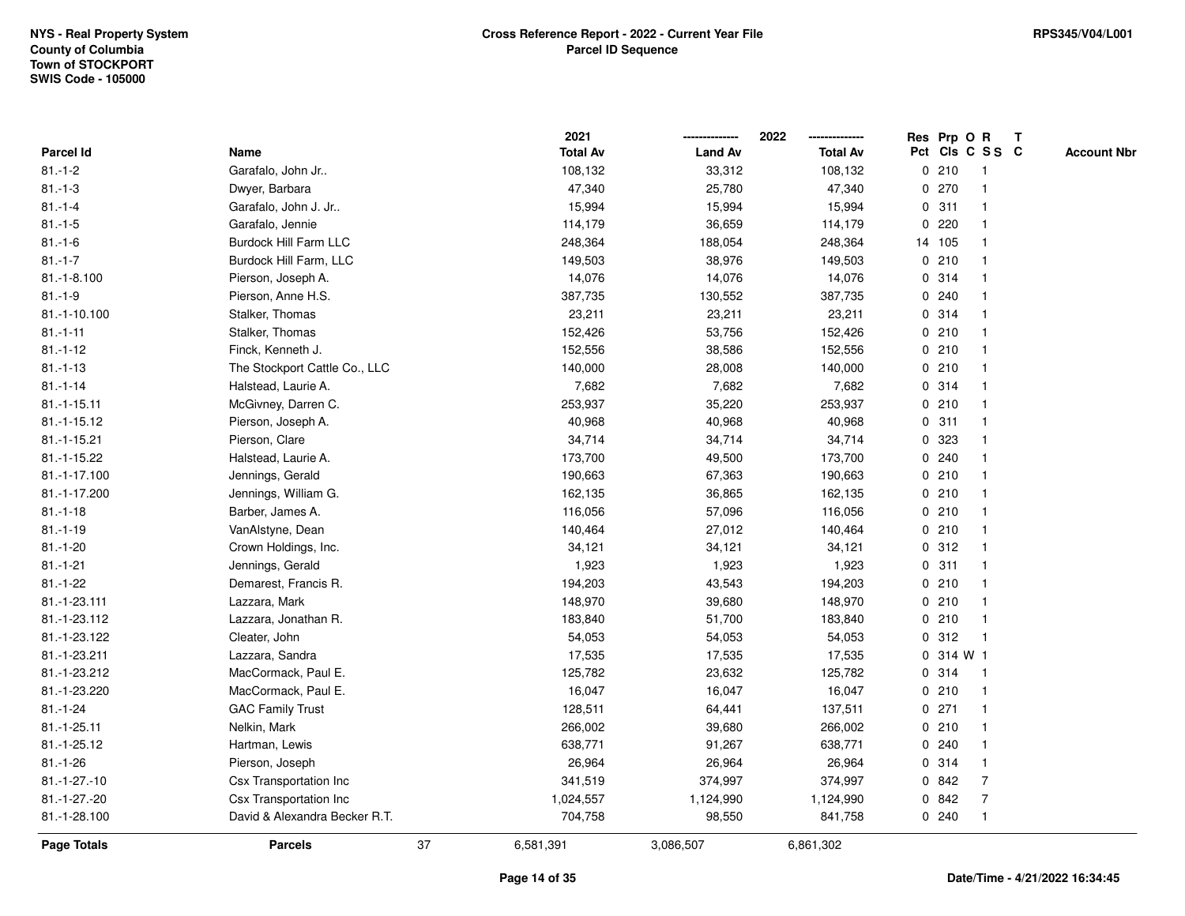NYS - Real Property System
County of Columbia
Town of STOCKPORT
SWIS Code - 105000

**Cross Reference Report - 2022 - Current Year File**
**Parcel ID Sequence**

RPS345/V04/L001

| Parcel Id | Name | 2021 Total Av | 2022 Land Av | 2022 Total Av | Res Pct | Prp Cls | O C | R S S | T C | Account Nbr |
|---|---|---|---|---|---|---|---|---|---|---|
| 81.-1-2 | Garafalo, John Jr.. | 108,132 | 33,312 | 108,132 | 0 | 210 | | 1 | | |
| 81.-1-3 | Dwyer, Barbara | 47,340 | 25,780 | 47,340 | 0 | 270 | | 1 | | |
| 81.-1-4 | Garafalo, John J. Jr.. | 15,994 | 15,994 | 15,994 | 0 | 311 | | 1 | | |
| 81.-1-5 | Garafalo, Jennie | 114,179 | 36,659 | 114,179 | 0 | 220 | | 1 | | |
| 81.-1-6 | Burdock Hill Farm LLC | 248,364 | 188,054 | 248,364 | 14 | 105 | | 1 | | |
| 81.-1-7 | Burdock Hill Farm, LLC | 149,503 | 38,976 | 149,503 | 0 | 210 | | 1 | | |
| 81.-1-8.100 | Pierson, Joseph A. | 14,076 | 14,076 | 14,076 | 0 | 314 | | 1 | | |
| 81.-1-9 | Pierson, Anne H.S. | 387,735 | 130,552 | 387,735 | 0 | 240 | | 1 | | |
| 81.-1-10.100 | Stalker, Thomas | 23,211 | 23,211 | 23,211 | 0 | 314 | | 1 | | |
| 81.-1-11 | Stalker, Thomas | 152,426 | 53,756 | 152,426 | 0 | 210 | | 1 | | |
| 81.-1-12 | Finck, Kenneth J. | 152,556 | 38,586 | 152,556 | 0 | 210 | | 1 | | |
| 81.-1-13 | The Stockport Cattle Co., LLC | 140,000 | 28,008 | 140,000 | 0 | 210 | | 1 | | |
| 81.-1-14 | Halstead, Laurie A. | 7,682 | 7,682 | 7,682 | 0 | 314 | | 1 | | |
| 81.-1-15.11 | McGivney, Darren C. | 253,937 | 35,220 | 253,937 | 0 | 210 | | 1 | | |
| 81.-1-15.12 | Pierson, Joseph A. | 40,968 | 40,968 | 40,968 | 0 | 311 | | 1 | | |
| 81.-1-15.21 | Pierson, Clare | 34,714 | 34,714 | 34,714 | 0 | 323 | | 1 | | |
| 81.-1-15.22 | Halstead, Laurie A. | 173,700 | 49,500 | 173,700 | 0 | 240 | | 1 | | |
| 81.-1-17.100 | Jennings, Gerald | 190,663 | 67,363 | 190,663 | 0 | 210 | | 1 | | |
| 81.-1-17.200 | Jennings, William G. | 162,135 | 36,865 | 162,135 | 0 | 210 | | 1 | | |
| 81.-1-18 | Barber, James A. | 116,056 | 57,096 | 116,056 | 0 | 210 | | 1 | | |
| 81.-1-19 | VanAlstyne, Dean | 140,464 | 27,012 | 140,464 | 0 | 210 | | 1 | | |
| 81.-1-20 | Crown Holdings, Inc. | 34,121 | 34,121 | 34,121 | 0 | 312 | | 1 | | |
| 81.-1-21 | Jennings, Gerald | 1,923 | 1,923 | 1,923 | 0 | 311 | | 1 | | |
| 81.-1-22 | Demarest, Francis R. | 194,203 | 43,543 | 194,203 | 0 | 210 | | 1 | | |
| 81.-1-23.111 | Lazzara, Mark | 148,970 | 39,680 | 148,970 | 0 | 210 | | 1 | | |
| 81.-1-23.112 | Lazzara, Jonathan R. | 183,840 | 51,700 | 183,840 | 0 | 210 | | 1 | | |
| 81.-1-23.122 | Cleater, John | 54,053 | 54,053 | 54,053 | 0 | 312 | | 1 | | |
| 81.-1-23.211 | Lazzara, Sandra | 17,535 | 17,535 | 17,535 | 0 | 314 | W | 1 | | |
| 81.-1-23.212 | MacCormack, Paul E. | 125,782 | 23,632 | 125,782 | 0 | 314 | | 1 | | |
| 81.-1-23.220 | MacCormack, Paul E. | 16,047 | 16,047 | 16,047 | 0 | 210 | | 1 | | |
| 81.-1-24 | GAC Family Trust | 128,511 | 64,441 | 137,511 | 0 | 271 | | 1 | | |
| 81.-1-25.11 | Nelkin, Mark | 266,002 | 39,680 | 266,002 | 0 | 210 | | 1 | | |
| 81.-1-25.12 | Hartman, Lewis | 638,771 | 91,267 | 638,771 | 0 | 240 | | 1 | | |
| 81.-1-26 | Pierson, Joseph | 26,964 | 26,964 | 26,964 | 0 | 314 | | 1 | | |
| 81.-1-27.-10 | Csx Transportation Inc | 341,519 | 374,997 | 374,997 | 0 | 842 | | 7 | | |
| 81.-1-27.-20 | Csx Transportation Inc | 1,024,557 | 1,124,990 | 1,124,990 | 0 | 842 | | 7 | | |
| 81.-1-28.100 | David & Alexandra Becker R.T. | 704,758 | 98,550 | 841,758 | 0 | 240 | | 1 | | |
| **Page Totals** | **Parcels** 37 | 6,581,391 | 3,086,507 | 6,861,302 | | | | | | |

Date/Time - 4/21/2022 16:34:45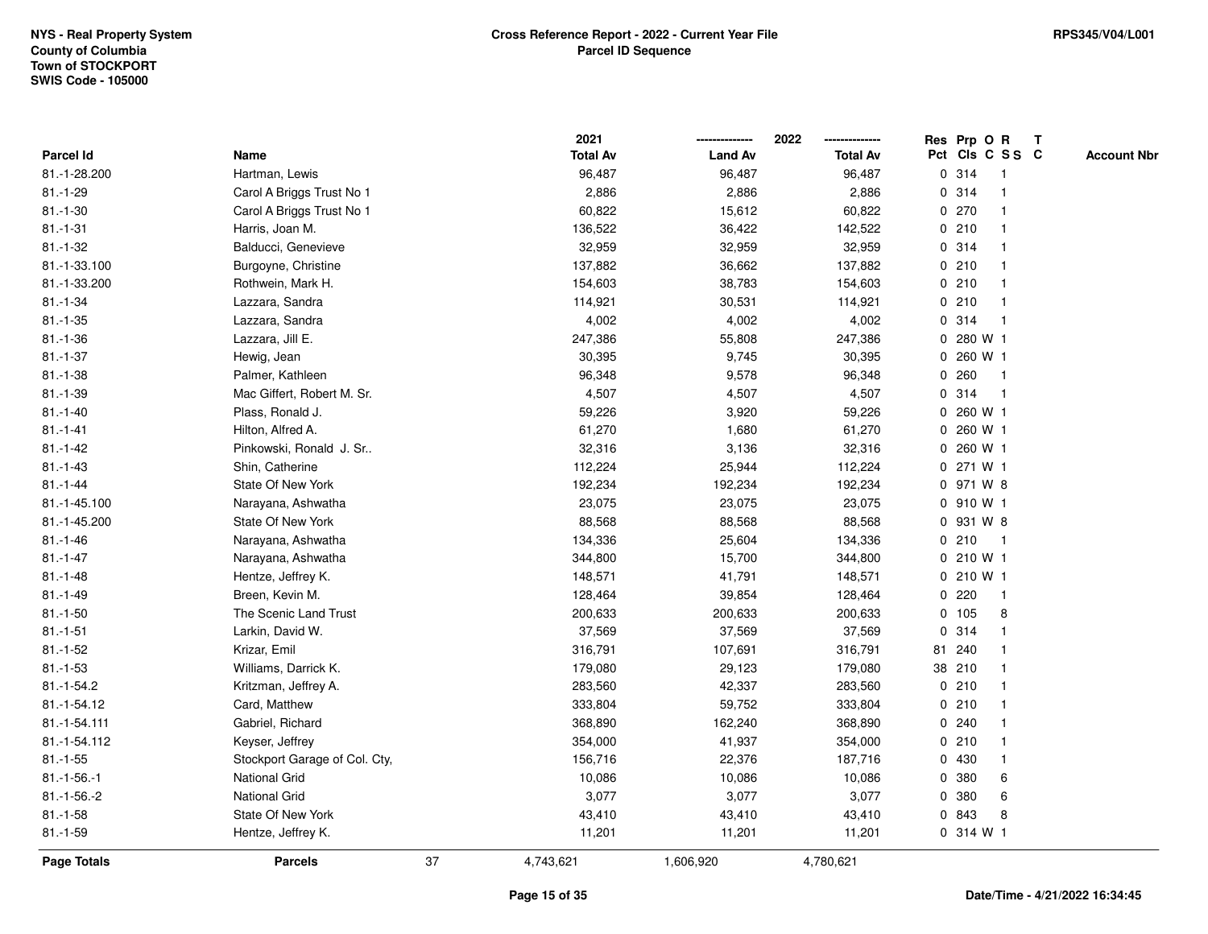NYS - Real Property System
County of Columbia
Town of STOCKPORT
SWIS Code - 105000

**Cross Reference Report - 2022 - Current Year File**
**Parcel ID Sequence**

RPS345/V04/L001

| Parcel Id | Name | 2021 Total Av | 2022 Land Av | 2022 Total Av | Res Pct | Prp Cls | O C | R SS | T C | Account Nbr |
|---|---|---|---|---|---|---|---|---|---|---|
| 81.-1-28.200 | Hartman, Lewis | 96,487 | 96,487 | 96,487 | 0 | 314 | | 1 | | |
| 81.-1-29 | Carol A Briggs Trust No 1 | 2,886 | 2,886 | 2,886 | 0 | 314 | | 1 | | |
| 81.-1-30 | Carol A Briggs Trust No 1 | 60,822 | 15,612 | 60,822 | 0 | 270 | | 1 | | |
| 81.-1-31 | Harris, Joan M. | 136,522 | 36,422 | 142,522 | 0 | 210 | | 1 | | |
| 81.-1-32 | Balducci, Genevieve | 32,959 | 32,959 | 32,959 | 0 | 314 | | 1 | | |
| 81.-1-33.100 | Burgoyne, Christine | 137,882 | 36,662 | 137,882 | 0 | 210 | | 1 | | |
| 81.-1-33.200 | Rothwein, Mark H. | 154,603 | 38,783 | 154,603 | 0 | 210 | | 1 | | |
| 81.-1-34 | Lazzara, Sandra | 114,921 | 30,531 | 114,921 | 0 | 210 | | 1 | | |
| 81.-1-35 | Lazzara, Sandra | 4,002 | 4,002 | 4,002 | 0 | 314 | | 1 | | |
| 81.-1-36 | Lazzara, Jill E. | 247,386 | 55,808 | 247,386 | 0 | 280 | W | 1 | | |
| 81.-1-37 | Hewig, Jean | 30,395 | 9,745 | 30,395 | 0 | 260 | W | 1 | | |
| 81.-1-38 | Palmer, Kathleen | 96,348 | 9,578 | 96,348 | 0 | 260 | | 1 | | |
| 81.-1-39 | Mac Giffert, Robert M. Sr. | 4,507 | 4,507 | 4,507 | 0 | 314 | | 1 | | |
| 81.-1-40 | Plass, Ronald J. | 59,226 | 3,920 | 59,226 | 0 | 260 | W | 1 | | |
| 81.-1-41 | Hilton, Alfred A. | 61,270 | 1,680 | 61,270 | 0 | 260 | W | 1 | | |
| 81.-1-42 | Pinkowski, Ronald J. Sr.. | 32,316 | 3,136 | 32,316 | 0 | 260 | W | 1 | | |
| 81.-1-43 | Shin, Catherine | 112,224 | 25,944 | 112,224 | 0 | 271 | W | 1 | | |
| 81.-1-44 | State Of New York | 192,234 | 192,234 | 192,234 | 0 | 971 | W | 8 | | |
| 81.-1-45.100 | Narayana, Ashwatha | 23,075 | 23,075 | 23,075 | 0 | 910 | W | 1 | | |
| 81.-1-45.200 | State Of New York | 88,568 | 88,568 | 88,568 | 0 | 931 | W | 8 | | |
| 81.-1-46 | Narayana, Ashwatha | 134,336 | 25,604 | 134,336 | 0 | 210 | | 1 | | |
| 81.-1-47 | Narayana, Ashwatha | 344,800 | 15,700 | 344,800 | 0 | 210 | W | 1 | | |
| 81.-1-48 | Hentze, Jeffrey K. | 148,571 | 41,791 | 148,571 | 0 | 210 | W | 1 | | |
| 81.-1-49 | Breen, Kevin M. | 128,464 | 39,854 | 128,464 | 0 | 220 | | 1 | | |
| 81.-1-50 | The Scenic Land Trust | 200,633 | 200,633 | 200,633 | 0 | 105 | | 8 | | |
| 81.-1-51 | Larkin, David W. | 37,569 | 37,569 | 37,569 | 0 | 314 | | 1 | | |
| 81.-1-52 | Krizar, Emil | 316,791 | 107,691 | 316,791 | 81 | 240 | | 1 | | |
| 81.-1-53 | Williams, Darrick K. | 179,080 | 29,123 | 179,080 | 38 | 210 | | 1 | | |
| 81.-1-54.2 | Kritzman, Jeffrey A. | 283,560 | 42,337 | 283,560 | 0 | 210 | | 1 | | |
| 81.-1-54.12 | Card, Matthew | 333,804 | 59,752 | 333,804 | 0 | 210 | | 1 | | |
| 81.-1-54.111 | Gabriel, Richard | 368,890 | 162,240 | 368,890 | 0 | 240 | | 1 | | |
| 81.-1-54.112 | Keyser, Jeffrey | 354,000 | 41,937 | 354,000 | 0 | 210 | | 1 | | |
| 81.-1-55 | Stockport Garage of Col. Cty, | 156,716 | 22,376 | 187,716 | 0 | 430 | | 1 | | |
| 81.-1-56.-1 | National Grid | 10,086 | 10,086 | 10,086 | 0 | 380 | | 6 | | |
| 81.-1-56.-2 | National Grid | 3,077 | 3,077 | 3,077 | 0 | 380 | | 6 | | |
| 81.-1-58 | State Of New York | 43,410 | 43,410 | 43,410 | 0 | 843 | | 8 | | |
| 81.-1-59 | Hentze, Jeffrey K. | 11,201 | 11,201 | 11,201 | 0 | 314 | W | 1 | | |
| **Page Totals** | **Parcels** 37 | 4,743,621 | 1,606,920 | 4,780,621 | | | | | | |

Date/Time - 4/21/2022 16:34:45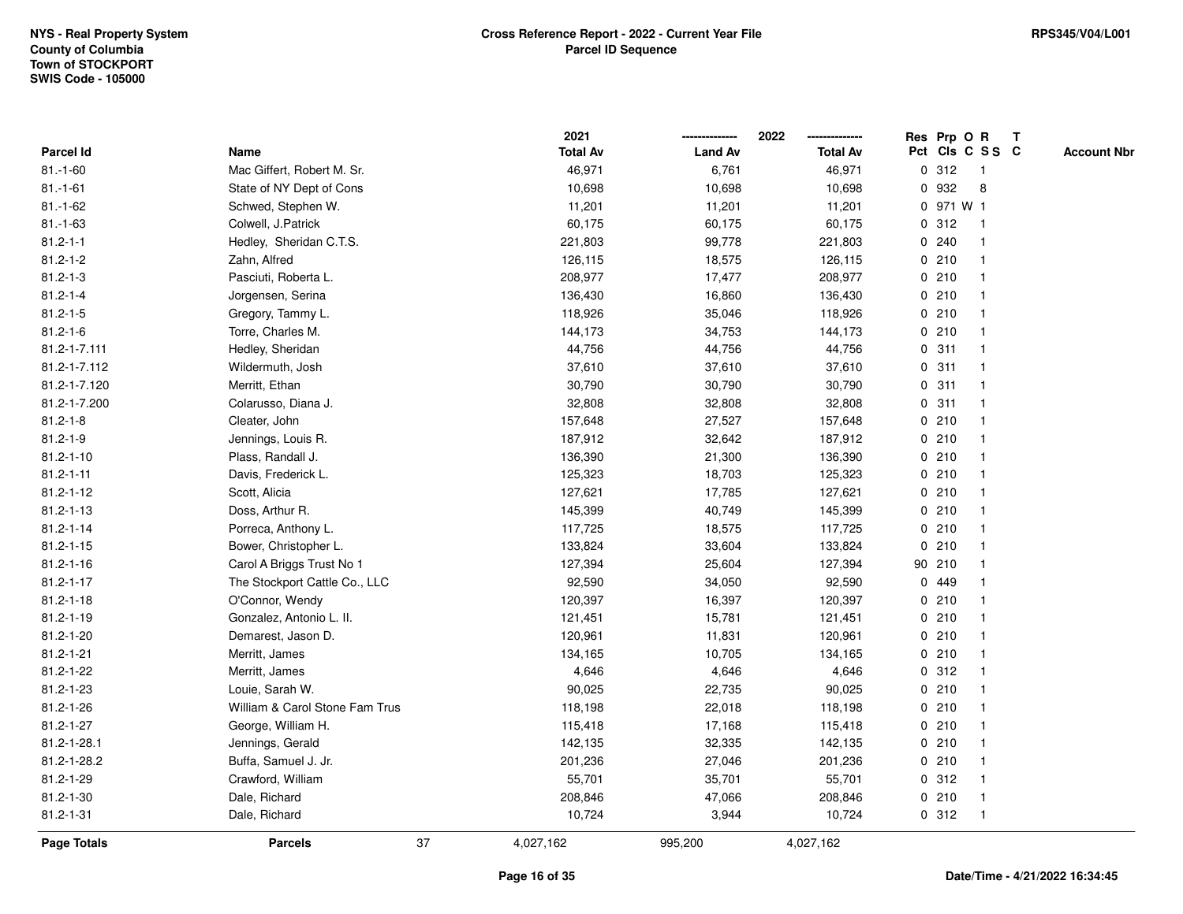NYS - Real Property System
County of Columbia
Town of STOCKPORT
SWIS Code - 105000

**Cross Reference Report - 2022 - Current Year File**
**Parcel ID Sequence**

RPS345/V04/L001

| Parcel Id | Name | 2021 Total Av | 2022 Land Av | 2022 Total Av | Res Pct | Prp Cls | O C | R S S | T C | Account Nbr |
|---|---|---|---|---|---|---|---|---|---|---|
| 81.-1-60 | Mac Giffert, Robert M. Sr. | 46,971 | 6,761 | 46,971 | 0 | 312 | | 1 | | |
| 81.-1-61 | State of NY Dept of Cons | 10,698 | 10,698 | 10,698 | 0 | 932 | | 8 | | |
| 81.-1-62 | Schwed, Stephen W. | 11,201 | 11,201 | 11,201 | 0 | 971 | W | 1 | | |
| 81.-1-63 | Colwell, J.Patrick | 60,175 | 60,175 | 60,175 | 0 | 312 | | 1 | | |
| 81.2-1-1 | Hedley, Sheridan C.T.S. | 221,803 | 99,778 | 221,803 | 0 | 240 | | 1 | | |
| 81.2-1-2 | Zahn, Alfred | 126,115 | 18,575 | 126,115 | 0 | 210 | | 1 | | |
| 81.2-1-3 | Pasciuti, Roberta L. | 208,977 | 17,477 | 208,977 | 0 | 210 | | 1 | | |
| 81.2-1-4 | Jorgensen, Serina | 136,430 | 16,860 | 136,430 | 0 | 210 | | 1 | | |
| 81.2-1-5 | Gregory, Tammy L. | 118,926 | 35,046 | 118,926 | 0 | 210 | | 1 | | |
| 81.2-1-6 | Torre, Charles M. | 144,173 | 34,753 | 144,173 | 0 | 210 | | 1 | | |
| 81.2-1-7.111 | Hedley, Sheridan | 44,756 | 44,756 | 44,756 | 0 | 311 | | 1 | | |
| 81.2-1-7.112 | Wildermuth, Josh | 37,610 | 37,610 | 37,610 | 0 | 311 | | 1 | | |
| 81.2-1-7.120 | Merritt, Ethan | 30,790 | 30,790 | 30,790 | 0 | 311 | | 1 | | |
| 81.2-1-7.200 | Colarusso, Diana J. | 32,808 | 32,808 | 32,808 | 0 | 311 | | 1 | | |
| 81.2-1-8 | Cleater, John | 157,648 | 27,527 | 157,648 | 0 | 210 | | 1 | | |
| 81.2-1-9 | Jennings, Louis R. | 187,912 | 32,642 | 187,912 | 0 | 210 | | 1 | | |
| 81.2-1-10 | Plass, Randall J. | 136,390 | 21,300 | 136,390 | 0 | 210 | | 1 | | |
| 81.2-1-11 | Davis, Frederick L. | 125,323 | 18,703 | 125,323 | 0 | 210 | | 1 | | |
| 81.2-1-12 | Scott, Alicia | 127,621 | 17,785 | 127,621 | 0 | 210 | | 1 | | |
| 81.2-1-13 | Doss, Arthur R. | 145,399 | 40,749 | 145,399 | 0 | 210 | | 1 | | |
| 81.2-1-14 | Porreca, Anthony L. | 117,725 | 18,575 | 117,725 | 0 | 210 | | 1 | | |
| 81.2-1-15 | Bower, Christopher L. | 133,824 | 33,604 | 133,824 | 0 | 210 | | 1 | | |
| 81.2-1-16 | Carol A Briggs Trust No 1 | 127,394 | 25,604 | 127,394 | 90 | 210 | | 1 | | |
| 81.2-1-17 | The Stockport Cattle Co., LLC | 92,590 | 34,050 | 92,590 | 0 | 449 | | 1 | | |
| 81.2-1-18 | O'Connor, Wendy | 120,397 | 16,397 | 120,397 | 0 | 210 | | 1 | | |
| 81.2-1-19 | Gonzalez, Antonio L. II. | 121,451 | 15,781 | 121,451 | 0 | 210 | | 1 | | |
| 81.2-1-20 | Demarest, Jason D. | 120,961 | 11,831 | 120,961 | 0 | 210 | | 1 | | |
| 81.2-1-21 | Merritt, James | 134,165 | 10,705 | 134,165 | 0 | 210 | | 1 | | |
| 81.2-1-22 | Merritt, James | 4,646 | 4,646 | 4,646 | 0 | 312 | | 1 | | |
| 81.2-1-23 | Louie, Sarah W. | 90,025 | 22,735 | 90,025 | 0 | 210 | | 1 | | |
| 81.2-1-26 | William & Carol Stone Fam Trus | 118,198 | 22,018 | 118,198 | 0 | 210 | | 1 | | |
| 81.2-1-27 | George, William H. | 115,418 | 17,168 | 115,418 | 0 | 210 | | 1 | | |
| 81.2-1-28.1 | Jennings, Gerald | 142,135 | 32,335 | 142,135 | 0 | 210 | | 1 | | |
| 81.2-1-28.2 | Buffa, Samuel J. Jr. | 201,236 | 27,046 | 201,236 | 0 | 210 | | 1 | | |
| 81.2-1-29 | Crawford, William | 55,701 | 35,701 | 55,701 | 0 | 312 | | 1 | | |
| 81.2-1-30 | Dale, Richard | 208,846 | 47,066 | 208,846 | 0 | 210 | | 1 | | |
| 81.2-1-31 | Dale, Richard | 10,724 | 3,944 | 10,724 | 0 | 312 | | 1 | | |
| **Page Totals** | **Parcels** 37 | 4,027,162 | 995,200 | 4,027,162 | | | | | | |

Date/Time - 4/21/2022 16:34:45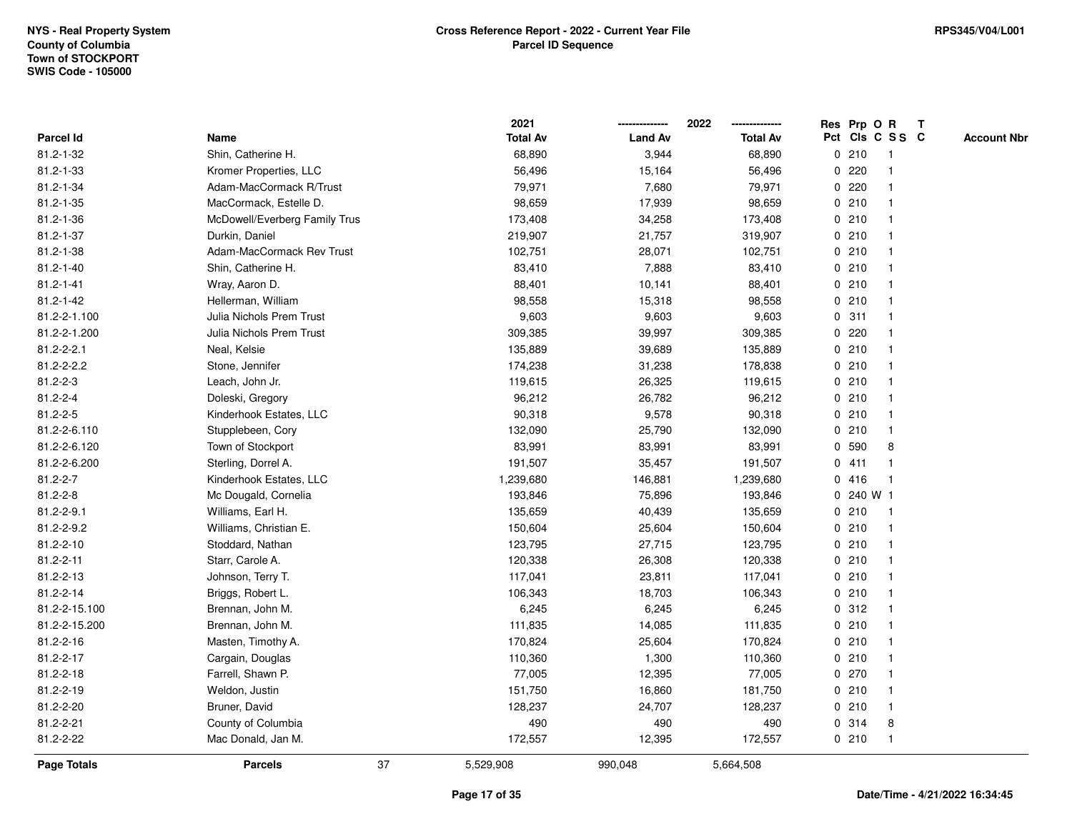NYS - Real Property System
County of Columbia
Town of STOCKPORT
SWIS Code - 105000

**Cross Reference Report - 2022 - Current Year File**
**Parcel ID Sequence**

RPS345/V04/L001

| Parcel Id | Name | 2021 Total Av | 2022 Land Av | 2022 Total Av | Res Pct | Prp Cls | O C | R S S | T C | Account Nbr |
|---|---|---|---|---|---|---|---|---|---|---|
| 81.2-1-32 | Shin, Catherine H. | 68,890 | 3,944 | 68,890 | 0 | 210 | | 1 | | |
| 81.2-1-33 | Kromer Properties, LLC | 56,496 | 15,164 | 56,496 | 0 | 220 | | 1 | | |
| 81.2-1-34 | Adam-MacCormack R/Trust | 79,971 | 7,680 | 79,971 | 0 | 220 | | 1 | | |
| 81.2-1-35 | MacCormack, Estelle D. | 98,659 | 17,939 | 98,659 | 0 | 210 | | 1 | | |
| 81.2-1-36 | McDowell/Everberg Family Trus | 173,408 | 34,258 | 173,408 | 0 | 210 | | 1 | | |
| 81.2-1-37 | Durkin, Daniel | 219,907 | 21,757 | 319,907 | 0 | 210 | | 1 | | |
| 81.2-1-38 | Adam-MacCormack Rev Trust | 102,751 | 28,071 | 102,751 | 0 | 210 | | 1 | | |
| 81.2-1-40 | Shin, Catherine H. | 83,410 | 7,888 | 83,410 | 0 | 210 | | 1 | | |
| 81.2-1-41 | Wray, Aaron D. | 88,401 | 10,141 | 88,401 | 0 | 210 | | 1 | | |
| 81.2-1-42 | Hellerman, William | 98,558 | 15,318 | 98,558 | 0 | 210 | | 1 | | |
| 81.2-2-1.100 | Julia Nichols Prem Trust | 9,603 | 9,603 | 9,603 | 0 | 311 | | 1 | | |
| 81.2-2-1.200 | Julia Nichols Prem Trust | 309,385 | 39,997 | 309,385 | 0 | 220 | | 1 | | |
| 81.2-2-2.1 | Neal, Kelsie | 135,889 | 39,689 | 135,889 | 0 | 210 | | 1 | | |
| 81.2-2-2.2 | Stone, Jennifer | 174,238 | 31,238 | 178,838 | 0 | 210 | | 1 | | |
| 81.2-2-3 | Leach, John Jr. | 119,615 | 26,325 | 119,615 | 0 | 210 | | 1 | | |
| 81.2-2-4 | Doleski, Gregory | 96,212 | 26,782 | 96,212 | 0 | 210 | | 1 | | |
| 81.2-2-5 | Kinderhook Estates, LLC | 90,318 | 9,578 | 90,318 | 0 | 210 | | 1 | | |
| 81.2-2-6.110 | Stupplebeen, Cory | 132,090 | 25,790 | 132,090 | 0 | 210 | | 1 | | |
| 81.2-2-6.120 | Town of Stockport | 83,991 | 83,991 | 83,991 | 0 | 590 | | 8 | | |
| 81.2-2-6.200 | Sterling, Dorrel A. | 191,507 | 35,457 | 191,507 | 0 | 411 | | 1 | | |
| 81.2-2-7 | Kinderhook Estates, LLC | 1,239,680 | 146,881 | 1,239,680 | 0 | 416 | | 1 | | |
| 81.2-2-8 | Mc Dougald, Cornelia | 193,846 | 75,896 | 193,846 | 0 | 240 | W | 1 | | |
| 81.2-2-9.1 | Williams, Earl H. | 135,659 | 40,439 | 135,659 | 0 | 210 | | 1 | | |
| 81.2-2-9.2 | Williams, Christian E. | 150,604 | 25,604 | 150,604 | 0 | 210 | | 1 | | |
| 81.2-2-10 | Stoddard, Nathan | 123,795 | 27,715 | 123,795 | 0 | 210 | | 1 | | |
| 81.2-2-11 | Starr, Carole A. | 120,338 | 26,308 | 120,338 | 0 | 210 | | 1 | | |
| 81.2-2-13 | Johnson, Terry T. | 117,041 | 23,811 | 117,041 | 0 | 210 | | 1 | | |
| 81.2-2-14 | Briggs, Robert L. | 106,343 | 18,703 | 106,343 | 0 | 210 | | 1 | | |
| 81.2-2-15.100 | Brennan, John M. | 6,245 | 6,245 | 6,245 | 0 | 312 | | 1 | | |
| 81.2-2-15.200 | Brennan, John M. | 111,835 | 14,085 | 111,835 | 0 | 210 | | 1 | | |
| 81.2-2-16 | Masten, Timothy A. | 170,824 | 25,604 | 170,824 | 0 | 210 | | 1 | | |
| 81.2-2-17 | Cargain, Douglas | 110,360 | 1,300 | 110,360 | 0 | 210 | | 1 | | |
| 81.2-2-18 | Farrell, Shawn P. | 77,005 | 12,395 | 77,005 | 0 | 270 | | 1 | | |
| 81.2-2-19 | Weldon, Justin | 151,750 | 16,860 | 181,750 | 0 | 210 | | 1 | | |
| 81.2-2-20 | Bruner, David | 128,237 | 24,707 | 128,237 | 0 | 210 | | 1 | | |
| 81.2-2-21 | County of Columbia | 490 | 490 | 490 | 0 | 314 | | 8 | | |
| 81.2-2-22 | Mac Donald, Jan M. | 172,557 | 12,395 | 172,557 | 0 | 210 | | 1 | | |
| **Page Totals** | **Parcels** 37 | 5,529,908 | 990,048 | 5,664,508 | | | | | | |

**Date/Time - 4/21/2022 16:34:45**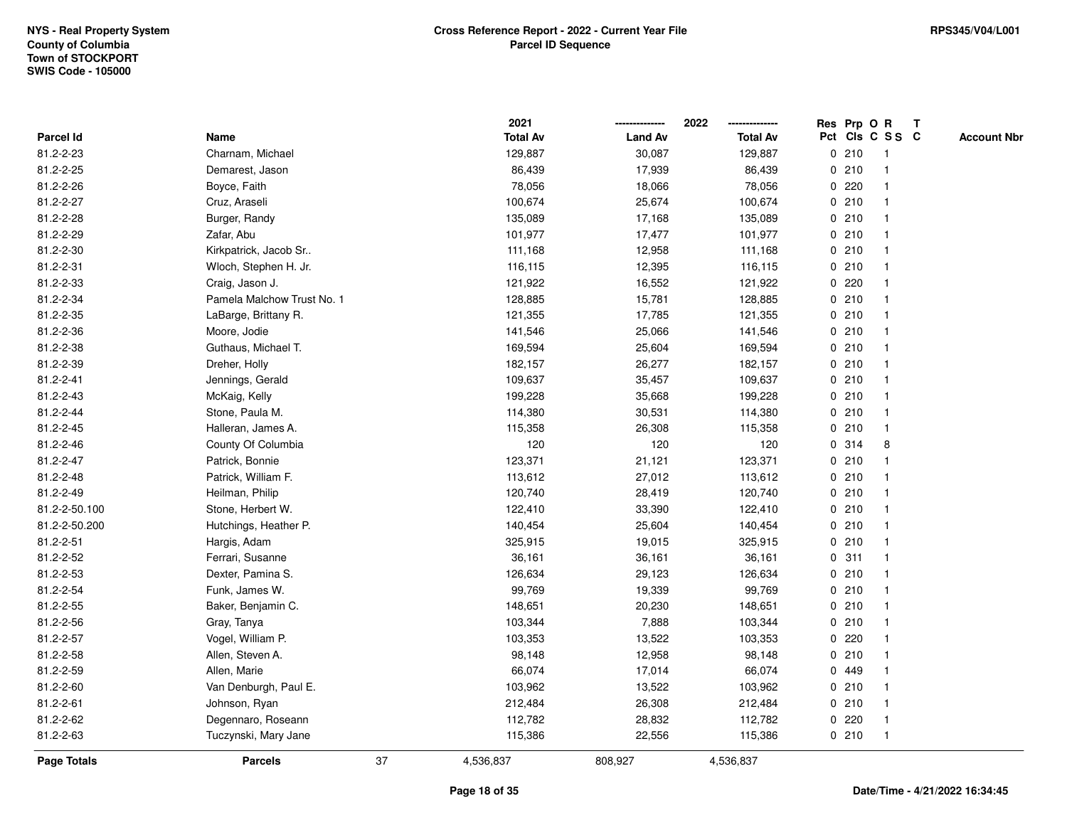NYS - Real Property System
County of Columbia
Town of STOCKPORT
SWIS Code - 105000

**Cross Reference Report - 2022 - Current Year File**
**Parcel ID Sequence**

RPS345/V04/L001

| Parcel Id | Name | 2021 Total Av | 2022 Land Av | 2022 Total Av | Res Pct | Prp Cls | O C | R S S | T C | Account Nbr |
|---|---|---|---|---|---|---|---|---|---|---|
| 81.2-2-23 | Charnam, Michael | 129,887 | 30,087 | 129,887 | 0 | 210 | | 1 | | |
| 81.2-2-25 | Demarest, Jason | 86,439 | 17,939 | 86,439 | 0 | 210 | | 1 | | |
| 81.2-2-26 | Boyce, Faith | 78,056 | 18,066 | 78,056 | 0 | 220 | | 1 | | |
| 81.2-2-27 | Cruz, Araseli | 100,674 | 25,674 | 100,674 | 0 | 210 | | 1 | | |
| 81.2-2-28 | Burger, Randy | 135,089 | 17,168 | 135,089 | 0 | 210 | | 1 | | |
| 81.2-2-29 | Zafar, Abu | 101,977 | 17,477 | 101,977 | 0 | 210 | | 1 | | |
| 81.2-2-30 | Kirkpatrick, Jacob Sr.. | 111,168 | 12,958 | 111,168 | 0 | 210 | | 1 | | |
| 81.2-2-31 | Wloch, Stephen H. Jr. | 116,115 | 12,395 | 116,115 | 0 | 210 | | 1 | | |
| 81.2-2-33 | Craig, Jason J. | 121,922 | 16,552 | 121,922 | 0 | 220 | | 1 | | |
| 81.2-2-34 | Pamela Malchow Trust No. 1 | 128,885 | 15,781 | 128,885 | 0 | 210 | | 1 | | |
| 81.2-2-35 | LaBarge, Brittany R. | 121,355 | 17,785 | 121,355 | 0 | 210 | | 1 | | |
| 81.2-2-36 | Moore, Jodie | 141,546 | 25,066 | 141,546 | 0 | 210 | | 1 | | |
| 81.2-2-38 | Guthaus, Michael T. | 169,594 | 25,604 | 169,594 | 0 | 210 | | 1 | | |
| 81.2-2-39 | Dreher, Holly | 182,157 | 26,277 | 182,157 | 0 | 210 | | 1 | | |
| 81.2-2-41 | Jennings, Gerald | 109,637 | 35,457 | 109,637 | 0 | 210 | | 1 | | |
| 81.2-2-43 | McKaig, Kelly | 199,228 | 35,668 | 199,228 | 0 | 210 | | 1 | | |
| 81.2-2-44 | Stone, Paula M. | 114,380 | 30,531 | 114,380 | 0 | 210 | | 1 | | |
| 81.2-2-45 | Halleran, James A. | 115,358 | 26,308 | 115,358 | 0 | 210 | | 1 | | |
| 81.2-2-46 | County Of Columbia | 120 | 120 | 120 | 0 | 314 | | 8 | | |
| 81.2-2-47 | Patrick, Bonnie | 123,371 | 21,121 | 123,371 | 0 | 210 | | 1 | | |
| 81.2-2-48 | Patrick, William F. | 113,612 | 27,012 | 113,612 | 0 | 210 | | 1 | | |
| 81.2-2-49 | Heilman, Philip | 120,740 | 28,419 | 120,740 | 0 | 210 | | 1 | | |
| 81.2-2-50.100 | Stone, Herbert W. | 122,410 | 33,390 | 122,410 | 0 | 210 | | 1 | | |
| 81.2-2-50.200 | Hutchings, Heather P. | 140,454 | 25,604 | 140,454 | 0 | 210 | | 1 | | |
| 81.2-2-51 | Hargis, Adam | 325,915 | 19,015 | 325,915 | 0 | 210 | | 1 | | |
| 81.2-2-52 | Ferrari, Susanne | 36,161 | 36,161 | 36,161 | 0 | 311 | | 1 | | |
| 81.2-2-53 | Dexter, Pamina S. | 126,634 | 29,123 | 126,634 | 0 | 210 | | 1 | | |
| 81.2-2-54 | Funk, James W. | 99,769 | 19,339 | 99,769 | 0 | 210 | | 1 | | |
| 81.2-2-55 | Baker, Benjamin C. | 148,651 | 20,230 | 148,651 | 0 | 210 | | 1 | | |
| 81.2-2-56 | Gray, Tanya | 103,344 | 7,888 | 103,344 | 0 | 210 | | 1 | | |
| 81.2-2-57 | Vogel, William P. | 103,353 | 13,522 | 103,353 | 0 | 220 | | 1 | | |
| 81.2-2-58 | Allen, Steven A. | 98,148 | 12,958 | 98,148 | 0 | 210 | | 1 | | |
| 81.2-2-59 | Allen, Marie | 66,074 | 17,014 | 66,074 | 0 | 449 | | 1 | | |
| 81.2-2-60 | Van Denburgh, Paul E. | 103,962 | 13,522 | 103,962 | 0 | 210 | | 1 | | |
| 81.2-2-61 | Johnson, Ryan | 212,484 | 26,308 | 212,484 | 0 | 210 | | 1 | | |
| 81.2-2-62 | Degennaro, Roseann | 112,782 | 28,832 | 112,782 | 0 | 220 | | 1 | | |
| 81.2-2-63 | Tuczynski, Mary Jane | 115,386 | 22,556 | 115,386 | 0 | 210 | | 1 | | |
| **Page Totals** | **Parcels** 37 | 4,536,837 | 808,927 | 4,536,837 | | | | | | |

Date/Time - 4/21/2022 16:34:45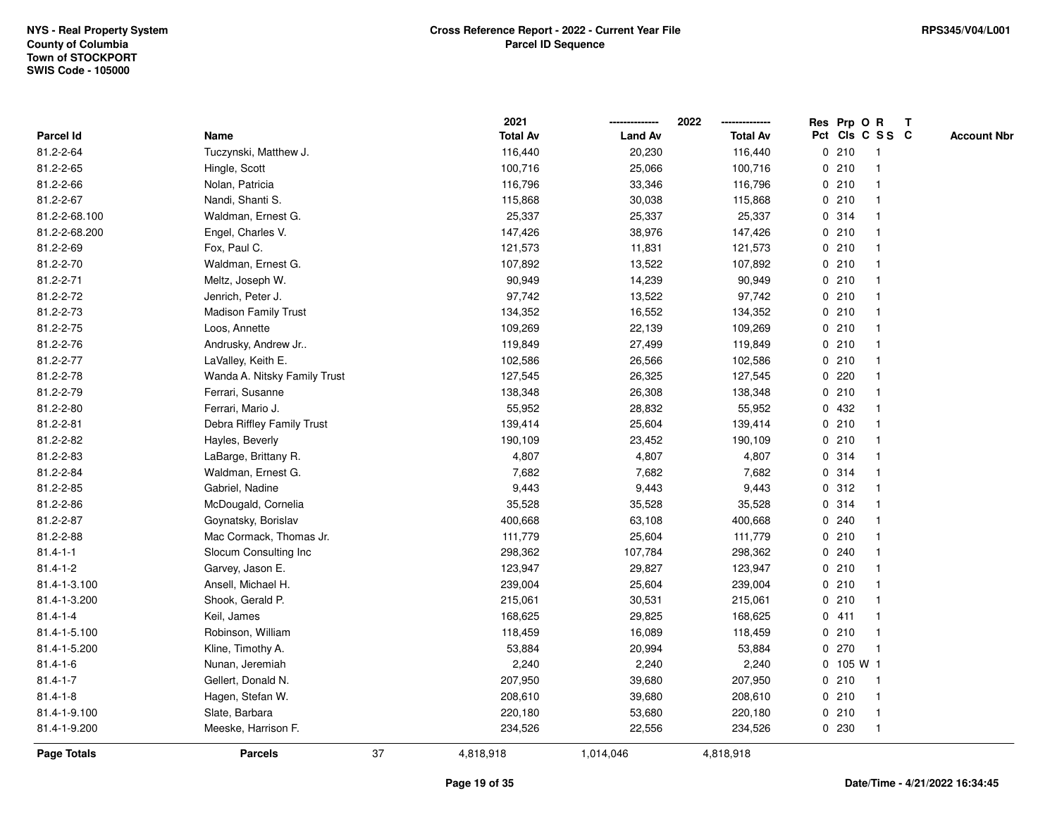NYS - Real Property System
County of Columbia
Town of STOCKPORT
SWIS Code - 105000

**Cross Reference Report - 2022 - Current Year File**
**Parcel ID Sequence**

RPS345/V04/L001

| Parcel Id | Name | 2021 Total Av | 2022 Land Av | 2022 Total Av | Res Pct | Prp Cls | O C | R SS | T C | Account Nbr |
|---|---|---|---|---|---|---|---|---|---|---|
| 81.2-2-64 | Tuczynski, Matthew J. | 116,440 | 20,230 | 116,440 | 0 | 210 | | 1 | | |
| 81.2-2-65 | Hingle, Scott | 100,716 | 25,066 | 100,716 | 0 | 210 | | 1 | | |
| 81.2-2-66 | Nolan, Patricia | 116,796 | 33,346 | 116,796 | 0 | 210 | | 1 | | |
| 81.2-2-67 | Nandi, Shanti S. | 115,868 | 30,038 | 115,868 | 0 | 210 | | 1 | | |
| 81.2-2-68.100 | Waldman, Ernest G. | 25,337 | 25,337 | 25,337 | 0 | 314 | | 1 | | |
| 81.2-2-68.200 | Engel, Charles V. | 147,426 | 38,976 | 147,426 | 0 | 210 | | 1 | | |
| 81.2-2-69 | Fox, Paul C. | 121,573 | 11,831 | 121,573 | 0 | 210 | | 1 | | |
| 81.2-2-70 | Waldman, Ernest G. | 107,892 | 13,522 | 107,892 | 0 | 210 | | 1 | | |
| 81.2-2-71 | Meltz, Joseph W. | 90,949 | 14,239 | 90,949 | 0 | 210 | | 1 | | |
| 81.2-2-72 | Jenrich, Peter J. | 97,742 | 13,522 | 97,742 | 0 | 210 | | 1 | | |
| 81.2-2-73 | Madison Family Trust | 134,352 | 16,552 | 134,352 | 0 | 210 | | 1 | | |
| 81.2-2-75 | Loos, Annette | 109,269 | 22,139 | 109,269 | 0 | 210 | | 1 | | |
| 81.2-2-76 | Andrusky, Andrew Jr.. | 119,849 | 27,499 | 119,849 | 0 | 210 | | 1 | | |
| 81.2-2-77 | LaValley, Keith E. | 102,586 | 26,566 | 102,586 | 0 | 210 | | 1 | | |
| 81.2-2-78 | Wanda A. Nitsky Family Trust | 127,545 | 26,325 | 127,545 | 0 | 220 | | 1 | | |
| 81.2-2-79 | Ferrari, Susanne | 138,348 | 26,308 | 138,348 | 0 | 210 | | 1 | | |
| 81.2-2-80 | Ferrari, Mario J. | 55,952 | 28,832 | 55,952 | 0 | 432 | | 1 | | |
| 81.2-2-81 | Debra Riffley Family Trust | 139,414 | 25,604 | 139,414 | 0 | 210 | | 1 | | |
| 81.2-2-82 | Hayles, Beverly | 190,109 | 23,452 | 190,109 | 0 | 210 | | 1 | | |
| 81.2-2-83 | LaBarge, Brittany R. | 4,807 | 4,807 | 4,807 | 0 | 314 | | 1 | | |
| 81.2-2-84 | Waldman, Ernest G. | 7,682 | 7,682 | 7,682 | 0 | 314 | | 1 | | |
| 81.2-2-85 | Gabriel, Nadine | 9,443 | 9,443 | 9,443 | 0 | 312 | | 1 | | |
| 81.2-2-86 | McDougald, Cornelia | 35,528 | 35,528 | 35,528 | 0 | 314 | | 1 | | |
| 81.2-2-87 | Goynatsky, Borislav | 400,668 | 63,108 | 400,668 | 0 | 240 | | 1 | | |
| 81.2-2-88 | Mac Cormack, Thomas Jr. | 111,779 | 25,604 | 111,779 | 0 | 210 | | 1 | | |
| 81.4-1-1 | Slocum Consulting Inc | 298,362 | 107,784 | 298,362 | 0 | 240 | | 1 | | |
| 81.4-1-2 | Garvey, Jason E. | 123,947 | 29,827 | 123,947 | 0 | 210 | | 1 | | |
| 81.4-1-3.100 | Ansell, Michael H. | 239,004 | 25,604 | 239,004 | 0 | 210 | | 1 | | |
| 81.4-1-3.200 | Shook, Gerald P. | 215,061 | 30,531 | 215,061 | 0 | 210 | | 1 | | |
| 81.4-1-4 | Keil, James | 168,625 | 29,825 | 168,625 | 0 | 411 | | 1 | | |
| 81.4-1-5.100 | Robinson, William | 118,459 | 16,089 | 118,459 | 0 | 210 | | 1 | | |
| 81.4-1-5.200 | Kline, Timothy A. | 53,884 | 20,994 | 53,884 | 0 | 270 | | 1 | | |
| 81.4-1-6 | Nunan, Jeremiah | 2,240 | 2,240 | 2,240 | 0 | 105 | W | 1 | | |
| 81.4-1-7 | Gellert, Donald N. | 207,950 | 39,680 | 207,950 | 0 | 210 | | 1 | | |
| 81.4-1-8 | Hagen, Stefan W. | 208,610 | 39,680 | 208,610 | 0 | 210 | | 1 | | |
| 81.4-1-9.100 | Slate, Barbara | 220,180 | 53,680 | 220,180 | 0 | 210 | | 1 | | |
| 81.4-1-9.200 | Meeske, Harrison F. | 234,526 | 22,556 | 234,526 | 0 | 230 | | 1 | | |
| **Page Totals** | **Parcels** 37 | 4,818,918 | 1,014,046 | 4,818,918 | | | | | | |

Date/Time - 4/21/2022 16:34:45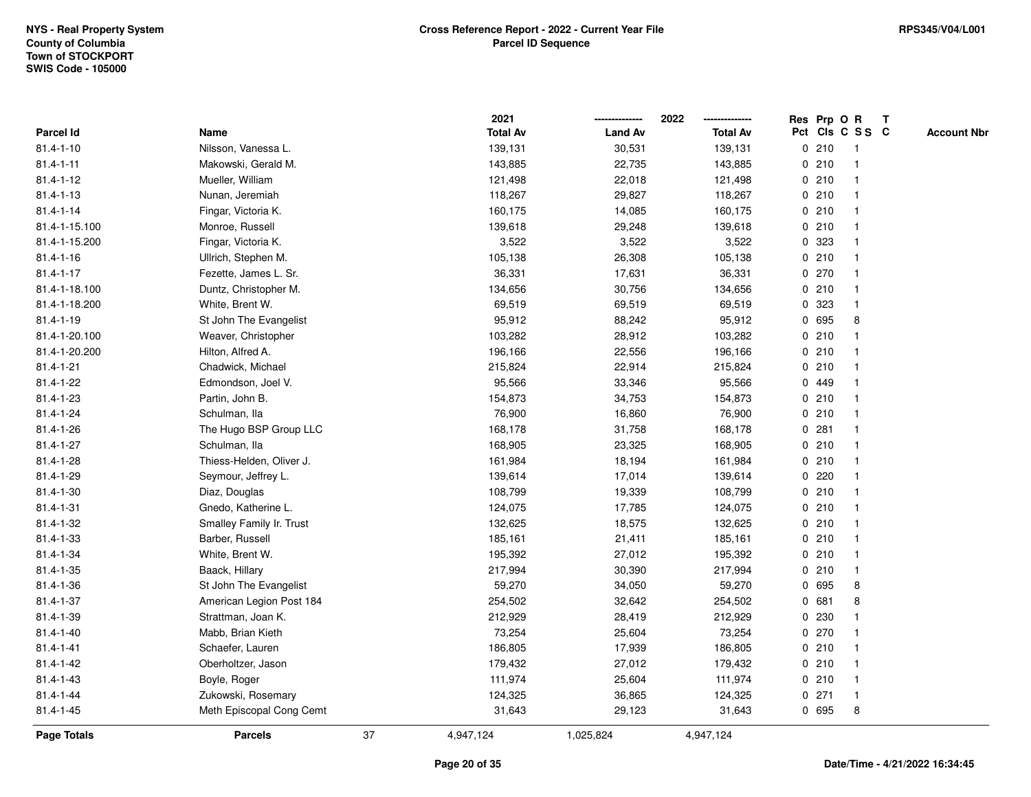NYS - Real Property System
County of Columbia
Town of STOCKPORT
SWIS Code - 105000

**Cross Reference Report - 2022 - Current Year File**
**Parcel ID Sequence**

RPS345/V04/L001

| Parcel Id | Name | 2021 Total Av | 2022 Land Av | 2022 Total Av | Res Pct | Prp Cls | O C | R S S | T C | Account Nbr |
|---|---|---|---|---|---|---|---|---|---|---|
| 81.4-1-10 | Nilsson, Vanessa L. | 139,131 | 30,531 | 139,131 | 0 | 210 | | 1 | | |
| 81.4-1-11 | Makowski, Gerald M. | 143,885 | 22,735 | 143,885 | 0 | 210 | | 1 | | |
| 81.4-1-12 | Mueller, William | 121,498 | 22,018 | 121,498 | 0 | 210 | | 1 | | |
| 81.4-1-13 | Nunan, Jeremiah | 118,267 | 29,827 | 118,267 | 0 | 210 | | 1 | | |
| 81.4-1-14 | Fingar, Victoria K. | 160,175 | 14,085 | 160,175 | 0 | 210 | | 1 | | |
| 81.4-1-15.100 | Monroe, Russell | 139,618 | 29,248 | 139,618 | 0 | 210 | | 1 | | |
| 81.4-1-15.200 | Fingar, Victoria K. | 3,522 | 3,522 | 3,522 | 0 | 323 | | 1 | | |
| 81.4-1-16 | Ullrich, Stephen M. | 105,138 | 26,308 | 105,138 | 0 | 210 | | 1 | | |
| 81.4-1-17 | Fezette, James L. Sr. | 36,331 | 17,631 | 36,331 | 0 | 270 | | 1 | | |
| 81.4-1-18.100 | Duntz, Christopher M. | 134,656 | 30,756 | 134,656 | 0 | 210 | | 1 | | |
| 81.4-1-18.200 | White, Brent W. | 69,519 | 69,519 | 69,519 | 0 | 323 | | 1 | | |
| 81.4-1-19 | St John The Evangelist | 95,912 | 88,242 | 95,912 | 0 | 695 | | 8 | | |
| 81.4-1-20.100 | Weaver, Christopher | 103,282 | 28,912 | 103,282 | 0 | 210 | | 1 | | |
| 81.4-1-20.200 | Hilton, Alfred A. | 196,166 | 22,556 | 196,166 | 0 | 210 | | 1 | | |
| 81.4-1-21 | Chadwick, Michael | 215,824 | 22,914 | 215,824 | 0 | 210 | | 1 | | |
| 81.4-1-22 | Edmondson, Joel V. | 95,566 | 33,346 | 95,566 | 0 | 449 | | 1 | | |
| 81.4-1-23 | Partin, John B. | 154,873 | 34,753 | 154,873 | 0 | 210 | | 1 | | |
| 81.4-1-24 | Schulman, Ila | 76,900 | 16,860 | 76,900 | 0 | 210 | | 1 | | |
| 81.4-1-26 | The Hugo BSP Group LLC | 168,178 | 31,758 | 168,178 | 0 | 281 | | 1 | | |
| 81.4-1-27 | Schulman, Ila | 168,905 | 23,325 | 168,905 | 0 | 210 | | 1 | | |
| 81.4-1-28 | Thiess-Helden, Oliver J. | 161,984 | 18,194 | 161,984 | 0 | 210 | | 1 | | |
| 81.4-1-29 | Seymour, Jeffrey L. | 139,614 | 17,014 | 139,614 | 0 | 220 | | 1 | | |
| 81.4-1-30 | Diaz, Douglas | 108,799 | 19,339 | 108,799 | 0 | 210 | | 1 | | |
| 81.4-1-31 | Gnedo, Katherine L. | 124,075 | 17,785 | 124,075 | 0 | 210 | | 1 | | |
| 81.4-1-32 | Smalley Family Ir. Trust | 132,625 | 18,575 | 132,625 | 0 | 210 | | 1 | | |
| 81.4-1-33 | Barber, Russell | 185,161 | 21,411 | 185,161 | 0 | 210 | | 1 | | |
| 81.4-1-34 | White, Brent W. | 195,392 | 27,012 | 195,392 | 0 | 210 | | 1 | | |
| 81.4-1-35 | Baack, Hillary | 217,994 | 30,390 | 217,994 | 0 | 210 | | 1 | | |
| 81.4-1-36 | St John The Evangelist | 59,270 | 34,050 | 59,270 | 0 | 695 | | 8 | | |
| 81.4-1-37 | American Legion Post 184 | 254,502 | 32,642 | 254,502 | 0 | 681 | | 8 | | |
| 81.4-1-39 | Strattman, Joan K. | 212,929 | 28,419 | 212,929 | 0 | 230 | | 1 | | |
| 81.4-1-40 | Mabb, Brian Kieth | 73,254 | 25,604 | 73,254 | 0 | 270 | | 1 | | |
| 81.4-1-41 | Schaefer, Lauren | 186,805 | 17,939 | 186,805 | 0 | 210 | | 1 | | |
| 81.4-1-42 | Oberholtzer, Jason | 179,432 | 27,012 | 179,432 | 0 | 210 | | 1 | | |
| 81.4-1-43 | Boyle, Roger | 111,974 | 25,604 | 111,974 | 0 | 210 | | 1 | | |
| 81.4-1-44 | Zukowski, Rosemary | 124,325 | 36,865 | 124,325 | 0 | 271 | | 1 | | |
| 81.4-1-45 | Meth Episcopal Cong Cemt | 31,643 | 29,123 | 31,643 | 0 | 695 | | 8 | | |
| **Page Totals** | **Parcels** 37 | 4,947,124 | 1,025,824 | 4,947,124 | | | | | | |

Date/Time - 4/21/2022 16:34:45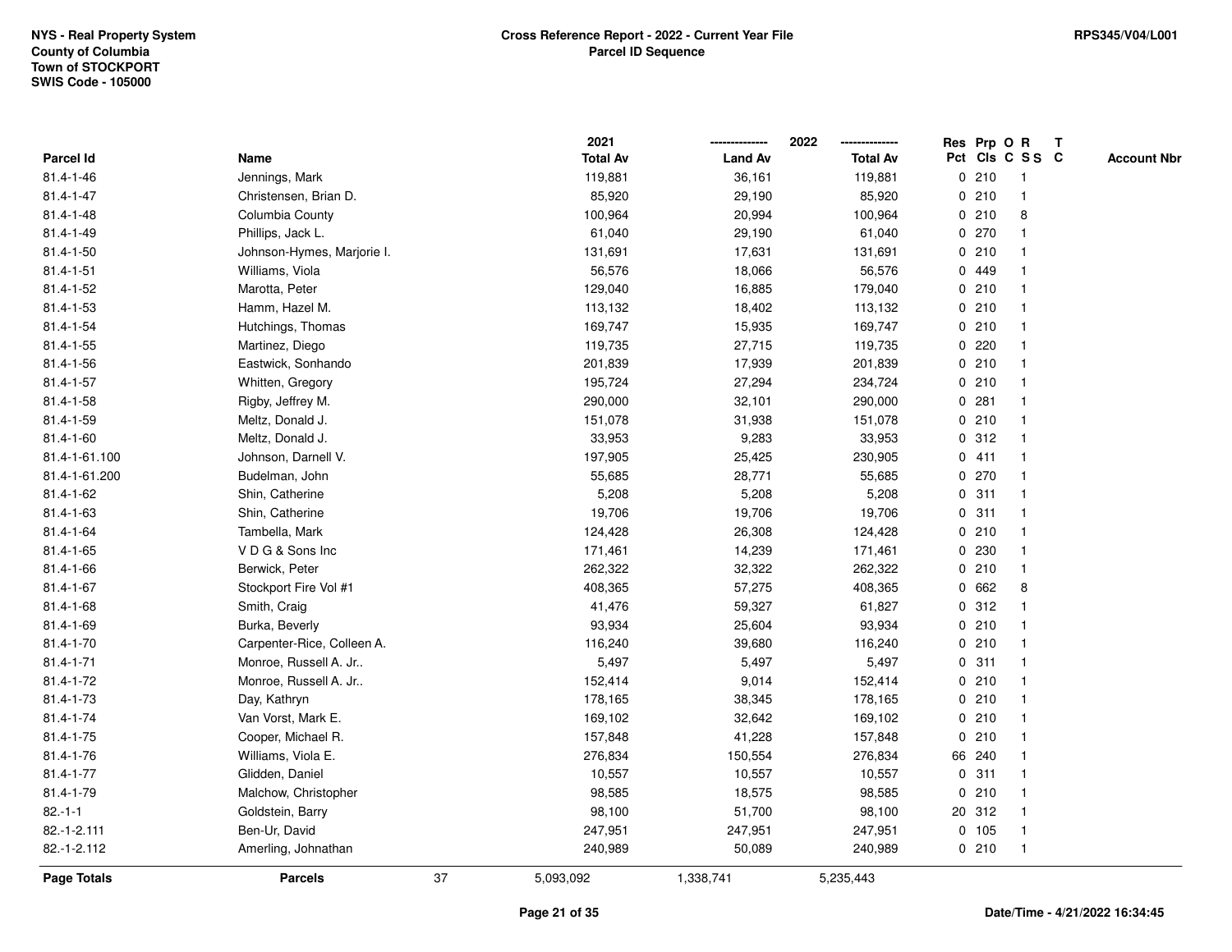NYS - Real Property System
County of Columbia
Town of STOCKPORT
SWIS Code - 105000

**Cross Reference Report - 2022 - Current Year File**
**Parcel ID Sequence**

RPS345/V04/L001

| Parcel Id | Name | 2021 Total Av | 2022 Land Av | 2022 Total Av | Res Pct | Prp Cls | O C | R S S | T C | Account Nbr |
|---|---|---|---|---|---|---|---|---|---|---|
| 81.4-1-46 | Jennings, Mark | 119,881 | 36,161 | 119,881 | 0 | 210 | | 1 | | |
| 81.4-1-47 | Christensen, Brian D. | 85,920 | 29,190 | 85,920 | 0 | 210 | | 1 | | |
| 81.4-1-48 | Columbia County | 100,964 | 20,994 | 100,964 | 0 | 210 | | 8 | | |
| 81.4-1-49 | Phillips, Jack L. | 61,040 | 29,190 | 61,040 | 0 | 270 | | 1 | | |
| 81.4-1-50 | Johnson-Hymes, Marjorie I. | 131,691 | 17,631 | 131,691 | 0 | 210 | | 1 | | |
| 81.4-1-51 | Williams, Viola | 56,576 | 18,066 | 56,576 | 0 | 449 | | 1 | | |
| 81.4-1-52 | Marotta, Peter | 129,040 | 16,885 | 179,040 | 0 | 210 | | 1 | | |
| 81.4-1-53 | Hamm, Hazel M. | 113,132 | 18,402 | 113,132 | 0 | 210 | | 1 | | |
| 81.4-1-54 | Hutchings, Thomas | 169,747 | 15,935 | 169,747 | 0 | 210 | | 1 | | |
| 81.4-1-55 | Martinez, Diego | 119,735 | 27,715 | 119,735 | 0 | 220 | | 1 | | |
| 81.4-1-56 | Eastwick, Sonhando | 201,839 | 17,939 | 201,839 | 0 | 210 | | 1 | | |
| 81.4-1-57 | Whitten, Gregory | 195,724 | 27,294 | 234,724 | 0 | 210 | | 1 | | |
| 81.4-1-58 | Rigby, Jeffrey M. | 290,000 | 32,101 | 290,000 | 0 | 281 | | 1 | | |
| 81.4-1-59 | Meltz, Donald J. | 151,078 | 31,938 | 151,078 | 0 | 210 | | 1 | | |
| 81.4-1-60 | Meltz, Donald J. | 33,953 | 9,283 | 33,953 | 0 | 312 | | 1 | | |
| 81.4-1-61.100 | Johnson, Darnell V. | 197,905 | 25,425 | 230,905 | 0 | 411 | | 1 | | |
| 81.4-1-61.200 | Budelman, John | 55,685 | 28,771 | 55,685 | 0 | 270 | | 1 | | |
| 81.4-1-62 | Shin, Catherine | 5,208 | 5,208 | 5,208 | 0 | 311 | | 1 | | |
| 81.4-1-63 | Shin, Catherine | 19,706 | 19,706 | 19,706 | 0 | 311 | | 1 | | |
| 81.4-1-64 | Tambella, Mark | 124,428 | 26,308 | 124,428 | 0 | 210 | | 1 | | |
| 81.4-1-65 | V D G & Sons Inc | 171,461 | 14,239 | 171,461 | 0 | 230 | | 1 | | |
| 81.4-1-66 | Berwick, Peter | 262,322 | 32,322 | 262,322 | 0 | 210 | | 1 | | |
| 81.4-1-67 | Stockport Fire Vol #1 | 408,365 | 57,275 | 408,365 | 0 | 662 | | 8 | | |
| 81.4-1-68 | Smith, Craig | 41,476 | 59,327 | 61,827 | 0 | 312 | | 1 | | |
| 81.4-1-69 | Burka, Beverly | 93,934 | 25,604 | 93,934 | 0 | 210 | | 1 | | |
| 81.4-1-70 | Carpenter-Rice, Colleen A. | 116,240 | 39,680 | 116,240 | 0 | 210 | | 1 | | |
| 81.4-1-71 | Monroe, Russell A. Jr.. | 5,497 | 5,497 | 5,497 | 0 | 311 | | 1 | | |
| 81.4-1-72 | Monroe, Russell A. Jr.. | 152,414 | 9,014 | 152,414 | 0 | 210 | | 1 | | |
| 81.4-1-73 | Day, Kathryn | 178,165 | 38,345 | 178,165 | 0 | 210 | | 1 | | |
| 81.4-1-74 | Van Vorst, Mark E. | 169,102 | 32,642 | 169,102 | 0 | 210 | | 1 | | |
| 81.4-1-75 | Cooper, Michael R. | 157,848 | 41,228 | 157,848 | 0 | 210 | | 1 | | |
| 81.4-1-76 | Williams, Viola E. | 276,834 | 150,554 | 276,834 | 66 | 240 | | 1 | | |
| 81.4-1-77 | Glidden, Daniel | 10,557 | 10,557 | 10,557 | 0 | 311 | | 1 | | |
| 81.4-1-79 | Malchow, Christopher | 98,585 | 18,575 | 98,585 | 0 | 210 | | 1 | | |
| 82.-1-1 | Goldstein, Barry | 98,100 | 51,700 | 98,100 | 20 | 312 | | 1 | | |
| 82.-1-2.111 | Ben-Ur, David | 247,951 | 247,951 | 247,951 | 0 | 105 | | 1 | | |
| 82.-1-2.112 | Amerling, Johnathan | 240,989 | 50,089 | 240,989 | 0 | 210 | | 1 | | |
| **Page Totals** | **Parcels** 37 | 5,093,092 | 1,338,741 | 5,235,443 | | | | | | |

Date/Time - 4/21/2022 16:34:45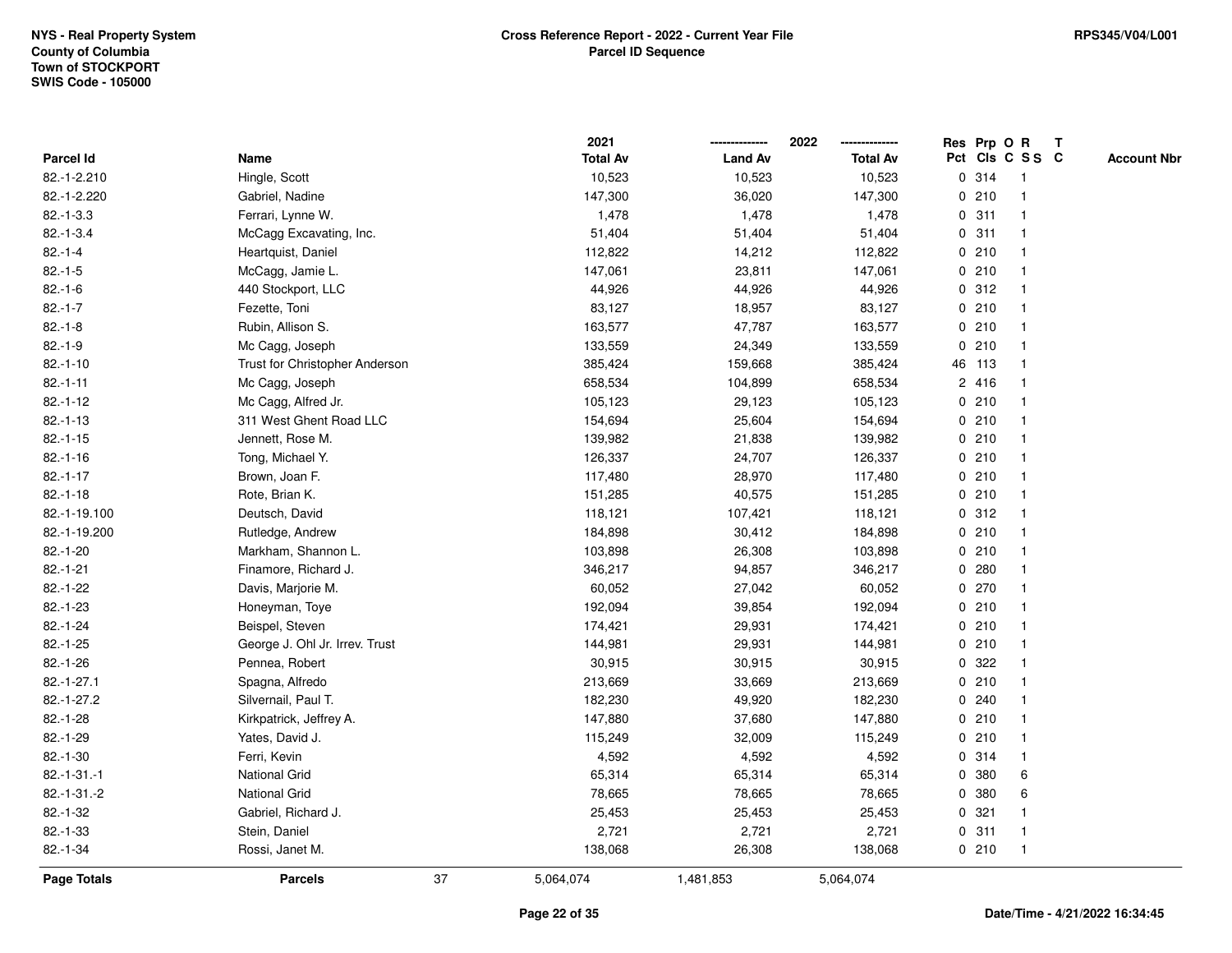NYS - Real Property System
County of Columbia
Town of STOCKPORT
SWIS Code - 105000

**Cross Reference Report - 2022 - Current Year File**
**Parcel ID Sequence**

RPS345/V04/L001

| Parcel Id | Name | 2021 Total Av | 2022 Land Av | 2022 Total Av | Res Pct | Prp Cls | O C | R S S | T C | Account Nbr |
|---|---|---|---|---|---|---|---|---|---|---|
| 82.-1-2.210 | Hingle, Scott | 10,523 | 10,523 | 10,523 | 0 | 314 | | 1 | | |
| 82.-1-2.220 | Gabriel, Nadine | 147,300 | 36,020 | 147,300 | 0 | 210 | | 1 | | |
| 82.-1-3.3 | Ferrari, Lynne W. | 1,478 | 1,478 | 1,478 | 0 | 311 | | 1 | | |
| 82.-1-3.4 | McCagg Excavating, Inc. | 51,404 | 51,404 | 51,404 | 0 | 311 | | 1 | | |
| 82.-1-4 | Heartquist, Daniel | 112,822 | 14,212 | 112,822 | 0 | 210 | | 1 | | |
| 82.-1-5 | McCagg, Jamie L. | 147,061 | 23,811 | 147,061 | 0 | 210 | | 1 | | |
| 82.-1-6 | 440 Stockport, LLC | 44,926 | 44,926 | 44,926 | 0 | 312 | | 1 | | |
| 82.-1-7 | Fezette, Toni | 83,127 | 18,957 | 83,127 | 0 | 210 | | 1 | | |
| 82.-1-8 | Rubin, Allison S. | 163,577 | 47,787 | 163,577 | 0 | 210 | | 1 | | |
| 82.-1-9 | Mc Cagg, Joseph | 133,559 | 24,349 | 133,559 | 0 | 210 | | 1 | | |
| 82.-1-10 | Trust for Christopher Anderson | 385,424 | 159,668 | 385,424 | 46 | 113 | | 1 | | |
| 82.-1-11 | Mc Cagg, Joseph | 658,534 | 104,899 | 658,534 | 2 | 416 | | 1 | | |
| 82.-1-12 | Mc Cagg, Alfred Jr. | 105,123 | 29,123 | 105,123 | 0 | 210 | | 1 | | |
| 82.-1-13 | 311 West Ghent Road LLC | 154,694 | 25,604 | 154,694 | 0 | 210 | | 1 | | |
| 82.-1-15 | Jennett, Rose M. | 139,982 | 21,838 | 139,982 | 0 | 210 | | 1 | | |
| 82.-1-16 | Tong, Michael Y. | 126,337 | 24,707 | 126,337 | 0 | 210 | | 1 | | |
| 82.-1-17 | Brown, Joan F. | 117,480 | 28,970 | 117,480 | 0 | 210 | | 1 | | |
| 82.-1-18 | Rote, Brian K. | 151,285 | 40,575 | 151,285 | 0 | 210 | | 1 | | |
| 82.-1-19.100 | Deutsch, David | 118,121 | 107,421 | 118,121 | 0 | 312 | | 1 | | |
| 82.-1-19.200 | Rutledge, Andrew | 184,898 | 30,412 | 184,898 | 0 | 210 | | 1 | | |
| 82.-1-20 | Markham, Shannon L. | 103,898 | 26,308 | 103,898 | 0 | 210 | | 1 | | |
| 82.-1-21 | Finamore, Richard J. | 346,217 | 94,857 | 346,217 | 0 | 280 | | 1 | | |
| 82.-1-22 | Davis, Marjorie M. | 60,052 | 27,042 | 60,052 | 0 | 270 | | 1 | | |
| 82.-1-23 | Honeyman, Toye | 192,094 | 39,854 | 192,094 | 0 | 210 | | 1 | | |
| 82.-1-24 | Beispel, Steven | 174,421 | 29,931 | 174,421 | 0 | 210 | | 1 | | |
| 82.-1-25 | George J. Ohl Jr. Irrev. Trust | 144,981 | 29,931 | 144,981 | 0 | 210 | | 1 | | |
| 82.-1-26 | Pennea, Robert | 30,915 | 30,915 | 30,915 | 0 | 322 | | 1 | | |
| 82.-1-27.1 | Spagna, Alfredo | 213,669 | 33,669 | 213,669 | 0 | 210 | | 1 | | |
| 82.-1-27.2 | Silvernail, Paul T. | 182,230 | 49,920 | 182,230 | 0 | 240 | | 1 | | |
| 82.-1-28 | Kirkpatrick, Jeffrey A. | 147,880 | 37,680 | 147,880 | 0 | 210 | | 1 | | |
| 82.-1-29 | Yates, David J. | 115,249 | 32,009 | 115,249 | 0 | 210 | | 1 | | |
| 82.-1-30 | Ferri, Kevin | 4,592 | 4,592 | 4,592 | 0 | 314 | | 1 | | |
| 82.-1-31.-1 | National Grid | 65,314 | 65,314 | 65,314 | 0 | 380 | | 6 | | |
| 82.-1-31.-2 | National Grid | 78,665 | 78,665 | 78,665 | 0 | 380 | | 6 | | |
| 82.-1-32 | Gabriel, Richard J. | 25,453 | 25,453 | 25,453 | 0 | 321 | | 1 | | |
| 82.-1-33 | Stein, Daniel | 2,721 | 2,721 | 2,721 | 0 | 311 | | 1 | | |
| 82.-1-34 | Rossi, Janet M. | 138,068 | 26,308 | 138,068 | 0 | 210 | | 1 | | |
| **Page Totals** | **Parcels** 37 | 5,064,074 | 1,481,853 | 5,064,074 | | | | | | |

Date/Time - 4/21/2022 16:34:45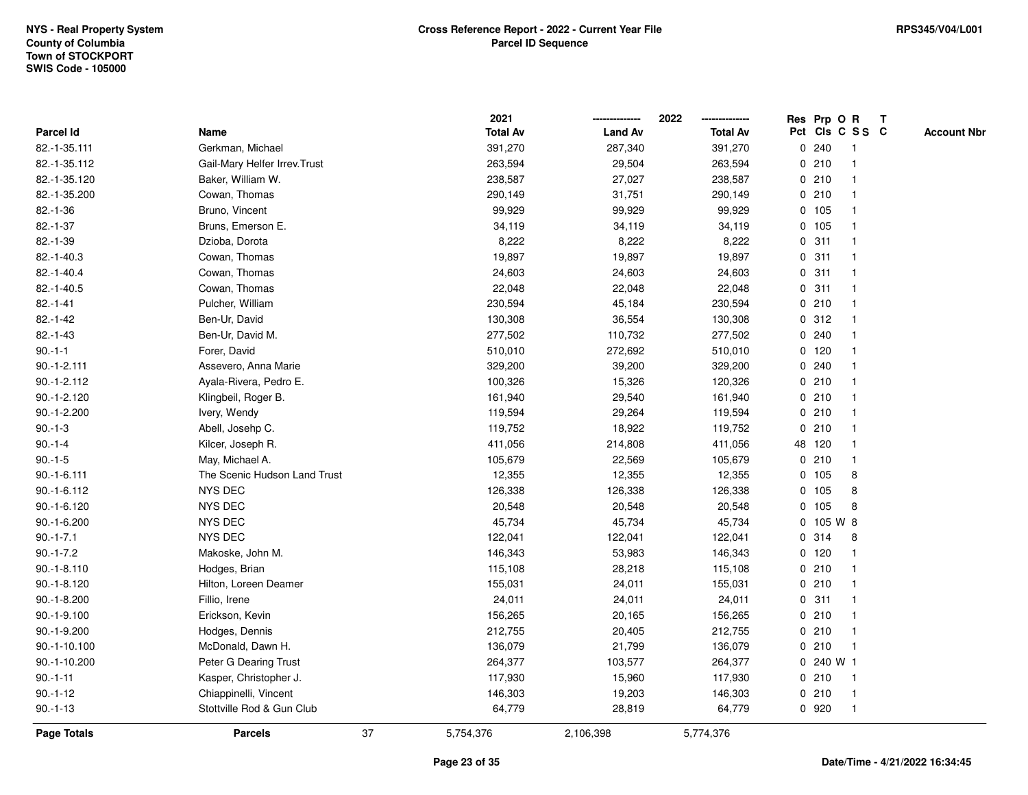NYS - Real Property System
County of Columbia
Town of STOCKPORT
SWIS Code - 105000

**Cross Reference Report - 2022 - Current Year File**
**Parcel ID Sequence**

RPS345/V04/L001

| Parcel Id | Name | 2021 Total Av | 2022 Land Av | 2022 Total Av | Res Pct | Prp Cls | O C | R S S | T C | Account Nbr |
|---|---|---|---|---|---|---|---|---|---|---|
| 82.-1-35.111 | Gerkman, Michael | 391,270 | 287,340 | 391,270 | 0 | 240 | | 1 | | |
| 82.-1-35.112 | Gail-Mary Helfer Irrev.Trust | 263,594 | 29,504 | 263,594 | 0 | 210 | | 1 | | |
| 82.-1-35.120 | Baker, William W. | 238,587 | 27,027 | 238,587 | 0 | 210 | | 1 | | |
| 82.-1-35.200 | Cowan, Thomas | 290,149 | 31,751 | 290,149 | 0 | 210 | | 1 | | |
| 82.-1-36 | Bruno, Vincent | 99,929 | 99,929 | 99,929 | 0 | 105 | | 1 | | |
| 82.-1-37 | Bruns, Emerson E. | 34,119 | 34,119 | 34,119 | 0 | 105 | | 1 | | |
| 82.-1-39 | Dzioba, Dorota | 8,222 | 8,222 | 8,222 | 0 | 311 | | 1 | | |
| 82.-1-40.3 | Cowan, Thomas | 19,897 | 19,897 | 19,897 | 0 | 311 | | 1 | | |
| 82.-1-40.4 | Cowan, Thomas | 24,603 | 24,603 | 24,603 | 0 | 311 | | 1 | | |
| 82.-1-40.5 | Cowan, Thomas | 22,048 | 22,048 | 22,048 | 0 | 311 | | 1 | | |
| 82.-1-41 | Pulcher, William | 230,594 | 45,184 | 230,594 | 0 | 210 | | 1 | | |
| 82.-1-42 | Ben-Ur, David | 130,308 | 36,554 | 130,308 | 0 | 312 | | 1 | | |
| 82.-1-43 | Ben-Ur, David M. | 277,502 | 110,732 | 277,502 | 0 | 240 | | 1 | | |
| 90.-1-1 | Forer, David | 510,010 | 272,692 | 510,010 | 0 | 120 | | 1 | | |
| 90.-1-2.111 | Assevero, Anna Marie | 329,200 | 39,200 | 329,200 | 0 | 240 | | 1 | | |
| 90.-1-2.112 | Ayala-Rivera, Pedro E. | 100,326 | 15,326 | 120,326 | 0 | 210 | | 1 | | |
| 90.-1-2.120 | Klingbeil, Roger B. | 161,940 | 29,540 | 161,940 | 0 | 210 | | 1 | | |
| 90.-1-2.200 | Ivery, Wendy | 119,594 | 29,264 | 119,594 | 0 | 210 | | 1 | | |
| 90.-1-3 | Abell, Josehp C. | 119,752 | 18,922 | 119,752 | 0 | 210 | | 1 | | |
| 90.-1-4 | Kilcer, Joseph R. | 411,056 | 214,808 | 411,056 | 48 | 120 | | 1 | | |
| 90.-1-5 | May, Michael A. | 105,679 | 22,569 | 105,679 | 0 | 210 | | 1 | | |
| 90.-1-6.111 | The Scenic Hudson Land Trust | 12,355 | 12,355 | 12,355 | 0 | 105 | | 8 | | |
| 90.-1-6.112 | NYS DEC | 126,338 | 126,338 | 126,338 | 0 | 105 | | 8 | | |
| 90.-1-6.120 | NYS DEC | 20,548 | 20,548 | 20,548 | 0 | 105 | | 8 | | |
| 90.-1-6.200 | NYS DEC | 45,734 | 45,734 | 45,734 | 0 | 105 | W | 8 | | |
| 90.-1-7.1 | NYS DEC | 122,041 | 122,041 | 122,041 | 0 | 314 | | 8 | | |
| 90.-1-7.2 | Makoske, John M. | 146,343 | 53,983 | 146,343 | 0 | 120 | | 1 | | |
| 90.-1-8.110 | Hodges, Brian | 115,108 | 28,218 | 115,108 | 0 | 210 | | 1 | | |
| 90.-1-8.120 | Hilton, Loreen Deamer | 155,031 | 24,011 | 155,031 | 0 | 210 | | 1 | | |
| 90.-1-8.200 | Fillio, Irene | 24,011 | 24,011 | 24,011 | 0 | 311 | | 1 | | |
| 90.-1-9.100 | Erickson, Kevin | 156,265 | 20,165 | 156,265 | 0 | 210 | | 1 | | |
| 90.-1-9.200 | Hodges, Dennis | 212,755 | 20,405 | 212,755 | 0 | 210 | | 1 | | |
| 90.-1-10.100 | McDonald, Dawn H. | 136,079 | 21,799 | 136,079 | 0 | 210 | | 1 | | |
| 90.-1-10.200 | Peter G Dearing Trust | 264,377 | 103,577 | 264,377 | 0 | 240 | W | 1 | | |
| 90.-1-11 | Kasper, Christopher J. | 117,930 | 15,960 | 117,930 | 0 | 210 | | 1 | | |
| 90.-1-12 | Chiappinelli, Vincent | 146,303 | 19,203 | 146,303 | 0 | 210 | | 1 | | |
| 90.-1-13 | Stottville Rod & Gun Club | 64,779 | 28,819 | 64,779 | 0 | 920 | | 1 | | |
| **Page Totals** | **Parcels** 37 | 5,754,376 | 2,106,398 | 5,774,376 | | | | | | |

Date/Time - 4/21/2022 16:34:45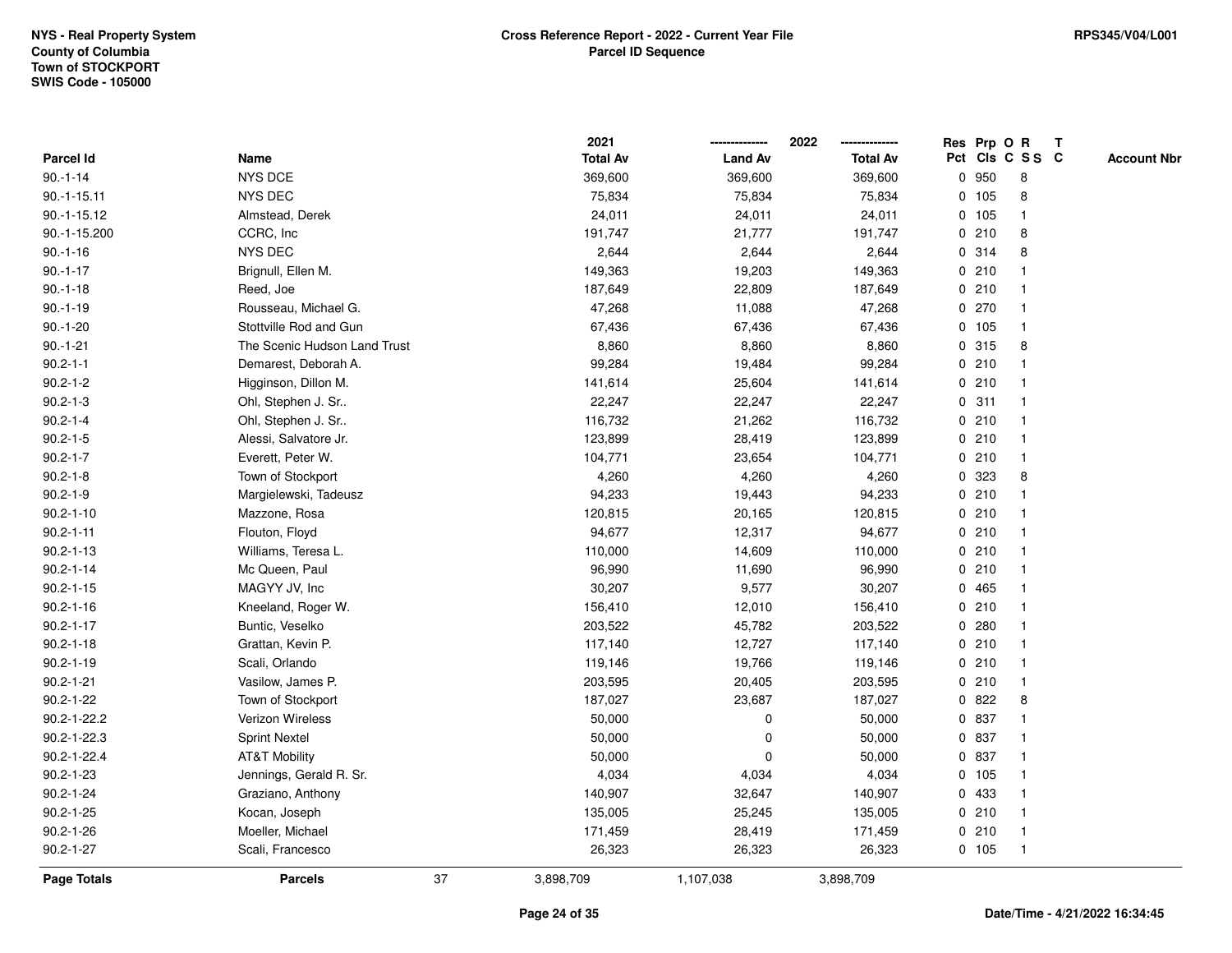NYS - Real Property System
County of Columbia
Town of STOCKPORT
SWIS Code - 105000

**Cross Reference Report - 2022 - Current Year File**
**Parcel ID Sequence**

RPS345/V04/L001

| Parcel Id | Name | 2021 Total Av | 2022 Land Av | 2022 Total Av | Res Pct | Prp Cls | O C | R S S | T C | Account Nbr |
|---|---|---|---|---|---|---|---|---|---|---|
| 90.-1-14 | NYS DCE | 369,600 | 369,600 | 369,600 | 0 | 950 | | 8 | | |
| 90.-1-15.11 | NYS DEC | 75,834 | 75,834 | 75,834 | 0 | 105 | | 8 | | |
| 90.-1-15.12 | Almstead, Derek | 24,011 | 24,011 | 24,011 | 0 | 105 | | 1 | | |
| 90.-1-15.200 | CCRC, Inc | 191,747 | 21,777 | 191,747 | 0 | 210 | | 8 | | |
| 90.-1-16 | NYS DEC | 2,644 | 2,644 | 2,644 | 0 | 314 | | 8 | | |
| 90.-1-17 | Brignull, Ellen M. | 149,363 | 19,203 | 149,363 | 0 | 210 | | 1 | | |
| 90.-1-18 | Reed, Joe | 187,649 | 22,809 | 187,649 | 0 | 210 | | 1 | | |
| 90.-1-19 | Rousseau, Michael G. | 47,268 | 11,088 | 47,268 | 0 | 270 | | 1 | | |
| 90.-1-20 | Stottville Rod and Gun | 67,436 | 67,436 | 67,436 | 0 | 105 | | 1 | | |
| 90.-1-21 | The Scenic Hudson Land Trust | 8,860 | 8,860 | 8,860 | 0 | 315 | | 8 | | |
| 90.2-1-1 | Demarest, Deborah A. | 99,284 | 19,484 | 99,284 | 0 | 210 | | 1 | | |
| 90.2-1-2 | Higginson, Dillon M. | 141,614 | 25,604 | 141,614 | 0 | 210 | | 1 | | |
| 90.2-1-3 | Ohl, Stephen J. Sr.. | 22,247 | 22,247 | 22,247 | 0 | 311 | | 1 | | |
| 90.2-1-4 | Ohl, Stephen J. Sr.. | 116,732 | 21,262 | 116,732 | 0 | 210 | | 1 | | |
| 90.2-1-5 | Alessi, Salvatore Jr. | 123,899 | 28,419 | 123,899 | 0 | 210 | | 1 | | |
| 90.2-1-7 | Everett, Peter W. | 104,771 | 23,654 | 104,771 | 0 | 210 | | 1 | | |
| 90.2-1-8 | Town of Stockport | 4,260 | 4,260 | 4,260 | 0 | 323 | | 8 | | |
| 90.2-1-9 | Margielewski, Tadeusz | 94,233 | 19,443 | 94,233 | 0 | 210 | | 1 | | |
| 90.2-1-10 | Mazzone, Rosa | 120,815 | 20,165 | 120,815 | 0 | 210 | | 1 | | |
| 90.2-1-11 | Flouton, Floyd | 94,677 | 12,317 | 94,677 | 0 | 210 | | 1 | | |
| 90.2-1-13 | Williams, Teresa L. | 110,000 | 14,609 | 110,000 | 0 | 210 | | 1 | | |
| 90.2-1-14 | Mc Queen, Paul | 96,990 | 11,690 | 96,990 | 0 | 210 | | 1 | | |
| 90.2-1-15 | MAGYY JV, Inc | 30,207 | 9,577 | 30,207 | 0 | 465 | | 1 | | |
| 90.2-1-16 | Kneeland, Roger W. | 156,410 | 12,010 | 156,410 | 0 | 210 | | 1 | | |
| 90.2-1-17 | Buntic, Veselko | 203,522 | 45,782 | 203,522 | 0 | 280 | | 1 | | |
| 90.2-1-18 | Grattan, Kevin P. | 117,140 | 12,727 | 117,140 | 0 | 210 | | 1 | | |
| 90.2-1-19 | Scali, Orlando | 119,146 | 19,766 | 119,146 | 0 | 210 | | 1 | | |
| 90.2-1-21 | Vasilow, James P. | 203,595 | 20,405 | 203,595 | 0 | 210 | | 1 | | |
| 90.2-1-22 | Town of Stockport | 187,027 | 23,687 | 187,027 | 0 | 822 | | 8 | | |
| 90.2-1-22.2 | Verizon Wireless | 50,000 | 0 | 50,000 | 0 | 837 | | 1 | | |
| 90.2-1-22.3 | Sprint Nextel | 50,000 | 0 | 50,000 | 0 | 837 | | 1 | | |
| 90.2-1-22.4 | AT&T Mobility | 50,000 | 0 | 50,000 | 0 | 837 | | 1 | | |
| 90.2-1-23 | Jennings, Gerald R. Sr. | 4,034 | 4,034 | 4,034 | 0 | 105 | | 1 | | |
| 90.2-1-24 | Graziano, Anthony | 140,907 | 32,647 | 140,907 | 0 | 433 | | 1 | | |
| 90.2-1-25 | Kocan, Joseph | 135,005 | 25,245 | 135,005 | 0 | 210 | | 1 | | |
| 90.2-1-26 | Moeller, Michael | 171,459 | 28,419 | 171,459 | 0 | 210 | | 1 | | |
| 90.2-1-27 | Scali, Francesco | 26,323 | 26,323 | 26,323 | 0 | 105 | | 1 | | |
| **Page Totals** | **Parcels** 37 | 3,898,709 | 1,107,038 | 3,898,709 | | | | | | |

**Date/Time - 4/21/2022 16:34:45**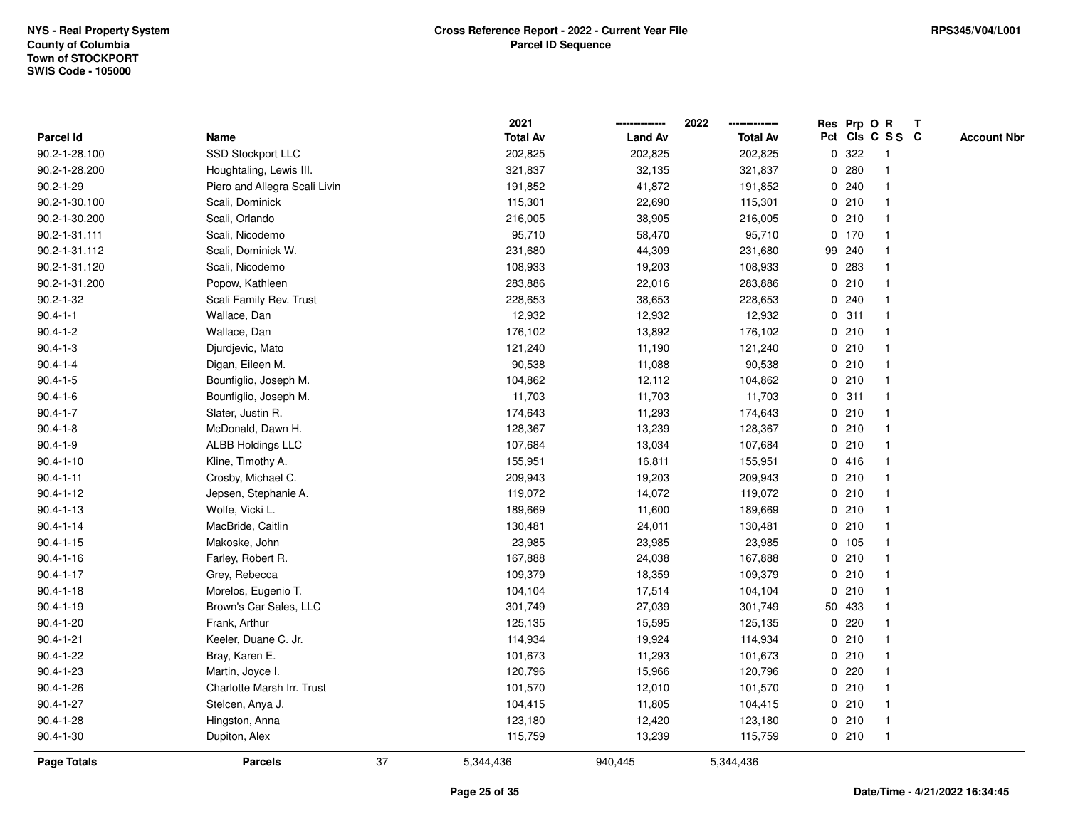NYS - Real Property System
County of Columbia
Town of STOCKPORT
SWIS Code - 105000

**Cross Reference Report - 2022 - Current Year File**
**Parcel ID Sequence**

RPS345/V04/L001

| Parcel Id | Name | 2021 Total Av | 2022 Land Av | 2022 Total Av | Res Pct | Prp Cls | O C | R S S | T C | Account Nbr |
|---|---|---|---|---|---|---|---|---|---|---|
| 90.2-1-28.100 | SSD Stockport LLC | 202,825 | 202,825 | 202,825 | 0 | 322 | | 1 | | |
| 90.2-1-28.200 | Houghtaling, Lewis III. | 321,837 | 32,135 | 321,837 | 0 | 280 | | 1 | | |
| 90.2-1-29 | Piero and Allegra Scali Livin | 191,852 | 41,872 | 191,852 | 0 | 240 | | 1 | | |
| 90.2-1-30.100 | Scali, Dominick | 115,301 | 22,690 | 115,301 | 0 | 210 | | 1 | | |
| 90.2-1-30.200 | Scali, Orlando | 216,005 | 38,905 | 216,005 | 0 | 210 | | 1 | | |
| 90.2-1-31.111 | Scali, Nicodemo | 95,710 | 58,470 | 95,710 | 0 | 170 | | 1 | | |
| 90.2-1-31.112 | Scali, Dominick W. | 231,680 | 44,309 | 231,680 | 99 | 240 | | 1 | | |
| 90.2-1-31.120 | Scali, Nicodemo | 108,933 | 19,203 | 108,933 | 0 | 283 | | 1 | | |
| 90.2-1-31.200 | Popow, Kathleen | 283,886 | 22,016 | 283,886 | 0 | 210 | | 1 | | |
| 90.2-1-32 | Scali Family Rev. Trust | 228,653 | 38,653 | 228,653 | 0 | 240 | | 1 | | |
| 90.4-1-1 | Wallace, Dan | 12,932 | 12,932 | 12,932 | 0 | 311 | | 1 | | |
| 90.4-1-2 | Wallace, Dan | 176,102 | 13,892 | 176,102 | 0 | 210 | | 1 | | |
| 90.4-1-3 | Djurdjevic, Mato | 121,240 | 11,190 | 121,240 | 0 | 210 | | 1 | | |
| 90.4-1-4 | Digan, Eileen M. | 90,538 | 11,088 | 90,538 | 0 | 210 | | 1 | | |
| 90.4-1-5 | Bounfiglio, Joseph M. | 104,862 | 12,112 | 104,862 | 0 | 210 | | 1 | | |
| 90.4-1-6 | Bounfiglio, Joseph M. | 11,703 | 11,703 | 11,703 | 0 | 311 | | 1 | | |
| 90.4-1-7 | Slater, Justin R. | 174,643 | 11,293 | 174,643 | 0 | 210 | | 1 | | |
| 90.4-1-8 | McDonald, Dawn H. | 128,367 | 13,239 | 128,367 | 0 | 210 | | 1 | | |
| 90.4-1-9 | ALBB Holdings LLC | 107,684 | 13,034 | 107,684 | 0 | 210 | | 1 | | |
| 90.4-1-10 | Kline, Timothy A. | 155,951 | 16,811 | 155,951 | 0 | 416 | | 1 | | |
| 90.4-1-11 | Crosby, Michael C. | 209,943 | 19,203 | 209,943 | 0 | 210 | | 1 | | |
| 90.4-1-12 | Jepsen, Stephanie A. | 119,072 | 14,072 | 119,072 | 0 | 210 | | 1 | | |
| 90.4-1-13 | Wolfe, Vicki L. | 189,669 | 11,600 | 189,669 | 0 | 210 | | 1 | | |
| 90.4-1-14 | MacBride, Caitlin | 130,481 | 24,011 | 130,481 | 0 | 210 | | 1 | | |
| 90.4-1-15 | Makoske, John | 23,985 | 23,985 | 23,985 | 0 | 105 | | 1 | | |
| 90.4-1-16 | Farley, Robert R. | 167,888 | 24,038 | 167,888 | 0 | 210 | | 1 | | |
| 90.4-1-17 | Grey, Rebecca | 109,379 | 18,359 | 109,379 | 0 | 210 | | 1 | | |
| 90.4-1-18 | Morelos, Eugenio T. | 104,104 | 17,514 | 104,104 | 0 | 210 | | 1 | | |
| 90.4-1-19 | Brown's Car Sales, LLC | 301,749 | 27,039 | 301,749 | 50 | 433 | | 1 | | |
| 90.4-1-20 | Frank, Arthur | 125,135 | 15,595 | 125,135 | 0 | 220 | | 1 | | |
| 90.4-1-21 | Keeler, Duane C. Jr. | 114,934 | 19,924 | 114,934 | 0 | 210 | | 1 | | |
| 90.4-1-22 | Bray, Karen E. | 101,673 | 11,293 | 101,673 | 0 | 210 | | 1 | | |
| 90.4-1-23 | Martin, Joyce I. | 120,796 | 15,966 | 120,796 | 0 | 220 | | 1 | | |
| 90.4-1-26 | Charlotte Marsh Irr. Trust | 101,570 | 12,010 | 101,570 | 0 | 210 | | 1 | | |
| 90.4-1-27 | Stelcen, Anya J. | 104,415 | 11,805 | 104,415 | 0 | 210 | | 1 | | |
| 90.4-1-28 | Hingston, Anna | 123,180 | 12,420 | 123,180 | 0 | 210 | | 1 | | |
| 90.4-1-30 | Dupiton, Alex | 115,759 | 13,239 | 115,759 | 0 | 210 | | 1 | | |
| **Page Totals** | **Parcels** 37 | 5,344,436 | 940,445 | 5,344,436 | | | | | | |

Date/Time - 4/21/2022 16:34:45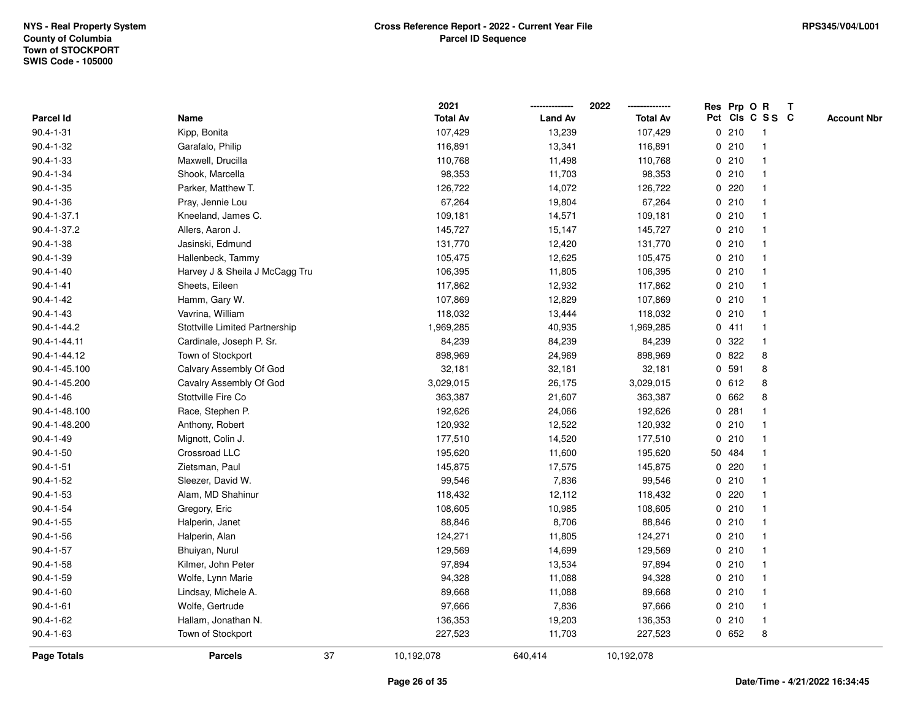NYS - Real Property System
County of Columbia
Town of STOCKPORT
SWIS Code - 105000

**Cross Reference Report - 2022 - Current Year File**
**Parcel ID Sequence**

RPS345/V04/L001

| Parcel Id | Name | 2021 Total Av | 2022 Land Av | 2022 Total Av | Res Pct | Prp Cls | O C | R S S | T C | Account Nbr |
|---|---|---|---|---|---|---|---|---|---|---|
| 90.4-1-31 | Kipp, Bonita | 107,429 | 13,239 | 107,429 | 0 | 210 | | 1 | | |
| 90.4-1-32 | Garafalo, Philip | 116,891 | 13,341 | 116,891 | 0 | 210 | | 1 | | |
| 90.4-1-33 | Maxwell, Drucilla | 110,768 | 11,498 | 110,768 | 0 | 210 | | 1 | | |
| 90.4-1-34 | Shook, Marcella | 98,353 | 11,703 | 98,353 | 0 | 210 | | 1 | | |
| 90.4-1-35 | Parker, Matthew T. | 126,722 | 14,072 | 126,722 | 0 | 220 | | 1 | | |
| 90.4-1-36 | Pray, Jennie Lou | 67,264 | 19,804 | 67,264 | 0 | 210 | | 1 | | |
| 90.4-1-37.1 | Kneeland, James C. | 109,181 | 14,571 | 109,181 | 0 | 210 | | 1 | | |
| 90.4-1-37.2 | Allers, Aaron J. | 145,727 | 15,147 | 145,727 | 0 | 210 | | 1 | | |
| 90.4-1-38 | Jasinski, Edmund | 131,770 | 12,420 | 131,770 | 0 | 210 | | 1 | | |
| 90.4-1-39 | Hallenbeck, Tammy | 105,475 | 12,625 | 105,475 | 0 | 210 | | 1 | | |
| 90.4-1-40 | Harvey J & Sheila J McCagg Tru | 106,395 | 11,805 | 106,395 | 0 | 210 | | 1 | | |
| 90.4-1-41 | Sheets, Eileen | 117,862 | 12,932 | 117,862 | 0 | 210 | | 1 | | |
| 90.4-1-42 | Hamm, Gary W. | 107,869 | 12,829 | 107,869 | 0 | 210 | | 1 | | |
| 90.4-1-43 | Vavrina, William | 118,032 | 13,444 | 118,032 | 0 | 210 | | 1 | | |
| 90.4-1-44.2 | Stottville Limited Partnership | 1,969,285 | 40,935 | 1,969,285 | 0 | 411 | | 1 | | |
| 90.4-1-44.11 | Cardinale, Joseph P. Sr. | 84,239 | 84,239 | 84,239 | 0 | 322 | | 1 | | |
| 90.4-1-44.12 | Town of Stockport | 898,969 | 24,969 | 898,969 | 0 | 822 | | 8 | | |
| 90.4-1-45.100 | Calvary Assembly Of God | 32,181 | 32,181 | 32,181 | 0 | 591 | | 8 | | |
| 90.4-1-45.200 | Cavalry Assembly Of God | 3,029,015 | 26,175 | 3,029,015 | 0 | 612 | | 8 | | |
| 90.4-1-46 | Stottville Fire Co | 363,387 | 21,607 | 363,387 | 0 | 662 | | 8 | | |
| 90.4-1-48.100 | Race, Stephen P. | 192,626 | 24,066 | 192,626 | 0 | 281 | | 1 | | |
| 90.4-1-48.200 | Anthony, Robert | 120,932 | 12,522 | 120,932 | 0 | 210 | | 1 | | |
| 90.4-1-49 | Mignott, Colin J. | 177,510 | 14,520 | 177,510 | 0 | 210 | | 1 | | |
| 90.4-1-50 | Crossroad LLC | 195,620 | 11,600 | 195,620 | 50 | 484 | | 1 | | |
| 90.4-1-51 | Zietsman, Paul | 145,875 | 17,575 | 145,875 | 0 | 220 | | 1 | | |
| 90.4-1-52 | Sleezer, David W. | 99,546 | 7,836 | 99,546 | 0 | 210 | | 1 | | |
| 90.4-1-53 | Alam, MD Shahinur | 118,432 | 12,112 | 118,432 | 0 | 220 | | 1 | | |
| 90.4-1-54 | Gregory, Eric | 108,605 | 10,985 | 108,605 | 0 | 210 | | 1 | | |
| 90.4-1-55 | Halperin, Janet | 88,846 | 8,706 | 88,846 | 0 | 210 | | 1 | | |
| 90.4-1-56 | Halperin, Alan | 124,271 | 11,805 | 124,271 | 0 | 210 | | 1 | | |
| 90.4-1-57 | Bhuiyan, Nurul | 129,569 | 14,699 | 129,569 | 0 | 210 | | 1 | | |
| 90.4-1-58 | Kilmer, John Peter | 97,894 | 13,534 | 97,894 | 0 | 210 | | 1 | | |
| 90.4-1-59 | Wolfe, Lynn Marie | 94,328 | 11,088 | 94,328 | 0 | 210 | | 1 | | |
| 90.4-1-60 | Lindsay, Michele A. | 89,668 | 11,088 | 89,668 | 0 | 210 | | 1 | | |
| 90.4-1-61 | Wolfe, Gertrude | 97,666 | 7,836 | 97,666 | 0 | 210 | | 1 | | |
| 90.4-1-62 | Hallam, Jonathan N. | 136,353 | 19,203 | 136,353 | 0 | 210 | | 1 | | |
| 90.4-1-63 | Town of Stockport | 227,523 | 11,703 | 227,523 | 0 | 652 | | 8 | | |
| **Page Totals** | **Parcels** 37 | 10,192,078 | 640,414 | 10,192,078 | | | | | | |

**Date/Time - 4/21/2022 16:34:45**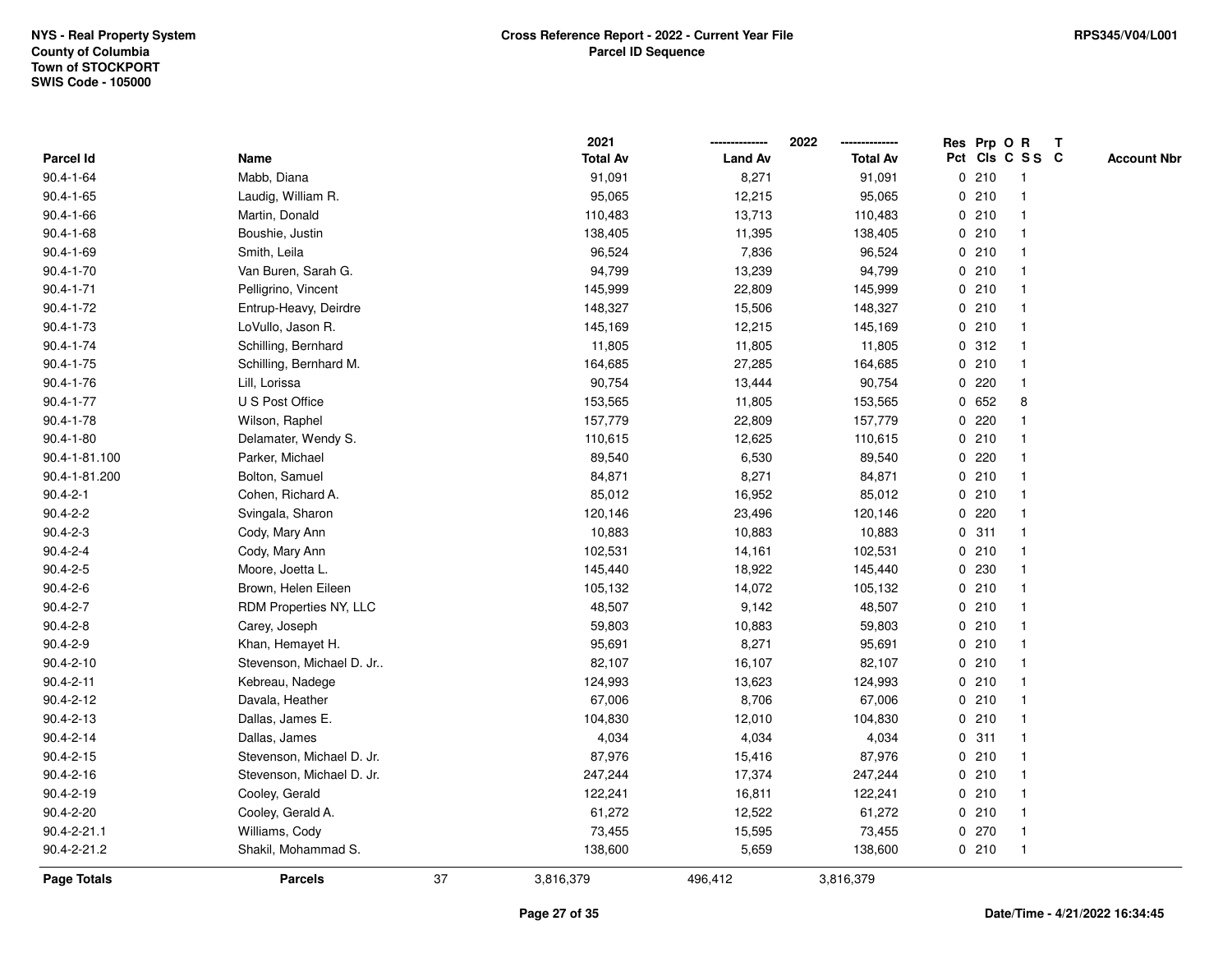NYS - Real Property System
County of Columbia
Town of STOCKPORT
SWIS Code - 105000

**Cross Reference Report - 2022 - Current Year File**
**Parcel ID Sequence**

RPS345/V04/L001

| Parcel Id | Name | 2021 Total Av | 2022 Land Av | 2022 Total Av | Res Pct | Prp Cls | O C | R S S | T C | Account Nbr |
|---|---|---|---|---|---|---|---|---|---|---|
| 90.4-1-64 | Mabb, Diana | 91,091 | 8,271 | 91,091 | 0 | 210 | | 1 | | |
| 90.4-1-65 | Laudig, William R. | 95,065 | 12,215 | 95,065 | 0 | 210 | | 1 | | |
| 90.4-1-66 | Martin, Donald | 110,483 | 13,713 | 110,483 | 0 | 210 | | 1 | | |
| 90.4-1-68 | Boushie, Justin | 138,405 | 11,395 | 138,405 | 0 | 210 | | 1 | | |
| 90.4-1-69 | Smith, Leila | 96,524 | 7,836 | 96,524 | 0 | 210 | | 1 | | |
| 90.4-1-70 | Van Buren, Sarah G. | 94,799 | 13,239 | 94,799 | 0 | 210 | | 1 | | |
| 90.4-1-71 | Pelligrino, Vincent | 145,999 | 22,809 | 145,999 | 0 | 210 | | 1 | | |
| 90.4-1-72 | Entrup-Heavy, Deirdre | 148,327 | 15,506 | 148,327 | 0 | 210 | | 1 | | |
| 90.4-1-73 | LoVullo, Jason R. | 145,169 | 12,215 | 145,169 | 0 | 210 | | 1 | | |
| 90.4-1-74 | Schilling, Bernhard | 11,805 | 11,805 | 11,805 | 0 | 312 | | 1 | | |
| 90.4-1-75 | Schilling, Bernhard M. | 164,685 | 27,285 | 164,685 | 0 | 210 | | 1 | | |
| 90.4-1-76 | Lill, Lorissa | 90,754 | 13,444 | 90,754 | 0 | 220 | | 1 | | |
| 90.4-1-77 | U S Post Office | 153,565 | 11,805 | 153,565 | 0 | 652 | | 8 | | |
| 90.4-1-78 | Wilson, Raphel | 157,779 | 22,809 | 157,779 | 0 | 220 | | 1 | | |
| 90.4-1-80 | Delamater, Wendy S. | 110,615 | 12,625 | 110,615 | 0 | 210 | | 1 | | |
| 90.4-1-81.100 | Parker, Michael | 89,540 | 6,530 | 89,540 | 0 | 220 | | 1 | | |
| 90.4-1-81.200 | Bolton, Samuel | 84,871 | 8,271 | 84,871 | 0 | 210 | | 1 | | |
| 90.4-2-1 | Cohen, Richard A. | 85,012 | 16,952 | 85,012 | 0 | 210 | | 1 | | |
| 90.4-2-2 | Svingala, Sharon | 120,146 | 23,496 | 120,146 | 0 | 220 | | 1 | | |
| 90.4-2-3 | Cody, Mary Ann | 10,883 | 10,883 | 10,883 | 0 | 311 | | 1 | | |
| 90.4-2-4 | Cody, Mary Ann | 102,531 | 14,161 | 102,531 | 0 | 210 | | 1 | | |
| 90.4-2-5 | Moore, Joetta L. | 145,440 | 18,922 | 145,440 | 0 | 230 | | 1 | | |
| 90.4-2-6 | Brown, Helen Eileen | 105,132 | 14,072 | 105,132 | 0 | 210 | | 1 | | |
| 90.4-2-7 | RDM Properties NY, LLC | 48,507 | 9,142 | 48,507 | 0 | 210 | | 1 | | |
| 90.4-2-8 | Carey, Joseph | 59,803 | 10,883 | 59,803 | 0 | 210 | | 1 | | |
| 90.4-2-9 | Khan, Hemayet H. | 95,691 | 8,271 | 95,691 | 0 | 210 | | 1 | | |
| 90.4-2-10 | Stevenson, Michael D. Jr.. | 82,107 | 16,107 | 82,107 | 0 | 210 | | 1 | | |
| 90.4-2-11 | Kebreau, Nadege | 124,993 | 13,623 | 124,993 | 0 | 210 | | 1 | | |
| 90.4-2-12 | Davala, Heather | 67,006 | 8,706 | 67,006 | 0 | 210 | | 1 | | |
| 90.4-2-13 | Dallas, James E. | 104,830 | 12,010 | 104,830 | 0 | 210 | | 1 | | |
| 90.4-2-14 | Dallas, James | 4,034 | 4,034 | 4,034 | 0 | 311 | | 1 | | |
| 90.4-2-15 | Stevenson, Michael D. Jr. | 87,976 | 15,416 | 87,976 | 0 | 210 | | 1 | | |
| 90.4-2-16 | Stevenson, Michael D. Jr. | 247,244 | 17,374 | 247,244 | 0 | 210 | | 1 | | |
| 90.4-2-19 | Cooley, Gerald | 122,241 | 16,811 | 122,241 | 0 | 210 | | 1 | | |
| 90.4-2-20 | Cooley, Gerald A. | 61,272 | 12,522 | 61,272 | 0 | 210 | | 1 | | |
| 90.4-2-21.1 | Williams, Cody | 73,455 | 15,595 | 73,455 | 0 | 270 | | 1 | | |
| 90.4-2-21.2 | Shakil, Mohammad S. | 138,600 | 5,659 | 138,600 | 0 | 210 | | 1 | | |
| **Page Totals** | **Parcels** 37 | 3,816,379 | 496,412 | 3,816,379 | | | | | | |

**Date/Time - 4/21/2022 16:34:45**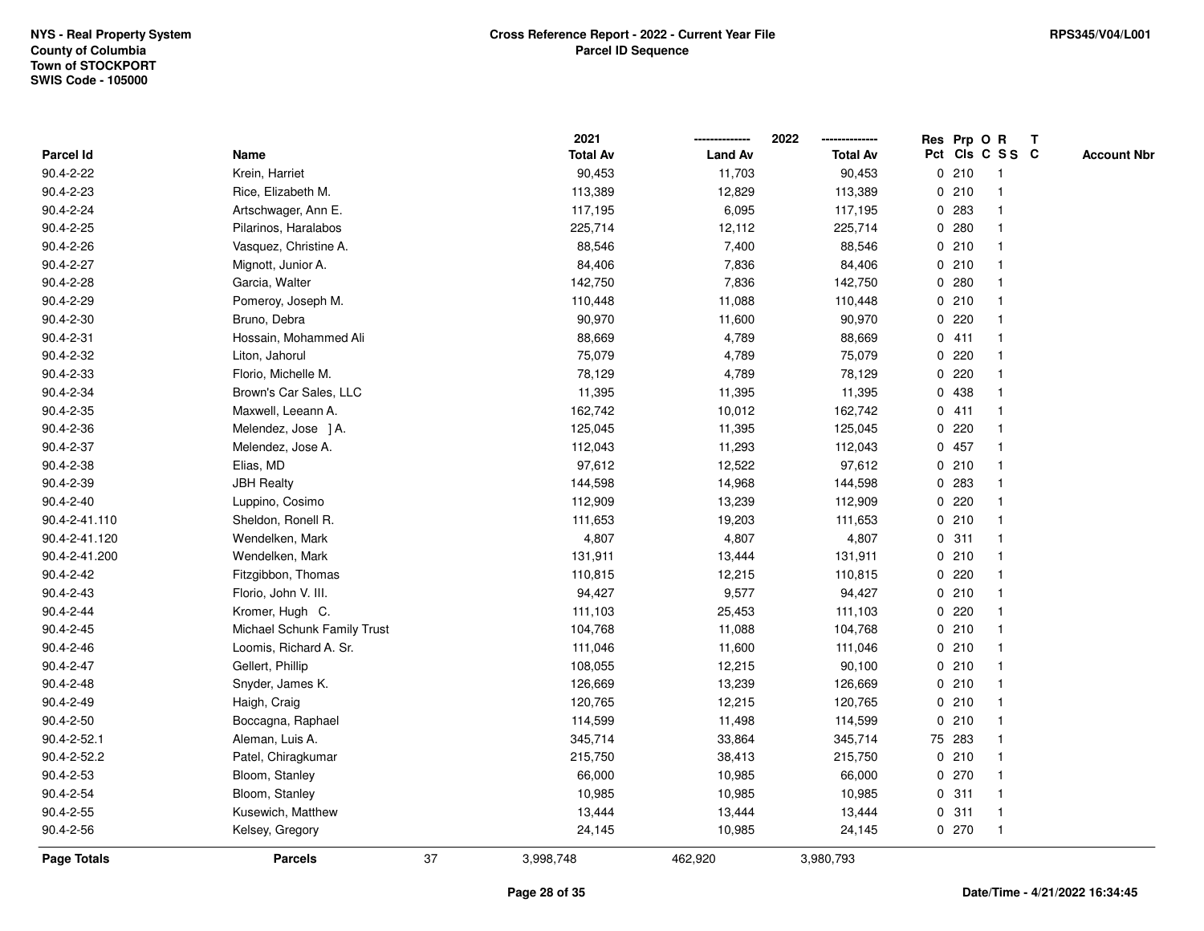NYS - Real Property System
County of Columbia
Town of STOCKPORT
SWIS Code - 105000

**Cross Reference Report - 2022 - Current Year File**
**Parcel ID Sequence**

RPS345/V04/L001

| Parcel Id | Name | 2021 Total Av | 2022 Land Av | 2022 Total Av | Res Pct | Prp Cls | O C | R S S | T C | Account Nbr |
|---|---|---|---|---|---|---|---|---|---|---|
| 90.4-2-22 | Krein, Harriet | 90,453 | 11,703 | 90,453 | 0 | 210 | | 1 | | |
| 90.4-2-23 | Rice, Elizabeth M. | 113,389 | 12,829 | 113,389 | 0 | 210 | | 1 | | |
| 90.4-2-24 | Artschwager, Ann E. | 117,195 | 6,095 | 117,195 | 0 | 283 | | 1 | | |
| 90.4-2-25 | Pilarinos, Haralabos | 225,714 | 12,112 | 225,714 | 0 | 280 | | 1 | | |
| 90.4-2-26 | Vasquez, Christine A. | 88,546 | 7,400 | 88,546 | 0 | 210 | | 1 | | |
| 90.4-2-27 | Mignott, Junior A. | 84,406 | 7,836 | 84,406 | 0 | 210 | | 1 | | |
| 90.4-2-28 | Garcia, Walter | 142,750 | 7,836 | 142,750 | 0 | 280 | | 1 | | |
| 90.4-2-29 | Pomeroy, Joseph M. | 110,448 | 11,088 | 110,448 | 0 | 210 | | 1 | | |
| 90.4-2-30 | Bruno, Debra | 90,970 | 11,600 | 90,970 | 0 | 220 | | 1 | | |
| 90.4-2-31 | Hossain, Mohammed Ali | 88,669 | 4,789 | 88,669 | 0 | 411 | | 1 | | |
| 90.4-2-32 | Liton, Jahorul | 75,079 | 4,789 | 75,079 | 0 | 220 | | 1 | | |
| 90.4-2-33 | Florio, Michelle M. | 78,129 | 4,789 | 78,129 | 0 | 220 | | 1 | | |
| 90.4-2-34 | Brown's Car Sales, LLC | 11,395 | 11,395 | 11,395 | 0 | 438 | | 1 | | |
| 90.4-2-35 | Maxwell, Leeann A. | 162,742 | 10,012 | 162,742 | 0 | 411 | | 1 | | |
| 90.4-2-36 | Melendez, Jose ] A. | 125,045 | 11,395 | 125,045 | 0 | 220 | | 1 | | |
| 90.4-2-37 | Melendez, Jose A. | 112,043 | 11,293 | 112,043 | 0 | 457 | | 1 | | |
| 90.4-2-38 | Elias, MD | 97,612 | 12,522 | 97,612 | 0 | 210 | | 1 | | |
| 90.4-2-39 | JBH Realty | 144,598 | 14,968 | 144,598 | 0 | 283 | | 1 | | |
| 90.4-2-40 | Luppino, Cosimo | 112,909 | 13,239 | 112,909 | 0 | 220 | | 1 | | |
| 90.4-2-41.110 | Sheldon, Ronell R. | 111,653 | 19,203 | 111,653 | 0 | 210 | | 1 | | |
| 90.4-2-41.120 | Wendelken, Mark | 4,807 | 4,807 | 4,807 | 0 | 311 | | 1 | | |
| 90.4-2-41.200 | Wendelken, Mark | 131,911 | 13,444 | 131,911 | 0 | 210 | | 1 | | |
| 90.4-2-42 | Fitzgibbon, Thomas | 110,815 | 12,215 | 110,815 | 0 | 220 | | 1 | | |
| 90.4-2-43 | Florio, John V. III. | 94,427 | 9,577 | 94,427 | 0 | 210 | | 1 | | |
| 90.4-2-44 | Kromer, Hugh C. | 111,103 | 25,453 | 111,103 | 0 | 220 | | 1 | | |
| 90.4-2-45 | Michael Schunk Family Trust | 104,768 | 11,088 | 104,768 | 0 | 210 | | 1 | | |
| 90.4-2-46 | Loomis, Richard A. Sr. | 111,046 | 11,600 | 111,046 | 0 | 210 | | 1 | | |
| 90.4-2-47 | Gellert, Phillip | 108,055 | 12,215 | 90,100 | 0 | 210 | | 1 | | |
| 90.4-2-48 | Snyder, James K. | 126,669 | 13,239 | 126,669 | 0 | 210 | | 1 | | |
| 90.4-2-49 | Haigh, Craig | 120,765 | 12,215 | 120,765 | 0 | 210 | | 1 | | |
| 90.4-2-50 | Boccagna, Raphael | 114,599 | 11,498 | 114,599 | 0 | 210 | | 1 | | |
| 90.4-2-52.1 | Aleman, Luis A. | 345,714 | 33,864 | 345,714 | 75 | 283 | | 1 | | |
| 90.4-2-52.2 | Patel, Chiragkumar | 215,750 | 38,413 | 215,750 | 0 | 210 | | 1 | | |
| 90.4-2-53 | Bloom, Stanley | 66,000 | 10,985 | 66,000 | 0 | 270 | | 1 | | |
| 90.4-2-54 | Bloom, Stanley | 10,985 | 10,985 | 10,985 | 0 | 311 | | 1 | | |
| 90.4-2-55 | Kusewich, Matthew | 13,444 | 13,444 | 13,444 | 0 | 311 | | 1 | | |
| 90.4-2-56 | Kelsey, Gregory | 24,145 | 10,985 | 24,145 | 0 | 270 | | 1 | | |
| **Page Totals** | **Parcels** 37 | 3,998,748 | 462,920 | 3,980,793 | | | | | | |

Date/Time - 4/21/2022 16:34:45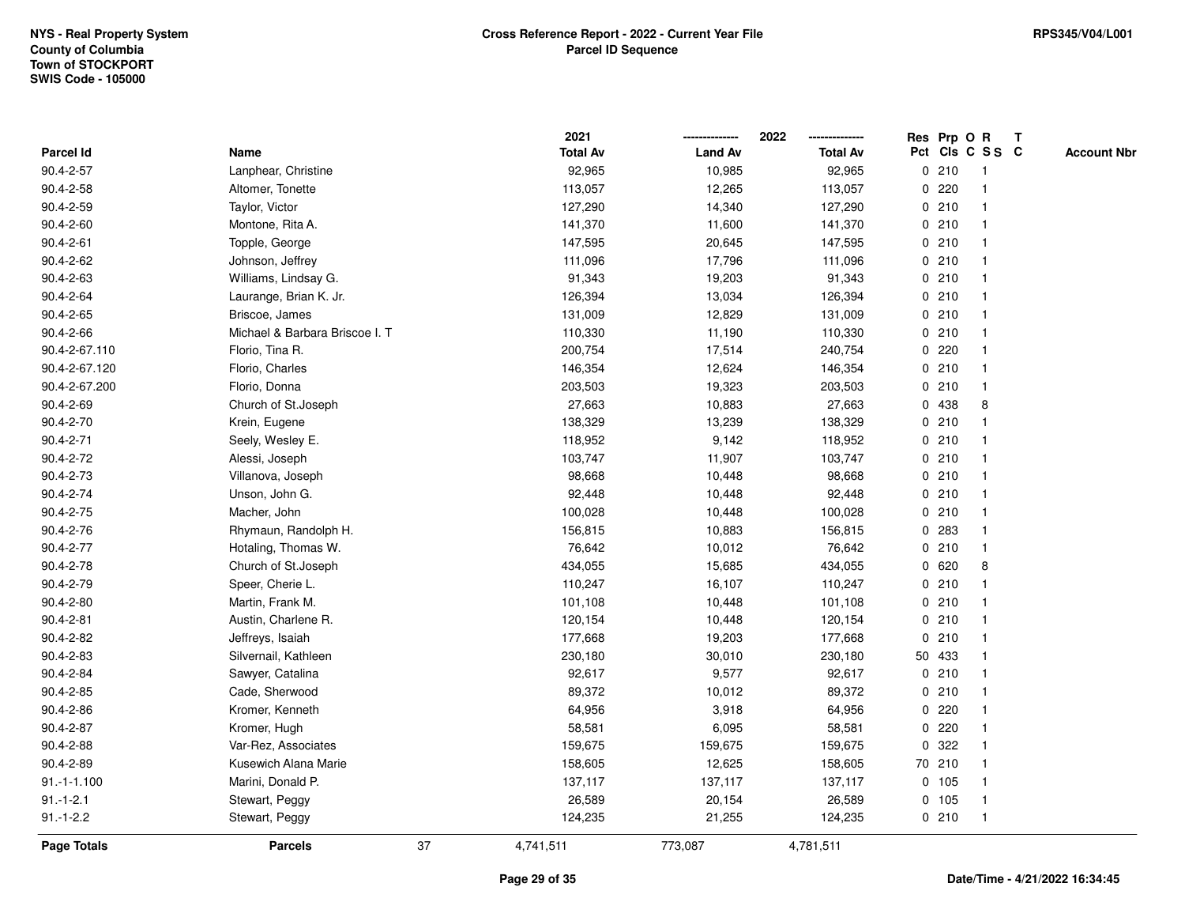NYS - Real Property System
County of Columbia
Town of STOCKPORT
SWIS Code - 105000

**Cross Reference Report - 2022 - Current Year File**
**Parcel ID Sequence**

RPS345/V04/L001

| Parcel Id | Name | 2021 Total Av | 2022 Land Av | 2022 Total Av | Res Pct | Prp Cls | O C | R S S | T C | Account Nbr |
|---|---|---|---|---|---|---|---|---|---|---|
| 90.4-2-57 | Lanphear, Christine | 92,965 | 10,985 | 92,965 | 0 | 210 | | 1 | | |
| 90.4-2-58 | Altomer, Tonette | 113,057 | 12,265 | 113,057 | 0 | 220 | | 1 | | |
| 90.4-2-59 | Taylor, Victor | 127,290 | 14,340 | 127,290 | 0 | 210 | | 1 | | |
| 90.4-2-60 | Montone, Rita A. | 141,370 | 11,600 | 141,370 | 0 | 210 | | 1 | | |
| 90.4-2-61 | Topple, George | 147,595 | 20,645 | 147,595 | 0 | 210 | | 1 | | |
| 90.4-2-62 | Johnson, Jeffrey | 111,096 | 17,796 | 111,096 | 0 | 210 | | 1 | | |
| 90.4-2-63 | Williams, Lindsay G. | 91,343 | 19,203 | 91,343 | 0 | 210 | | 1 | | |
| 90.4-2-64 | Laurange, Brian K. Jr. | 126,394 | 13,034 | 126,394 | 0 | 210 | | 1 | | |
| 90.4-2-65 | Briscoe, James | 131,009 | 12,829 | 131,009 | 0 | 210 | | 1 | | |
| 90.4-2-66 | Michael & Barbara Briscoe I. T | 110,330 | 11,190 | 110,330 | 0 | 210 | | 1 | | |
| 90.4-2-67.110 | Florio, Tina R. | 200,754 | 17,514 | 240,754 | 0 | 220 | | 1 | | |
| 90.4-2-67.120 | Florio, Charles | 146,354 | 12,624 | 146,354 | 0 | 210 | | 1 | | |
| 90.4-2-67.200 | Florio, Donna | 203,503 | 19,323 | 203,503 | 0 | 210 | | 1 | | |
| 90.4-2-69 | Church of St.Joseph | 27,663 | 10,883 | 27,663 | 0 | 438 | | 8 | | |
| 90.4-2-70 | Krein, Eugene | 138,329 | 13,239 | 138,329 | 0 | 210 | | 1 | | |
| 90.4-2-71 | Seely, Wesley E. | 118,952 | 9,142 | 118,952 | 0 | 210 | | 1 | | |
| 90.4-2-72 | Alessi, Joseph | 103,747 | 11,907 | 103,747 | 0 | 210 | | 1 | | |
| 90.4-2-73 | Villanova, Joseph | 98,668 | 10,448 | 98,668 | 0 | 210 | | 1 | | |
| 90.4-2-74 | Unson, John G. | 92,448 | 10,448 | 92,448 | 0 | 210 | | 1 | | |
| 90.4-2-75 | Macher, John | 100,028 | 10,448 | 100,028 | 0 | 210 | | 1 | | |
| 90.4-2-76 | Rhymaun, Randolph H. | 156,815 | 10,883 | 156,815 | 0 | 283 | | 1 | | |
| 90.4-2-77 | Hotaling, Thomas W. | 76,642 | 10,012 | 76,642 | 0 | 210 | | 1 | | |
| 90.4-2-78 | Church of St.Joseph | 434,055 | 15,685 | 434,055 | 0 | 620 | | 8 | | |
| 90.4-2-79 | Speer, Cherie L. | 110,247 | 16,107 | 110,247 | 0 | 210 | | 1 | | |
| 90.4-2-80 | Martin, Frank M. | 101,108 | 10,448 | 101,108 | 0 | 210 | | 1 | | |
| 90.4-2-81 | Austin, Charlene R. | 120,154 | 10,448 | 120,154 | 0 | 210 | | 1 | | |
| 90.4-2-82 | Jeffreys, Isaiah | 177,668 | 19,203 | 177,668 | 0 | 210 | | 1 | | |
| 90.4-2-83 | Silvernail, Kathleen | 230,180 | 30,010 | 230,180 | 50 | 433 | | 1 | | |
| 90.4-2-84 | Sawyer, Catalina | 92,617 | 9,577 | 92,617 | 0 | 210 | | 1 | | |
| 90.4-2-85 | Cade, Sherwood | 89,372 | 10,012 | 89,372 | 0 | 210 | | 1 | | |
| 90.4-2-86 | Kromer, Kenneth | 64,956 | 3,918 | 64,956 | 0 | 220 | | 1 | | |
| 90.4-2-87 | Kromer, Hugh | 58,581 | 6,095 | 58,581 | 0 | 220 | | 1 | | |
| 90.4-2-88 | Var-Rez, Associates | 159,675 | 159,675 | 159,675 | 0 | 322 | | 1 | | |
| 90.4-2-89 | Kusewich Alana Marie | 158,605 | 12,625 | 158,605 | 70 | 210 | | 1 | | |
| 91.-1-1.100 | Marini, Donald P. | 137,117 | 137,117 | 137,117 | 0 | 105 | | 1 | | |
| 91.-1-2.1 | Stewart, Peggy | 26,589 | 20,154 | 26,589 | 0 | 105 | | 1 | | |
| 91.-1-2.2 | Stewart, Peggy | 124,235 | 21,255 | 124,235 | 0 | 210 | | 1 | | |
| **Page Totals** | **Parcels** 37 | 4,741,511 | 773,087 | 4,781,511 | | | | | | |

**Date/Time - 4/21/2022 16:34:45**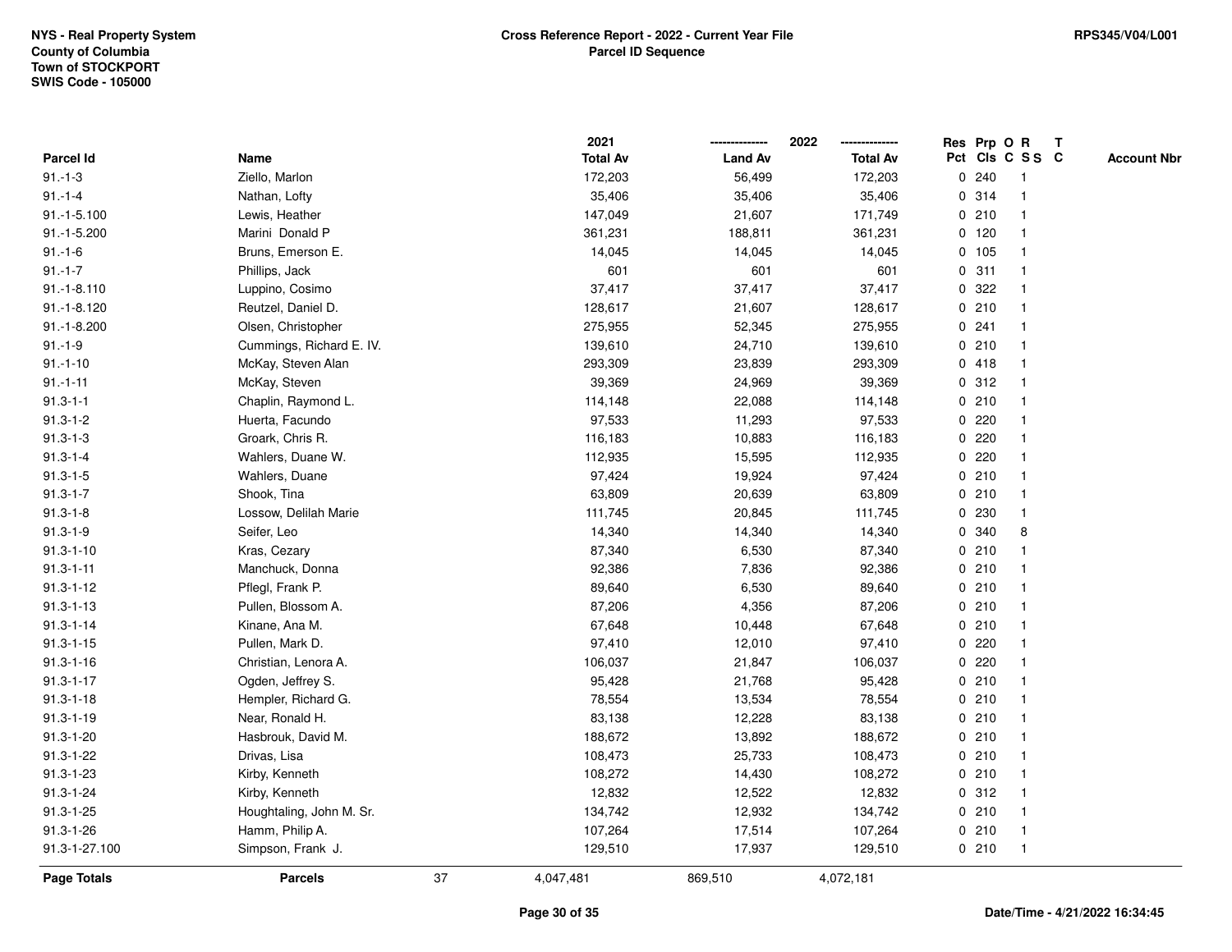NYS - Real Property System
County of Columbia
Town of STOCKPORT
SWIS Code - 105000

**Cross Reference Report - 2022 - Current Year File**
**Parcel ID Sequence**

RPS345/V04/L001

| Parcel Id | Name | 2021 Total Av | 2022 Land Av | 2022 Total Av | Res Pct | Prp Cls | O C | R S S | T C | Account Nbr |
|---|---|---|---|---|---|---|---|---|---|---|
| 91.-1-3 | Ziello, Marlon | 172,203 | 56,499 | 172,203 | 0 | 240 | | 1 | | |
| 91.-1-4 | Nathan, Lofty | 35,406 | 35,406 | 35,406 | 0 | 314 | | 1 | | |
| 91.-1-5.100 | Lewis, Heather | 147,049 | 21,607 | 171,749 | 0 | 210 | | 1 | | |
| 91.-1-5.200 | Marini Donald P | 361,231 | 188,811 | 361,231 | 0 | 120 | | 1 | | |
| 91.-1-6 | Bruns, Emerson E. | 14,045 | 14,045 | 14,045 | 0 | 105 | | 1 | | |
| 91.-1-7 | Phillips, Jack | 601 | 601 | 601 | 0 | 311 | | 1 | | |
| 91.-1-8.110 | Luppino, Cosimo | 37,417 | 37,417 | 37,417 | 0 | 322 | | 1 | | |
| 91.-1-8.120 | Reutzel, Daniel D. | 128,617 | 21,607 | 128,617 | 0 | 210 | | 1 | | |
| 91.-1-8.200 | Olsen, Christopher | 275,955 | 52,345 | 275,955 | 0 | 241 | | 1 | | |
| 91.-1-9 | Cummings, Richard E. IV. | 139,610 | 24,710 | 139,610 | 0 | 210 | | 1 | | |
| 91.-1-10 | McKay, Steven Alan | 293,309 | 23,839 | 293,309 | 0 | 418 | | 1 | | |
| 91.-1-11 | McKay, Steven | 39,369 | 24,969 | 39,369 | 0 | 312 | | 1 | | |
| 91.3-1-1 | Chaplin, Raymond L. | 114,148 | 22,088 | 114,148 | 0 | 210 | | 1 | | |
| 91.3-1-2 | Huerta, Facundo | 97,533 | 11,293 | 97,533 | 0 | 220 | | 1 | | |
| 91.3-1-3 | Groark, Chris R. | 116,183 | 10,883 | 116,183 | 0 | 220 | | 1 | | |
| 91.3-1-4 | Wahlers, Duane W. | 112,935 | 15,595 | 112,935 | 0 | 220 | | 1 | | |
| 91.3-1-5 | Wahlers, Duane | 97,424 | 19,924 | 97,424 | 0 | 210 | | 1 | | |
| 91.3-1-7 | Shook, Tina | 63,809 | 20,639 | 63,809 | 0 | 210 | | 1 | | |
| 91.3-1-8 | Lossow, Delilah Marie | 111,745 | 20,845 | 111,745 | 0 | 230 | | 1 | | |
| 91.3-1-9 | Seifer, Leo | 14,340 | 14,340 | 14,340 | 0 | 340 | | 8 | | |
| 91.3-1-10 | Kras, Cezary | 87,340 | 6,530 | 87,340 | 0 | 210 | | 1 | | |
| 91.3-1-11 | Manchuck, Donna | 92,386 | 7,836 | 92,386 | 0 | 210 | | 1 | | |
| 91.3-1-12 | Pflegl, Frank P. | 89,640 | 6,530 | 89,640 | 0 | 210 | | 1 | | |
| 91.3-1-13 | Pullen, Blossom A. | 87,206 | 4,356 | 87,206 | 0 | 210 | | 1 | | |
| 91.3-1-14 | Kinane, Ana M. | 67,648 | 10,448 | 67,648 | 0 | 210 | | 1 | | |
| 91.3-1-15 | Pullen, Mark D. | 97,410 | 12,010 | 97,410 | 0 | 220 | | 1 | | |
| 91.3-1-16 | Christian, Lenora A. | 106,037 | 21,847 | 106,037 | 0 | 220 | | 1 | | |
| 91.3-1-17 | Ogden, Jeffrey S. | 95,428 | 21,768 | 95,428 | 0 | 210 | | 1 | | |
| 91.3-1-18 | Hempler, Richard G. | 78,554 | 13,534 | 78,554 | 0 | 210 | | 1 | | |
| 91.3-1-19 | Near, Ronald H. | 83,138 | 12,228 | 83,138 | 0 | 210 | | 1 | | |
| 91.3-1-20 | Hasbrouk, David M. | 188,672 | 13,892 | 188,672 | 0 | 210 | | 1 | | |
| 91.3-1-22 | Drivas, Lisa | 108,473 | 25,733 | 108,473 | 0 | 210 | | 1 | | |
| 91.3-1-23 | Kirby, Kenneth | 108,272 | 14,430 | 108,272 | 0 | 210 | | 1 | | |
| 91.3-1-24 | Kirby, Kenneth | 12,832 | 12,522 | 12,832 | 0 | 312 | | 1 | | |
| 91.3-1-25 | Houghtaling, John M. Sr. | 134,742 | 12,932 | 134,742 | 0 | 210 | | 1 | | |
| 91.3-1-26 | Hamm, Philip A. | 107,264 | 17,514 | 107,264 | 0 | 210 | | 1 | | |
| 91.3-1-27.100 | Simpson, Frank J. | 129,510 | 17,937 | 129,510 | 0 | 210 | | 1 | | |
| **Page Totals** | **Parcels** 37 | 4,047,481 | 869,510 | 4,072,181 | | | | | | |

Date/Time - 4/21/2022 16:34:45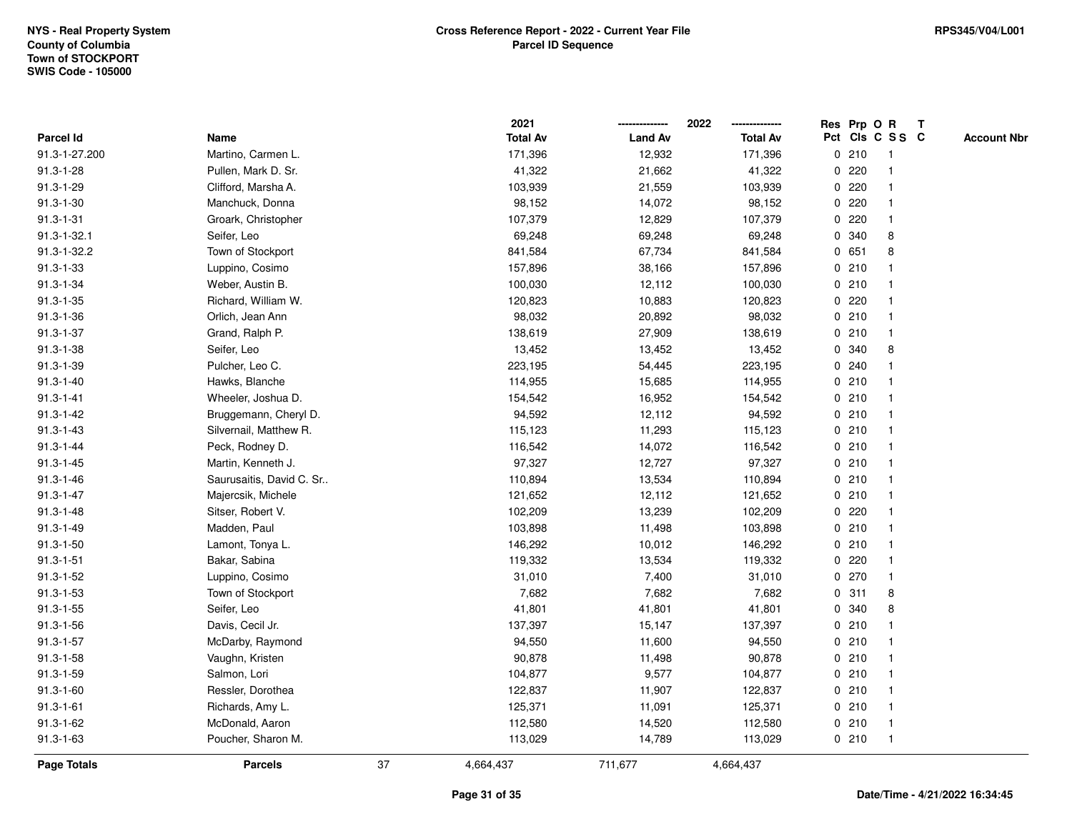NYS - Real Property System
County of Columbia
Town of STOCKPORT
SWIS Code - 105000

**Cross Reference Report - 2022 - Current Year File**
**Parcel ID Sequence**

RPS345/V04/L001

| Parcel Id | Name | 2021 Total Av | 2022 Land Av | 2022 Total Av | Res Pct | Prp Cls | O C | R S S | T C | Account Nbr |
|---|---|---|---|---|---|---|---|---|---|---|
| 91.3-1-27.200 | Martino, Carmen L. | 171,396 | 12,932 | 171,396 | 0 | 210 | | 1 | | |
| 91.3-1-28 | Pullen, Mark D. Sr. | 41,322 | 21,662 | 41,322 | 0 | 220 | | 1 | | |
| 91.3-1-29 | Clifford, Marsha A. | 103,939 | 21,559 | 103,939 | 0 | 220 | | 1 | | |
| 91.3-1-30 | Manchuck, Donna | 98,152 | 14,072 | 98,152 | 0 | 220 | | 1 | | |
| 91.3-1-31 | Groark, Christopher | 107,379 | 12,829 | 107,379 | 0 | 220 | | 1 | | |
| 91.3-1-32.1 | Seifer, Leo | 69,248 | 69,248 | 69,248 | 0 | 340 | | 8 | | |
| 91.3-1-32.2 | Town of Stockport | 841,584 | 67,734 | 841,584 | 0 | 651 | | 8 | | |
| 91.3-1-33 | Luppino, Cosimo | 157,896 | 38,166 | 157,896 | 0 | 210 | | 1 | | |
| 91.3-1-34 | Weber, Austin B. | 100,030 | 12,112 | 100,030 | 0 | 210 | | 1 | | |
| 91.3-1-35 | Richard, William W. | 120,823 | 10,883 | 120,823 | 0 | 220 | | 1 | | |
| 91.3-1-36 | Orlich, Jean Ann | 98,032 | 20,892 | 98,032 | 0 | 210 | | 1 | | |
| 91.3-1-37 | Grand, Ralph P. | 138,619 | 27,909 | 138,619 | 0 | 210 | | 1 | | |
| 91.3-1-38 | Seifer, Leo | 13,452 | 13,452 | 13,452 | 0 | 340 | | 8 | | |
| 91.3-1-39 | Pulcher, Leo C. | 223,195 | 54,445 | 223,195 | 0 | 240 | | 1 | | |
| 91.3-1-40 | Hawks, Blanche | 114,955 | 15,685 | 114,955 | 0 | 210 | | 1 | | |
| 91.3-1-41 | Wheeler, Joshua D. | 154,542 | 16,952 | 154,542 | 0 | 210 | | 1 | | |
| 91.3-1-42 | Bruggemann, Cheryl D. | 94,592 | 12,112 | 94,592 | 0 | 210 | | 1 | | |
| 91.3-1-43 | Silvernail, Matthew R. | 115,123 | 11,293 | 115,123 | 0 | 210 | | 1 | | |
| 91.3-1-44 | Peck, Rodney D. | 116,542 | 14,072 | 116,542 | 0 | 210 | | 1 | | |
| 91.3-1-45 | Martin, Kenneth J. | 97,327 | 12,727 | 97,327 | 0 | 210 | | 1 | | |
| 91.3-1-46 | Saurusaitis, David C. Sr.. | 110,894 | 13,534 | 110,894 | 0 | 210 | | 1 | | |
| 91.3-1-47 | Majercsik, Michele | 121,652 | 12,112 | 121,652 | 0 | 210 | | 1 | | |
| 91.3-1-48 | Sitser, Robert V. | 102,209 | 13,239 | 102,209 | 0 | 220 | | 1 | | |
| 91.3-1-49 | Madden, Paul | 103,898 | 11,498 | 103,898 | 0 | 210 | | 1 | | |
| 91.3-1-50 | Lamont, Tonya L. | 146,292 | 10,012 | 146,292 | 0 | 210 | | 1 | | |
| 91.3-1-51 | Bakar, Sabina | 119,332 | 13,534 | 119,332 | 0 | 220 | | 1 | | |
| 91.3-1-52 | Luppino, Cosimo | 31,010 | 7,400 | 31,010 | 0 | 270 | | 1 | | |
| 91.3-1-53 | Town of Stockport | 7,682 | 7,682 | 7,682 | 0 | 311 | | 8 | | |
| 91.3-1-55 | Seifer, Leo | 41,801 | 41,801 | 41,801 | 0 | 340 | | 8 | | |
| 91.3-1-56 | Davis, Cecil Jr. | 137,397 | 15,147 | 137,397 | 0 | 210 | | 1 | | |
| 91.3-1-57 | McDarby, Raymond | 94,550 | 11,600 | 94,550 | 0 | 210 | | 1 | | |
| 91.3-1-58 | Vaughn, Kristen | 90,878 | 11,498 | 90,878 | 0 | 210 | | 1 | | |
| 91.3-1-59 | Salmon, Lori | 104,877 | 9,577 | 104,877 | 0 | 210 | | 1 | | |
| 91.3-1-60 | Ressler, Dorothea | 122,837 | 11,907 | 122,837 | 0 | 210 | | 1 | | |
| 91.3-1-61 | Richards, Amy L. | 125,371 | 11,091 | 125,371 | 0 | 210 | | 1 | | |
| 91.3-1-62 | McDonald, Aaron | 112,580 | 14,520 | 112,580 | 0 | 210 | | 1 | | |
| 91.3-1-63 | Poucher, Sharon M. | 113,029 | 14,789 | 113,029 | 0 | 210 | | 1 | | |
| **Page Totals** | **Parcels** 37 | 4,664,437 | 711,677 | 4,664,437 | | | | | | |

Date/Time - 4/21/2022 16:34:45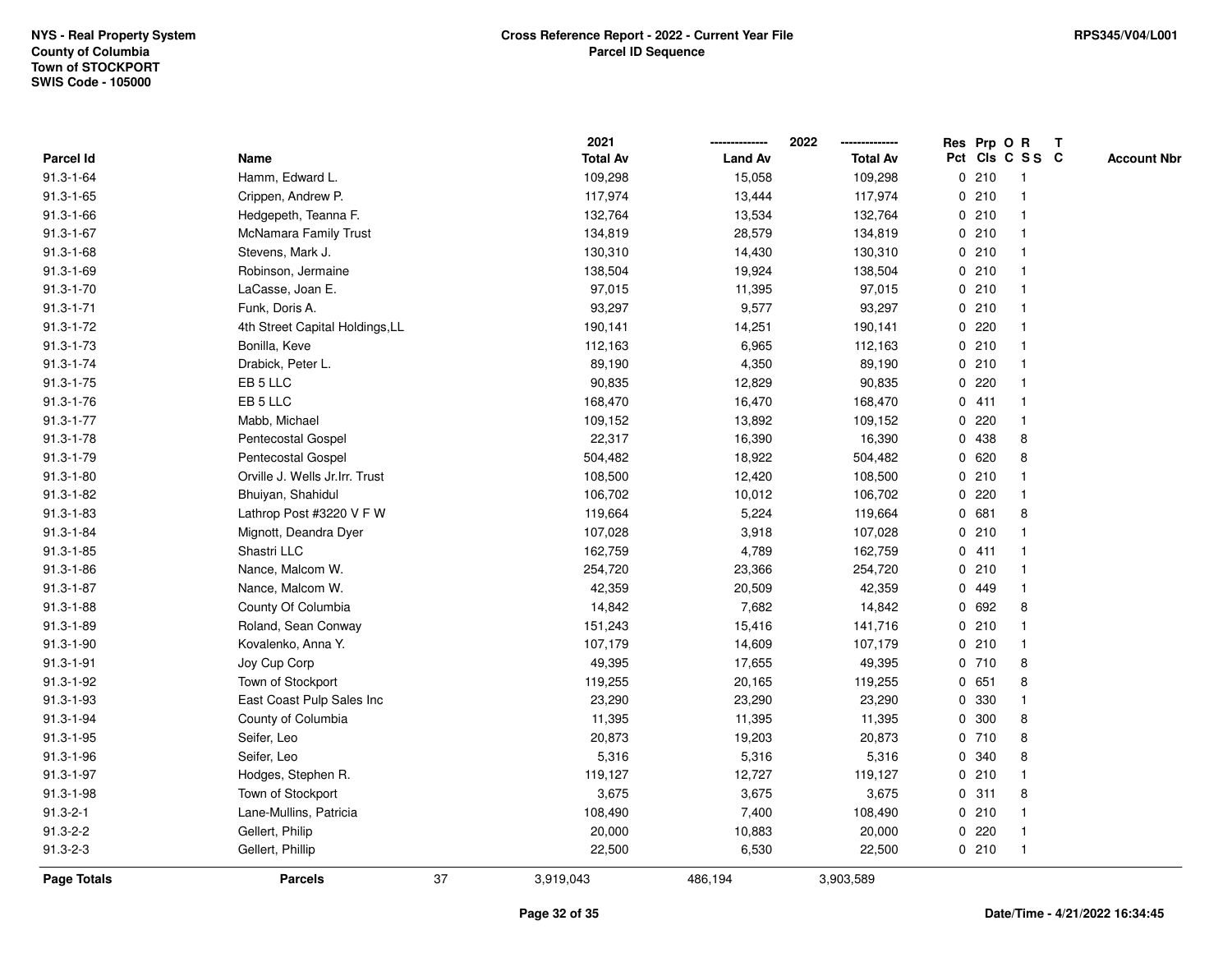NYS - Real Property System
County of Columbia
Town of STOCKPORT
SWIS Code - 105000

**Cross Reference Report - 2022 - Current Year File**
**Parcel ID Sequence**

RPS345/V04/L001

| Parcel Id | Name | 2021 Total Av | 2022 Land Av | 2022 Total Av | Res Pct | Prp Cls | O C | R S S | T C | Account Nbr |
|---|---|---|---|---|---|---|---|---|---|---|
| 91.3-1-64 | Hamm, Edward L. | 109,298 | 15,058 | 109,298 | 0 | 210 | | 1 | | |
| 91.3-1-65 | Crippen, Andrew P. | 117,974 | 13,444 | 117,974 | 0 | 210 | | 1 | | |
| 91.3-1-66 | Hedgepeth, Teanna F. | 132,764 | 13,534 | 132,764 | 0 | 210 | | 1 | | |
| 91.3-1-67 | McNamara Family Trust | 134,819 | 28,579 | 134,819 | 0 | 210 | | 1 | | |
| 91.3-1-68 | Stevens, Mark J. | 130,310 | 14,430 | 130,310 | 0 | 210 | | 1 | | |
| 91.3-1-69 | Robinson, Jermaine | 138,504 | 19,924 | 138,504 | 0 | 210 | | 1 | | |
| 91.3-1-70 | LaCasse, Joan E. | 97,015 | 11,395 | 97,015 | 0 | 210 | | 1 | | |
| 91.3-1-71 | Funk, Doris A. | 93,297 | 9,577 | 93,297 | 0 | 210 | | 1 | | |
| 91.3-1-72 | 4th Street Capital Holdings,LL | 190,141 | 14,251 | 190,141 | 0 | 220 | | 1 | | |
| 91.3-1-73 | Bonilla, Keve | 112,163 | 6,965 | 112,163 | 0 | 210 | | 1 | | |
| 91.3-1-74 | Drabick, Peter L. | 89,190 | 4,350 | 89,190 | 0 | 210 | | 1 | | |
| 91.3-1-75 | EB 5 LLC | 90,835 | 12,829 | 90,835 | 0 | 220 | | 1 | | |
| 91.3-1-76 | EB 5 LLC | 168,470 | 16,470 | 168,470 | 0 | 411 | | 1 | | |
| 91.3-1-77 | Mabb, Michael | 109,152 | 13,892 | 109,152 | 0 | 220 | | 1 | | |
| 91.3-1-78 | Pentecostal Gospel | 22,317 | 16,390 | 16,390 | 0 | 438 | | 8 | | |
| 91.3-1-79 | Pentecostal Gospel | 504,482 | 18,922 | 504,482 | 0 | 620 | | 8 | | |
| 91.3-1-80 | Orville J. Wells Jr.Irr. Trust | 108,500 | 12,420 | 108,500 | 0 | 210 | | 1 | | |
| 91.3-1-82 | Bhuiyan, Shahidul | 106,702 | 10,012 | 106,702 | 0 | 220 | | 1 | | |
| 91.3-1-83 | Lathrop Post #3220 V F W | 119,664 | 5,224 | 119,664 | 0 | 681 | | 8 | | |
| 91.3-1-84 | Mignott, Deandra Dyer | 107,028 | 3,918 | 107,028 | 0 | 210 | | 1 | | |
| 91.3-1-85 | Shastri LLC | 162,759 | 4,789 | 162,759 | 0 | 411 | | 1 | | |
| 91.3-1-86 | Nance, Malcom W. | 254,720 | 23,366 | 254,720 | 0 | 210 | | 1 | | |
| 91.3-1-87 | Nance, Malcom W. | 42,359 | 20,509 | 42,359 | 0 | 449 | | 1 | | |
| 91.3-1-88 | County Of Columbia | 14,842 | 7,682 | 14,842 | 0 | 692 | | 8 | | |
| 91.3-1-89 | Roland, Sean Conway | 151,243 | 15,416 | 141,716 | 0 | 210 | | 1 | | |
| 91.3-1-90 | Kovalenko, Anna Y. | 107,179 | 14,609 | 107,179 | 0 | 210 | | 1 | | |
| 91.3-1-91 | Joy Cup Corp | 49,395 | 17,655 | 49,395 | 0 | 710 | | 8 | | |
| 91.3-1-92 | Town of Stockport | 119,255 | 20,165 | 119,255 | 0 | 651 | | 8 | | |
| 91.3-1-93 | East Coast Pulp Sales Inc | 23,290 | 23,290 | 23,290 | 0 | 330 | | 1 | | |
| 91.3-1-94 | County of Columbia | 11,395 | 11,395 | 11,395 | 0 | 300 | | 8 | | |
| 91.3-1-95 | Seifer, Leo | 20,873 | 19,203 | 20,873 | 0 | 710 | | 8 | | |
| 91.3-1-96 | Seifer, Leo | 5,316 | 5,316 | 5,316 | 0 | 340 | | 8 | | |
| 91.3-1-97 | Hodges, Stephen R. | 119,127 | 12,727 | 119,127 | 0 | 210 | | 1 | | |
| 91.3-1-98 | Town of Stockport | 3,675 | 3,675 | 3,675 | 0 | 311 | | 8 | | |
| 91.3-2-1 | Lane-Mullins, Patricia | 108,490 | 7,400 | 108,490 | 0 | 210 | | 1 | | |
| 91.3-2-2 | Gellert, Philip | 20,000 | 10,883 | 20,000 | 0 | 220 | | 1 | | |
| 91.3-2-3 | Gellert, Phillip | 22,500 | 6,530 | 22,500 | 0 | 210 | | 1 | | |
| **Page Totals** | **Parcels** 37 | 3,919,043 | 486,194 | 3,903,589 | | | | | | |

Date/Time - 4/21/2022 16:34:45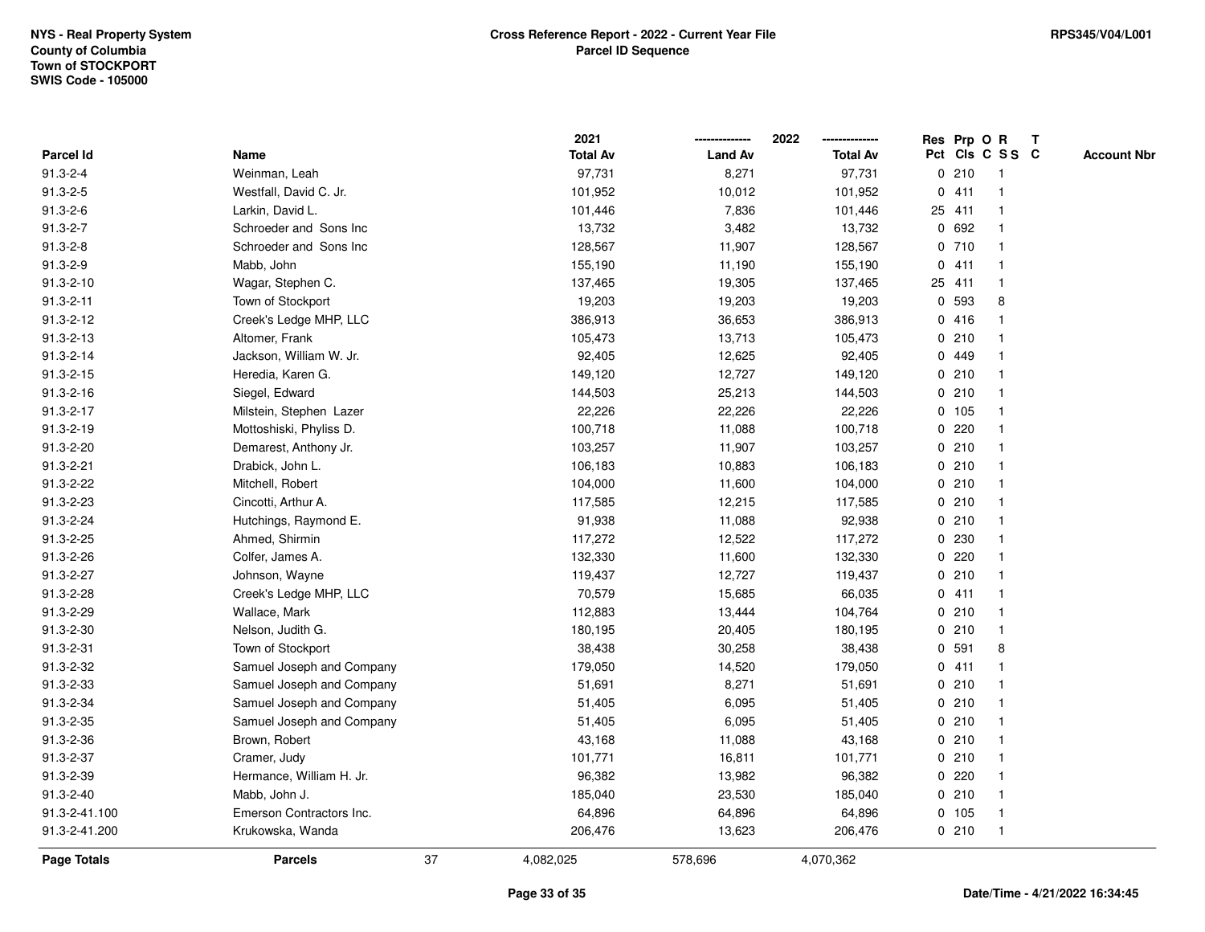NYS - Real Property System
County of Columbia
Town of STOCKPORT
SWIS Code - 105000

**Cross Reference Report - 2022 - Current Year File**
**Parcel ID Sequence**

RPS345/V04/L001

| Parcel Id | Name | 2021 Total Av | 2022 Land Av | 2022 Total Av | Res Pct | Prp Cls | O C | R S S | T C | Account Nbr |
|---|---|---|---|---|---|---|---|---|---|---|
| 91.3-2-4 | Weinman, Leah | 97,731 | 8,271 | 97,731 | 0 | 210 | | 1 | | |
| 91.3-2-5 | Westfall, David C. Jr. | 101,952 | 10,012 | 101,952 | 0 | 411 | | 1 | | |
| 91.3-2-6 | Larkin, David L. | 101,446 | 7,836 | 101,446 | 25 | 411 | | 1 | | |
| 91.3-2-7 | Schroeder and Sons Inc | 13,732 | 3,482 | 13,732 | 0 | 692 | | 1 | | |
| 91.3-2-8 | Schroeder and Sons Inc | 128,567 | 11,907 | 128,567 | 0 | 710 | | 1 | | |
| 91.3-2-9 | Mabb, John | 155,190 | 11,190 | 155,190 | 0 | 411 | | 1 | | |
| 91.3-2-10 | Wagar, Stephen C. | 137,465 | 19,305 | 137,465 | 25 | 411 | | 1 | | |
| 91.3-2-11 | Town of Stockport | 19,203 | 19,203 | 19,203 | 0 | 593 | | 8 | | |
| 91.3-2-12 | Creek's Ledge MHP, LLC | 386,913 | 36,653 | 386,913 | 0 | 416 | | 1 | | |
| 91.3-2-13 | Altomer, Frank | 105,473 | 13,713 | 105,473 | 0 | 210 | | 1 | | |
| 91.3-2-14 | Jackson, William W. Jr. | 92,405 | 12,625 | 92,405 | 0 | 449 | | 1 | | |
| 91.3-2-15 | Heredia, Karen G. | 149,120 | 12,727 | 149,120 | 0 | 210 | | 1 | | |
| 91.3-2-16 | Siegel, Edward | 144,503 | 25,213 | 144,503 | 0 | 210 | | 1 | | |
| 91.3-2-17 | Milstein, Stephen Lazer | 22,226 | 22,226 | 22,226 | 0 | 105 | | 1 | | |
| 91.3-2-19 | Mottoshiski, Phyliss D. | 100,718 | 11,088 | 100,718 | 0 | 220 | | 1 | | |
| 91.3-2-20 | Demarest, Anthony Jr. | 103,257 | 11,907 | 103,257 | 0 | 210 | | 1 | | |
| 91.3-2-21 | Drabick, John L. | 106,183 | 10,883 | 106,183 | 0 | 210 | | 1 | | |
| 91.3-2-22 | Mitchell, Robert | 104,000 | 11,600 | 104,000 | 0 | 210 | | 1 | | |
| 91.3-2-23 | Cincotti, Arthur A. | 117,585 | 12,215 | 117,585 | 0 | 210 | | 1 | | |
| 91.3-2-24 | Hutchings, Raymond E. | 91,938 | 11,088 | 92,938 | 0 | 210 | | 1 | | |
| 91.3-2-25 | Ahmed, Shirmin | 117,272 | 12,522 | 117,272 | 0 | 230 | | 1 | | |
| 91.3-2-26 | Colfer, James A. | 132,330 | 11,600 | 132,330 | 0 | 220 | | 1 | | |
| 91.3-2-27 | Johnson, Wayne | 119,437 | 12,727 | 119,437 | 0 | 210 | | 1 | | |
| 91.3-2-28 | Creek's Ledge MHP, LLC | 70,579 | 15,685 | 66,035 | 0 | 411 | | 1 | | |
| 91.3-2-29 | Wallace, Mark | 112,883 | 13,444 | 104,764 | 0 | 210 | | 1 | | |
| 91.3-2-30 | Nelson, Judith G. | 180,195 | 20,405 | 180,195 | 0 | 210 | | 1 | | |
| 91.3-2-31 | Town of Stockport | 38,438 | 30,258 | 38,438 | 0 | 591 | | 8 | | |
| 91.3-2-32 | Samuel Joseph and Company | 179,050 | 14,520 | 179,050 | 0 | 411 | | 1 | | |
| 91.3-2-33 | Samuel Joseph and Company | 51,691 | 8,271 | 51,691 | 0 | 210 | | 1 | | |
| 91.3-2-34 | Samuel Joseph and Company | 51,405 | 6,095 | 51,405 | 0 | 210 | | 1 | | |
| 91.3-2-35 | Samuel Joseph and Company | 51,405 | 6,095 | 51,405 | 0 | 210 | | 1 | | |
| 91.3-2-36 | Brown, Robert | 43,168 | 11,088 | 43,168 | 0 | 210 | | 1 | | |
| 91.3-2-37 | Cramer, Judy | 101,771 | 16,811 | 101,771 | 0 | 210 | | 1 | | |
| 91.3-2-39 | Hermance, William H. Jr. | 96,382 | 13,982 | 96,382 | 0 | 220 | | 1 | | |
| 91.3-2-40 | Mabb, John J. | 185,040 | 23,530 | 185,040 | 0 | 210 | | 1 | | |
| 91.3-2-41.100 | Emerson Contractors Inc. | 64,896 | 64,896 | 64,896 | 0 | 105 | | 1 | | |
| 91.3-2-41.200 | Krukowska, Wanda | 206,476 | 13,623 | 206,476 | 0 | 210 | | 1 | | |
| **Page Totals** | **Parcels** 37 | 4,082,025 | 578,696 | 4,070,362 | | | | | | |

Date/Time - 4/21/2022 16:34:45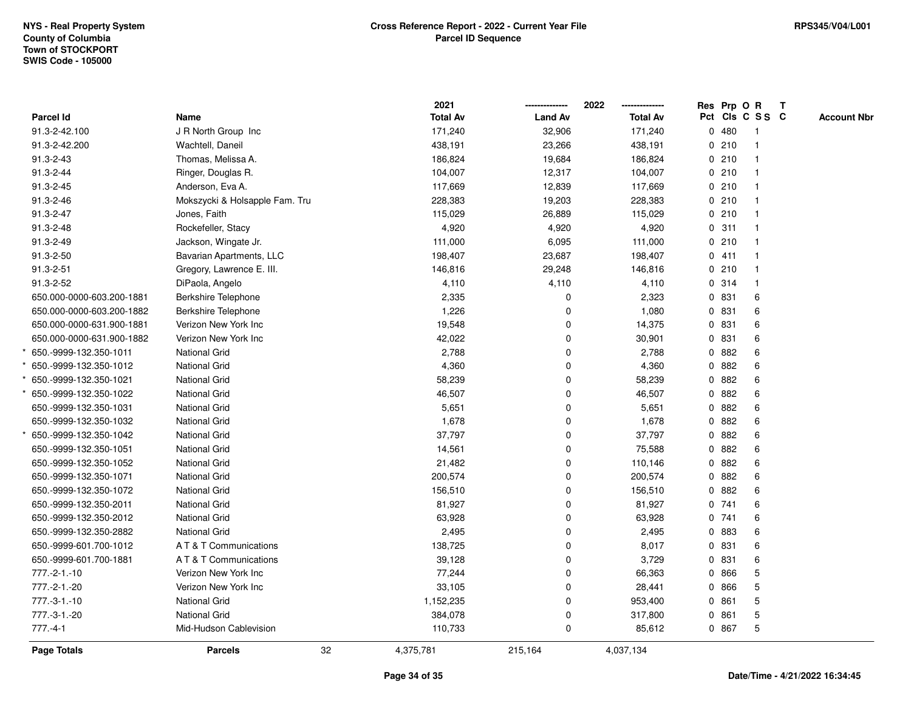NYS - Real Property System
County of Columbia
Town of STOCKPORT
SWIS Code - 105000

**Cross Reference Report - 2022 - Current Year File**
**Parcel ID Sequence**

RPS345/V04/L001

| Parcel Id | Name | 2021 Total Av | 2022 Land Av | 2022 Total Av | Res Pct | Prp Cls | O C | R S S | T C | Account Nbr |
|---|---|---|---|---|---|---|---|---|---|---|
| 91.3-2-42.100 | J R North Group Inc | 171,240 | 32,906 | 171,240 | 0 | 480 | | 1 | | |
| 91.3-2-42.200 | Wachtell, Daneil | 438,191 | 23,266 | 438,191 | 0 | 210 | | 1 | | |
| 91.3-2-43 | Thomas, Melissa A. | 186,824 | 19,684 | 186,824 | 0 | 210 | | 1 | | |
| 91.3-2-44 | Ringer, Douglas R. | 104,007 | 12,317 | 104,007 | 0 | 210 | | 1 | | |
| 91.3-2-45 | Anderson, Eva A. | 117,669 | 12,839 | 117,669 | 0 | 210 | | 1 | | |
| 91.3-2-46 | Mokszycki & Holsapple Fam. Tru | 228,383 | 19,203 | 228,383 | 0 | 210 | | 1 | | |
| 91.3-2-47 | Jones, Faith | 115,029 | 26,889 | 115,029 | 0 | 210 | | 1 | | |
| 91.3-2-48 | Rockefeller, Stacy | 4,920 | 4,920 | 4,920 | 0 | 311 | | 1 | | |
| 91.3-2-49 | Jackson, Wingate Jr. | 111,000 | 6,095 | 111,000 | 0 | 210 | | 1 | | |
| 91.3-2-50 | Bavarian Apartments, LLC | 198,407 | 23,687 | 198,407 | 0 | 411 | | 1 | | |
| 91.3-2-51 | Gregory, Lawrence E. III. | 146,816 | 29,248 | 146,816 | 0 | 210 | | 1 | | |
| 91.3-2-52 | DiPaola, Angelo | 4,110 | 4,110 | 4,110 | 0 | 314 | | 1 | | |
| 650.000-0000-603.200-1881 | Berkshire Telephone | 2,335 | 0 | 2,323 | 0 | 831 | | 6 | | |
| 650.000-0000-603.200-1882 | Berkshire Telephone | 1,226 | 0 | 1,080 | 0 | 831 | | 6 | | |
| 650.000-0000-631.900-1881 | Verizon New York Inc | 19,548 | 0 | 14,375 | 0 | 831 | | 6 | | |
| 650.000-0000-631.900-1882 | Verizon New York Inc | 42,022 | 0 | 30,901 | 0 | 831 | | 6 | | |
| * 650.-9999-132.350-1011 | National Grid | 2,788 | 0 | 2,788 | 0 | 882 | | 6 | | |
| * 650.-9999-132.350-1012 | National Grid | 4,360 | 0 | 4,360 | 0 | 882 | | 6 | | |
| * 650.-9999-132.350-1021 | National Grid | 58,239 | 0 | 58,239 | 0 | 882 | | 6 | | |
| * 650.-9999-132.350-1022 | National Grid | 46,507 | 0 | 46,507 | 0 | 882 | | 6 | | |
| 650.-9999-132.350-1031 | National Grid | 5,651 | 0 | 5,651 | 0 | 882 | | 6 | | |
| 650.-9999-132.350-1032 | National Grid | 1,678 | 0 | 1,678 | 0 | 882 | | 6 | | |
| * 650.-9999-132.350-1042 | National Grid | 37,797 | 0 | 37,797 | 0 | 882 | | 6 | | |
| 650.-9999-132.350-1051 | National Grid | 14,561 | 0 | 75,588 | 0 | 882 | | 6 | | |
| 650.-9999-132.350-1052 | National Grid | 21,482 | 0 | 110,146 | 0 | 882 | | 6 | | |
| 650.-9999-132.350-1071 | National Grid | 200,574 | 0 | 200,574 | 0 | 882 | | 6 | | |
| 650.-9999-132.350-1072 | National Grid | 156,510 | 0 | 156,510 | 0 | 882 | | 6 | | |
| 650.-9999-132.350-2011 | National Grid | 81,927 | 0 | 81,927 | 0 | 741 | | 6 | | |
| 650.-9999-132.350-2012 | National Grid | 63,928 | 0 | 63,928 | 0 | 741 | | 6 | | |
| 650.-9999-132.350-2882 | National Grid | 2,495 | 0 | 2,495 | 0 | 883 | | 6 | | |
| 650.-9999-601.700-1012 | A T & T Communications | 138,725 | 0 | 8,017 | 0 | 831 | | 6 | | |
| 650.-9999-601.700-1881 | A T & T Communications | 39,128 | 0 | 3,729 | 0 | 831 | | 6 | | |
| 777.-2-1.-10 | Verizon New York Inc | 77,244 | 0 | 66,363 | 0 | 866 | | 5 | | |
| 777.-2-1.-20 | Verizon New York Inc | 33,105 | 0 | 28,441 | 0 | 866 | | 5 | | |
| 777.-3-1.-10 | National Grid | 1,152,235 | 0 | 953,400 | 0 | 861 | | 5 | | |
| 777.-3-1.-20 | National Grid | 384,078 | 0 | 317,800 | 0 | 861 | | 5 | | |
| 777.-4-1 | Mid-Hudson Cablevision | 110,733 | 0 | 85,612 | 0 | 867 | | 5 | | |
| **Page Totals** | **Parcels** 32 | 4,375,781 | 215,164 | 4,037,134 | | | | | | |

Date/Time - 4/21/2022 16:34:45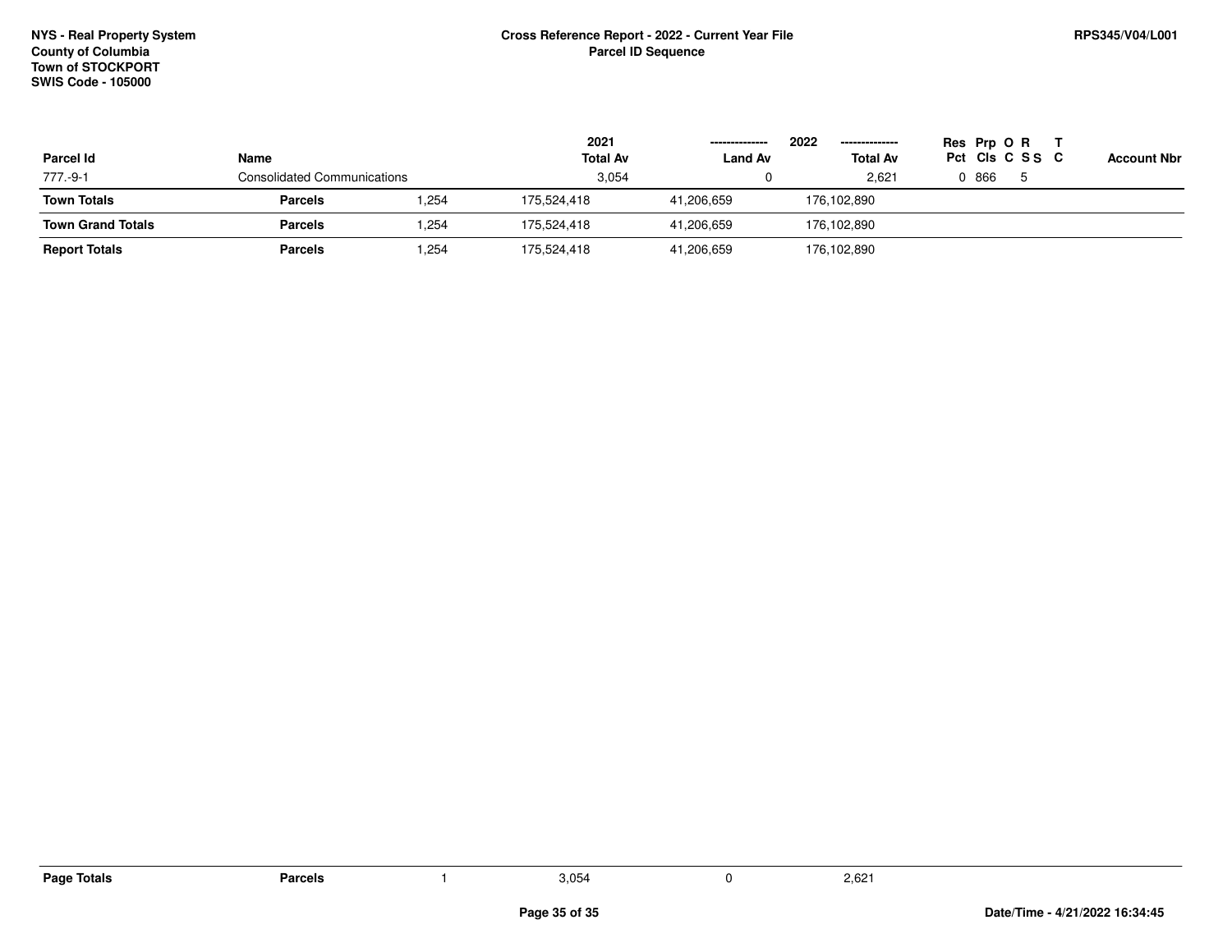NYS - Real Property System
County of Columbia
Town of STOCKPORT
SWIS Code - 105000

**Cross Reference Report - 2022 - Current Year File**
**Parcel ID Sequence**

RPS345/V04/L001

| Parcel Id | Name | | 2021 Total Av | 2022 Land Av | 2022 Total Av | Res Pct | Prp Cls | O C | R S S | T C | Account Nbr |
|---|---|---|---|---|---|---|---|---|---|---|---|
| 777.-9-1 | Consolidated Communications | | 3,054 | 0 | 2,621 | 0 | 866 | | 5 | | |
| **Town Totals** | **Parcels** | 1,254 | 175,524,418 | 41,206,659 | 176,102,890 | | | | | | |
| **Town Grand Totals** | **Parcels** | 1,254 | 175,524,418 | 41,206,659 | 176,102,890 | | | | | | |
| **Report Totals** | **Parcels** | 1,254 | 175,524,418 | 41,206,659 | 176,102,890 | | | | | | |

| | | | | | |
|---|---|---|---|---|---|
| **Page Totals** | **Parcels** | 1 | 3,054 | 0 | 2,621 |

Date/Time - 4/21/2022 16:34:45